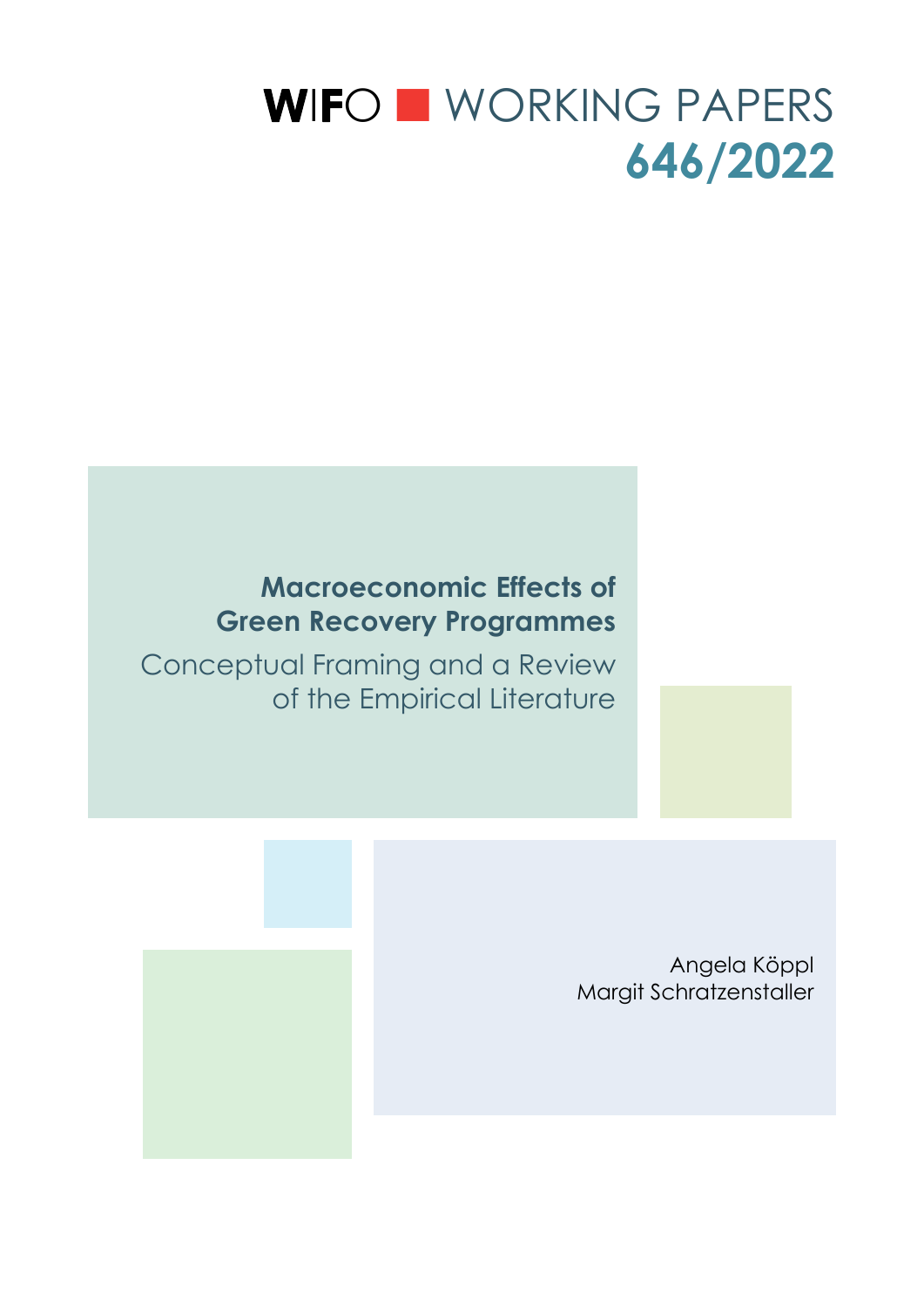WIFO ■ WORKING PAPERS
646/2022

# Macroeconomic Effects of Green Recovery Programmes

## Conceptual Framing and a Review of the Empirical Literature

Angela Köppl
Margit Schratzenstaller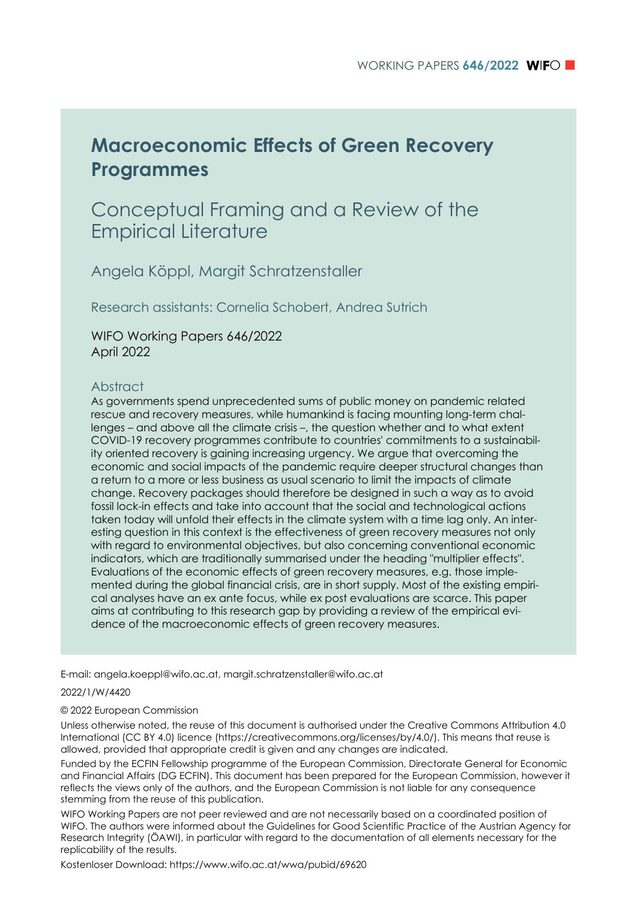# Macroeconomic Effects of Green Recovery Programmes

## Conceptual Framing and a Review of the Empirical Literature

Angela Köppl, Margit Schratzenstaller

Research assistants: Cornelia Schobert, Andrea Sutrich

WIFO Working Papers 646/2022
April 2022

### Abstract

As governments spend unprecedented sums of public money on pandemic related rescue and recovery measures, while humankind is facing mounting long-term challenges – and above all the climate crisis –, the question whether and to what extent COVID-19 recovery programmes contribute to countries' commitments to a sustainability oriented recovery is gaining increasing urgency. We argue that overcoming the economic and social impacts of the pandemic require deeper structural changes than a return to a more or less business as usual scenario to limit the impacts of climate change. Recovery packages should therefore be designed in such a way as to avoid fossil lock-in effects and take into account that the social and technological actions taken today will unfold their effects in the climate system with a time lag only. An interesting question in this context is the effectiveness of green recovery measures not only with regard to environmental objectives, but also concerning conventional economic indicators, which are traditionally summarised under the heading "multiplier effects". Evaluations of the economic effects of green recovery measures, e.g. those implemented during the global financial crisis, are in short supply. Most of the existing empirical analyses have an ex ante focus, while ex post evaluations are scarce. This paper aims at contributing to this research gap by providing a review of the empirical evidence of the macroeconomic effects of green recovery measures.

E-mail: angela.koeppl@wifo.ac.at, margit.schratzenstaller@wifo.ac.at

2022/1/W/4420

© 2022 European Commission

Unless otherwise noted, the reuse of this document is authorised under the Creative Commons Attribution 4.0 International (CC BY 4.0) licence (https://creativecommons.org/licenses/by/4.0/). This means that reuse is allowed, provided that appropriate credit is given and any changes are indicated.

Funded by the ECFIN Fellowship programme of the European Commission, Directorate General for Economic and Financial Affairs (DG ECFIN). This document has been prepared for the European Commission, however it reflects the views only of the authors, and the European Commission is not liable for any consequence stemming from the reuse of this publication.

WIFO Working Papers are not peer reviewed and are not necessarily based on a coordinated position of WIFO. The authors were informed about the Guidelines for Good Scientific Practice of the Austrian Agency for Research Integrity (ÖAWI), in particular with regard to the documentation of all elements necessary for the replicability of the results.

Kostenloser Download: https://www.wifo.ac.at/wwa/pubid/69620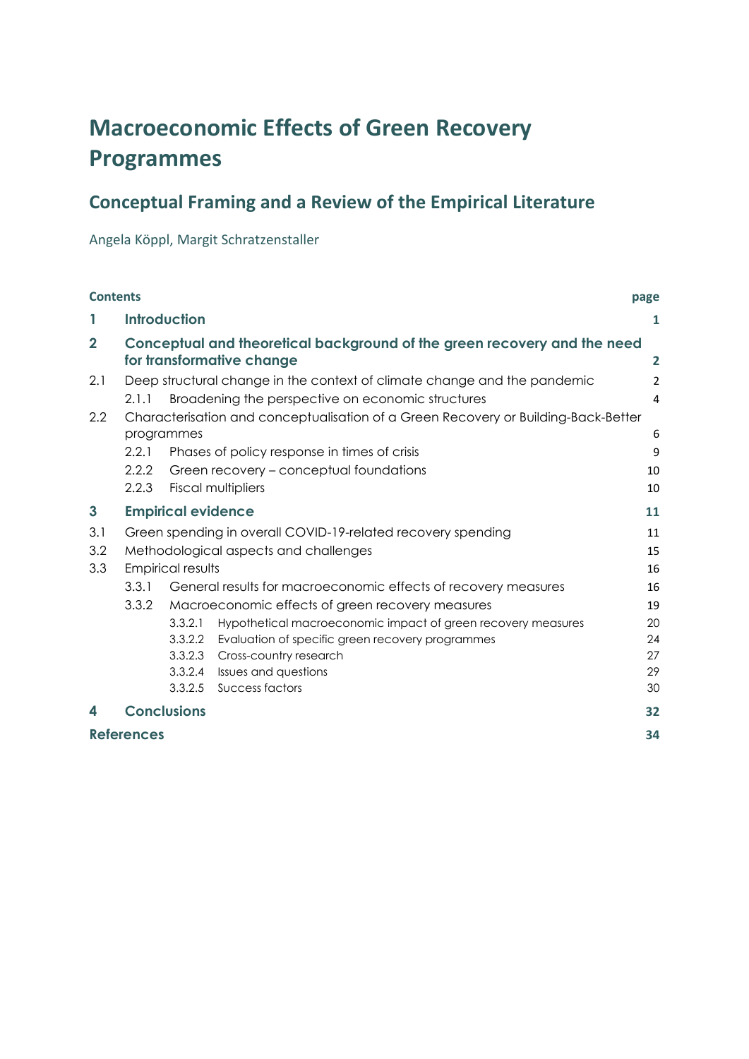# Macroeconomic Effects of Green Recovery Programmes

## Conceptual Framing and a Review of the Empirical Literature

Angela Köppl, Margit Schratzenstaller

| Contents | | | page |
|---|---|---|---|
| **1** | **Introduction** | | **1** |
| **2** | **Conceptual and theoretical background of the green recovery and the need for transformative change** | | **2** |
| 2.1 | Deep structural change in the context of climate change and the pandemic | | 2 |
| | 2.1.1 | Broadening the perspective on economic structures | 4 |
| 2.2 | Characterisation and conceptualisation of a Green Recovery or Building-Back-Better programmes | | 6 |
| | 2.2.1 | Phases of policy response in times of crisis | 9 |
| | 2.2.2 | Green recovery – conceptual foundations | 10 |
| | 2.2.3 | Fiscal multipliers | 10 |
| **3** | **Empirical evidence** | | **11** |
| 3.1 | Green spending in overall COVID-19-related recovery spending | | 11 |
| 3.2 | Methodological aspects and challenges | | 15 |
| 3.3 | Empirical results | | 16 |
| | 3.3.1 | General results for macroeconomic effects of recovery measures | 16 |
| | 3.3.2 | Macroeconomic effects of green recovery measures | 19 |
| | 3.3.2.1 | Hypothetical macroeconomic impact of green recovery measures | 20 |
| | 3.3.2.2 | Evaluation of specific green recovery programmes | 24 |
| | 3.3.2.3 | Cross-country research | 27 |
| | 3.3.2.4 | Issues and questions | 29 |
| | 3.3.2.5 | Success factors | 30 |
| **4** | **Conclusions** | | **32** |
| **References** | | | **34** |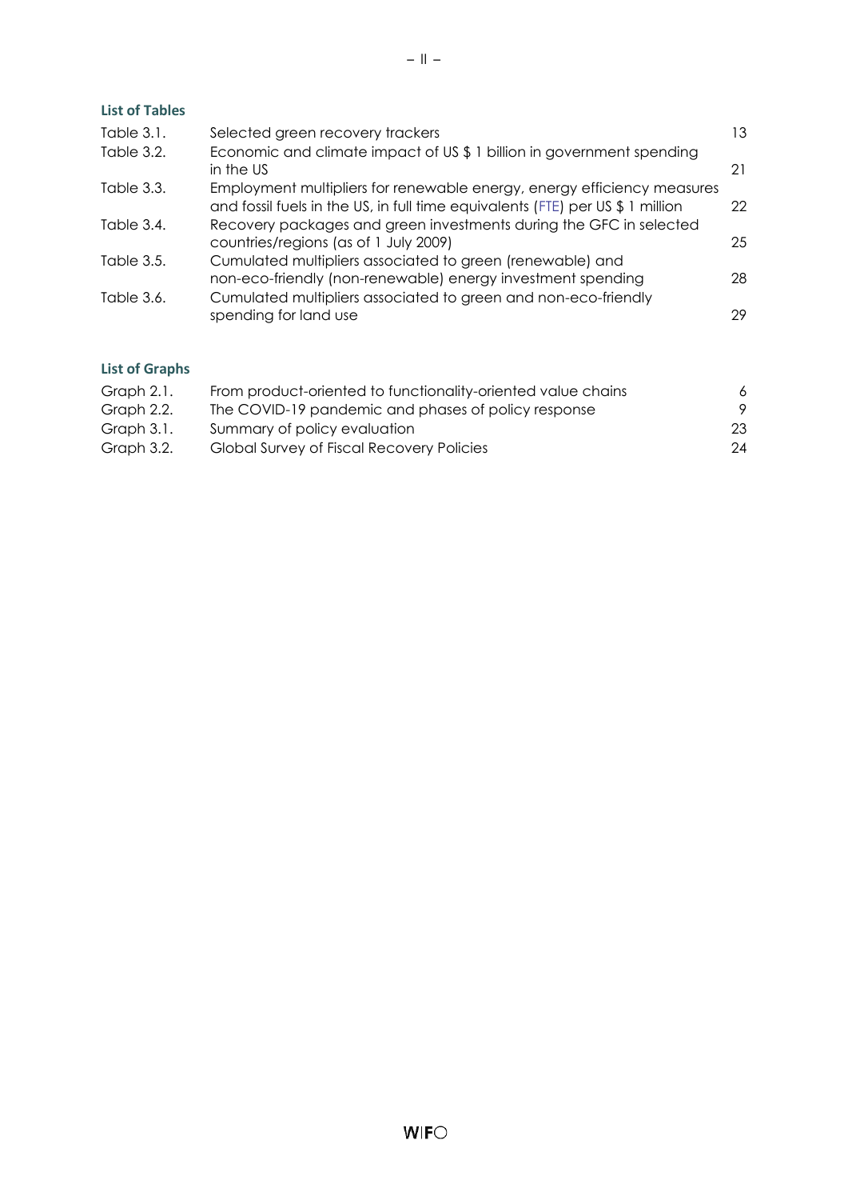## List of Tables

| | | |
|---|---|---|
| Table 3.1. | Selected green recovery trackers | 13 |
| Table 3.2. | Economic and climate impact of US $ 1 billion in government spending in the US | 21 |
| Table 3.3. | Employment multipliers for renewable energy, energy efficiency measures and fossil fuels in the US, in full time equivalents (FTE) per US $ 1 million | 22 |
| Table 3.4. | Recovery packages and green investments during the GFC in selected countries/regions (as of 1 July 2009) | 25 |
| Table 3.5. | Cumulated multipliers associated to green (renewable) and non-eco-friendly (non-renewable) energy investment spending | 28 |
| Table 3.6. | Cumulated multipliers associated to green and non-eco-friendly spending for land use | 29 |

## List of Graphs

| | | |
|---|---|---|
| Graph 2.1. | From product-oriented to functionality-oriented value chains | 6 |
| Graph 2.2. | The COVID-19 pandemic and phases of policy response | 9 |
| Graph 3.1. | Summary of policy evaluation | 23 |
| Graph 3.2. | Global Survey of Fiscal Recovery Policies | 24 |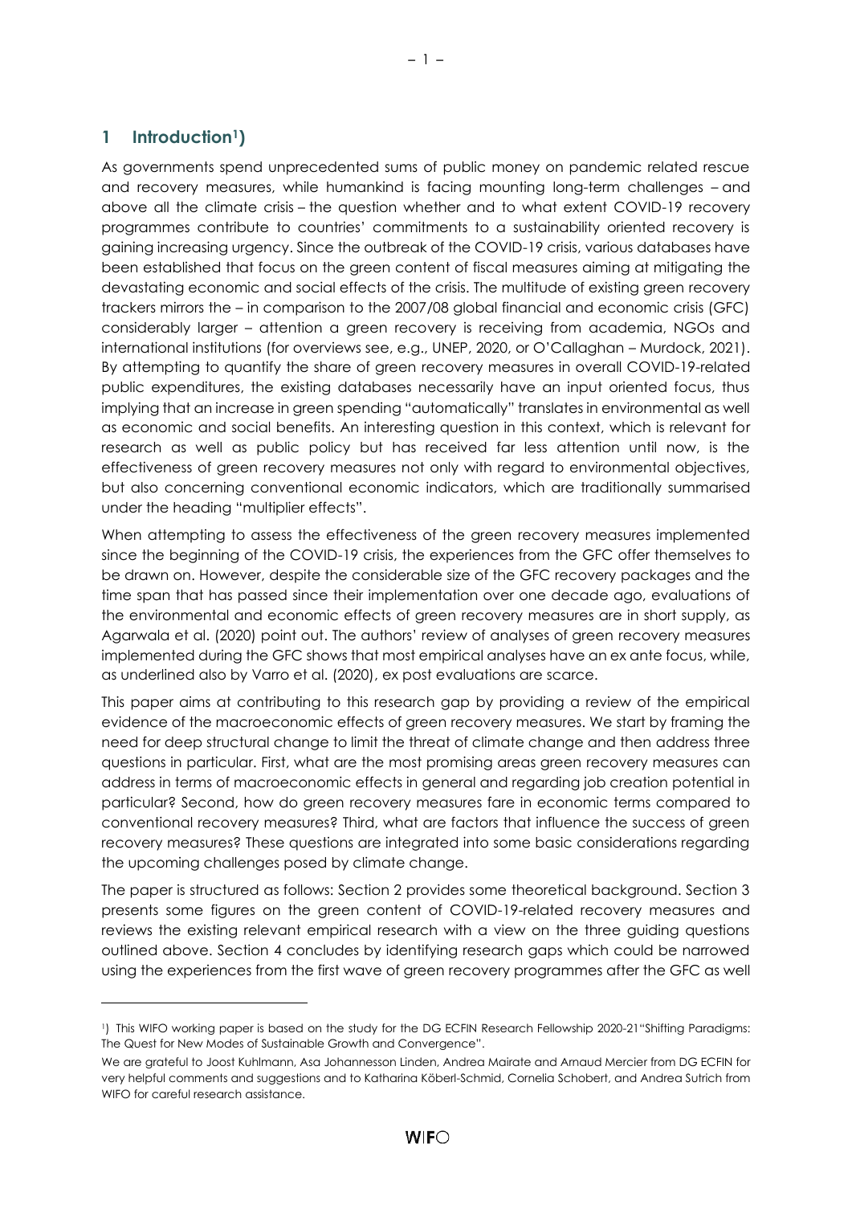## 1 Introduction[1])

As governments spend unprecedented sums of public money on pandemic related rescue and recovery measures, while humankind is facing mounting long-term challenges – and above all the climate crisis – the question whether and to what extent COVID-19 recovery programmes contribute to countries' commitments to a sustainability oriented recovery is gaining increasing urgency. Since the outbreak of the COVID-19 crisis, various databases have been established that focus on the green content of fiscal measures aiming at mitigating the devastating economic and social effects of the crisis. The multitude of existing green recovery trackers mirrors the – in comparison to the 2007/08 global financial and economic crisis (GFC) considerably larger – attention a green recovery is receiving from academia, NGOs and international institutions (for overviews see, e.g., UNEP, 2020, or O'Callaghan – Murdock, 2021). By attempting to quantify the share of green recovery measures in overall COVID-19-related public expenditures, the existing databases necessarily have an input oriented focus, thus implying that an increase in green spending "automatically" translates in environmental as well as economic and social benefits. An interesting question in this context, which is relevant for research as well as public policy but has received far less attention until now, is the effectiveness of green recovery measures not only with regard to environmental objectives, but also concerning conventional economic indicators, which are traditionally summarised under the heading "multiplier effects".

When attempting to assess the effectiveness of the green recovery measures implemented since the beginning of the COVID-19 crisis, the experiences from the GFC offer themselves to be drawn on. However, despite the considerable size of the GFC recovery packages and the time span that has passed since their implementation over one decade ago, evaluations of the environmental and economic effects of green recovery measures are in short supply, as Agarwala et al. (2020) point out. The authors' review of analyses of green recovery measures implemented during the GFC shows that most empirical analyses have an ex ante focus, while, as underlined also by Varro et al. (2020), ex post evaluations are scarce.

This paper aims at contributing to this research gap by providing a review of the empirical evidence of the macroeconomic effects of green recovery measures. We start by framing the need for deep structural change to limit the threat of climate change and then address three questions in particular. First, what are the most promising areas green recovery measures can address in terms of macroeconomic effects in general and regarding job creation potential in particular? Second, how do green recovery measures fare in economic terms compared to conventional recovery measures? Third, what are factors that influence the success of green recovery measures? These questions are integrated into some basic considerations regarding the upcoming challenges posed by climate change.

The paper is structured as follows: Section 2 provides some theoretical background. Section 3 presents some figures on the green content of COVID-19-related recovery measures and reviews the existing relevant empirical research with a view on the three guiding questions outlined above. Section 4 concludes by identifying research gaps which could be narrowed using the experiences from the first wave of green recovery programmes after the GFC as well

[1]) This WIFO working paper is based on the study for the DG ECFIN Research Fellowship 2020-21"Shifting Paradigms: The Quest for New Modes of Sustainable Growth and Convergence".

We are grateful to Joost Kuhlmann, Asa Johannesson Linden, Andrea Mairate and Arnaud Mercier from DG ECFIN for very helpful comments and suggestions and to Katharina Köberl-Schmid, Cornelia Schobert, and Andrea Sutrich from WIFO for careful research assistance.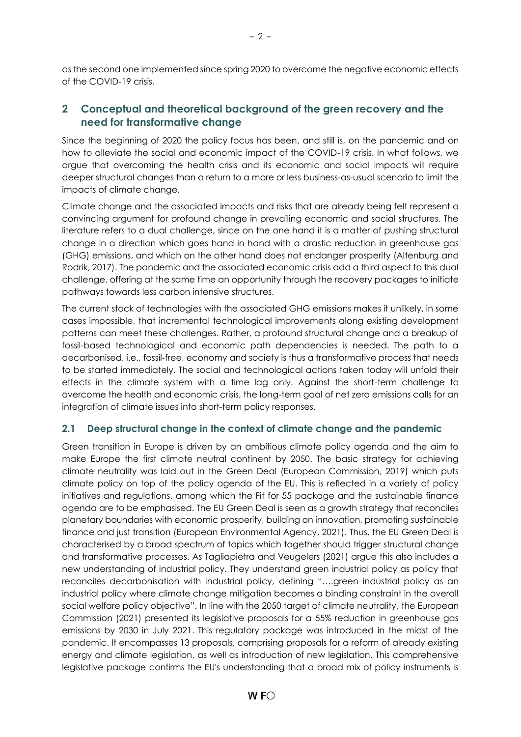as the second one implemented since spring 2020 to overcome the negative economic effects of the COVID-19 crisis.

## 2 Conceptual and theoretical background of the green recovery and the need for transformative change

Since the beginning of 2020 the policy focus has been, and still is, on the pandemic and on how to alleviate the social and economic impact of the COVID-19 crisis. In what follows, we argue that overcoming the health crisis and its economic and social impacts will require deeper structural changes than a return to a more or less business-as-usual scenario to limit the impacts of climate change.

Climate change and the associated impacts and risks that are already being felt represent a convincing argument for profound change in prevailing economic and social structures. The literature refers to a dual challenge, since on the one hand it is a matter of pushing structural change in a direction which goes hand in hand with a drastic reduction in greenhouse gas (GHG) emissions, and which on the other hand does not endanger prosperity (Altenburg and Rodrik, 2017). The pandemic and the associated economic crisis add a third aspect to this dual challenge, offering at the same time an opportunity through the recovery packages to initiate pathways towards less carbon intensive structures.

The current stock of technologies with the associated GHG emissions makes it unlikely, in some cases impossible, that incremental technological improvements along existing development patterns can meet these challenges. Rather, a profound structural change and a breakup of fossil-based technological and economic path dependencies is needed. The path to a decarbonised, i.e., fossil-free, economy and society is thus a transformative process that needs to be started immediately. The social and technological actions taken today will unfold their effects in the climate system with a time lag only. Against the short-term challenge to overcome the health and economic crisis, the long-term goal of net zero emissions calls for an integration of climate issues into short-term policy responses.

### 2.1 Deep structural change in the context of climate change and the pandemic

Green transition in Europe is driven by an ambitious climate policy agenda and the aim to make Europe the first climate neutral continent by 2050. The basic strategy for achieving climate neutrality was laid out in the Green Deal (European Commission, 2019) which puts climate policy on top of the policy agenda of the EU. This is reflected in a variety of policy initiatives and regulations, among which the Fit for 55 package and the sustainable finance agenda are to be emphasised. The EU Green Deal is seen as a growth strategy that reconciles planetary boundaries with economic prosperity, building on innovation, promoting sustainable finance and just transition (European Environmental Agency, 2021). Thus, the EU Green Deal is characterised by a broad spectrum of topics which together should trigger structural change and transformative processes. As Tagliapietra and Veugelers (2021) argue this also includes a new understanding of industrial policy. They understand green industrial policy as policy that reconciles decarbonisation with industrial policy, defining "….green industrial policy as an industrial policy where climate change mitigation becomes a binding constraint in the overall social welfare policy objective". In line with the 2050 target of climate neutrality, the European Commission (2021) presented its legislative proposals for a 55% reduction in greenhouse gas emissions by 2030 in July 2021. This regulatory package was introduced in the midst of the pandemic. It encompasses 13 proposals, comprising proposals for a reform of already existing energy and climate legislation, as well as introduction of new legislation. This comprehensive legislative package confirms the EU's understanding that a broad mix of policy instruments is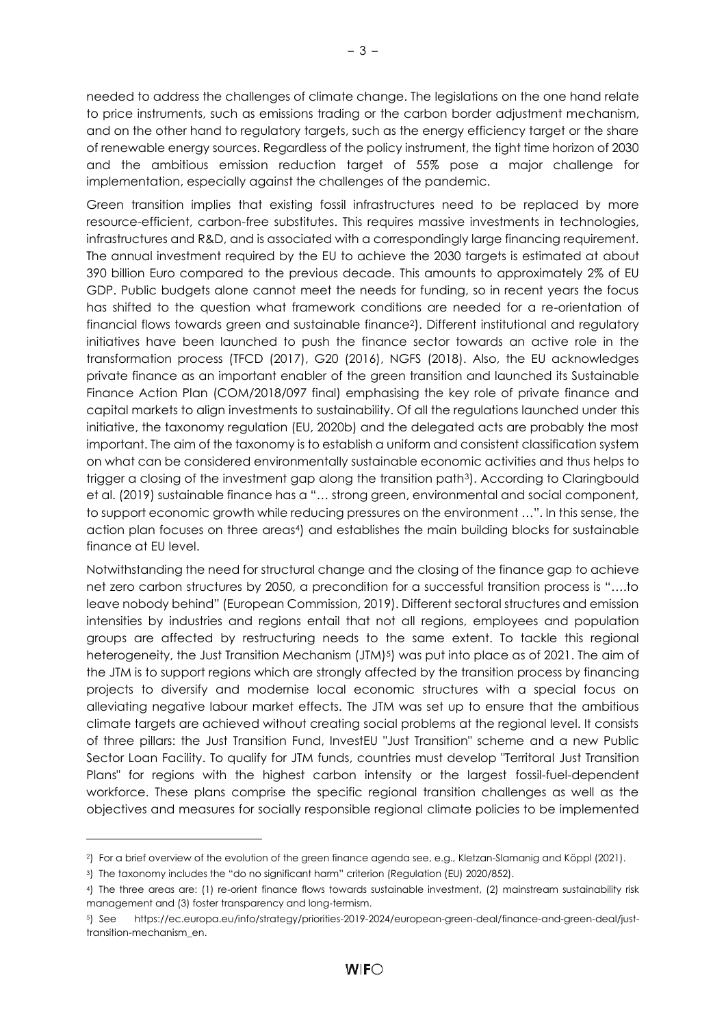needed to address the challenges of climate change. The legislations on the one hand relate to price instruments, such as emissions trading or the carbon border adjustment mechanism, and on the other hand to regulatory targets, such as the energy efficiency target or the share of renewable energy sources. Regardless of the policy instrument, the tight time horizon of 2030 and the ambitious emission reduction target of 55% pose a major challenge for implementation, especially against the challenges of the pandemic.

Green transition implies that existing fossil infrastructures need to be replaced by more resource-efficient, carbon-free substitutes. This requires massive investments in technologies, infrastructures and R&D, and is associated with a correspondingly large financing requirement. The annual investment required by the EU to achieve the 2030 targets is estimated at about 390 billion Euro compared to the previous decade. This amounts to approximately 2% of EU GDP. Public budgets alone cannot meet the needs for funding, so in recent years the focus has shifted to the question what framework conditions are needed for a re-orientation of financial flows towards green and sustainable finance[2]). Different institutional and regulatory initiatives have been launched to push the finance sector towards an active role in the transformation process (TFCD (2017), G20 (2016), NGFS (2018). Also, the EU acknowledges private finance as an important enabler of the green transition and launched its Sustainable Finance Action Plan (COM/2018/097 final) emphasising the key role of private finance and capital markets to align investments to sustainability. Of all the regulations launched under this initiative, the taxonomy regulation (EU, 2020b) and the delegated acts are probably the most important. The aim of the taxonomy is to establish a uniform and consistent classification system on what can be considered environmentally sustainable economic activities and thus helps to trigger a closing of the investment gap along the transition path[3]). According to Claringbould et al. (2019) sustainable finance has a "… strong green, environmental and social component, to support economic growth while reducing pressures on the environment …". In this sense, the action plan focuses on three areas[4]) and establishes the main building blocks for sustainable finance at EU level.

Notwithstanding the need for structural change and the closing of the finance gap to achieve net zero carbon structures by 2050, a precondition for a successful transition process is "….to leave nobody behind" (European Commission, 2019). Different sectoral structures and emission intensities by industries and regions entail that not all regions, employees and population groups are affected by restructuring needs to the same extent. To tackle this regional heterogeneity, the Just Transition Mechanism (JTM)[5]) was put into place as of 2021. The aim of the JTM is to support regions which are strongly affected by the transition process by financing projects to diversify and modernise local economic structures with a special focus on alleviating negative labour market effects. The JTM was set up to ensure that the ambitious climate targets are achieved without creating social problems at the regional level. It consists of three pillars: the Just Transition Fund, InvestEU "Just Transition" scheme and a new Public Sector Loan Facility. To qualify for JTM funds, countries must develop "Territoral Just Transition Plans" for regions with the highest carbon intensity or the largest fossil-fuel-dependent workforce. These plans comprise the specific regional transition challenges as well as the objectives and measures for socially responsible regional climate policies to be implemented

---

[2]) For a brief overview of the evolution of the green finance agenda see, e.g., Kletzan-Slamanig and Köppl (2021).

[3]) The taxonomy includes the "do no significant harm" criterion (Regulation (EU) 2020/852).

[4]) The three areas are: (1) re-orient finance flows towards sustainable investment, (2) mainstream sustainability risk management and (3) foster transparency and long-termism.

[5]) See https://ec.europa.eu/info/strategy/priorities-2019-2024/european-green-deal/finance-and-green-deal/just-transition-mechanism_en.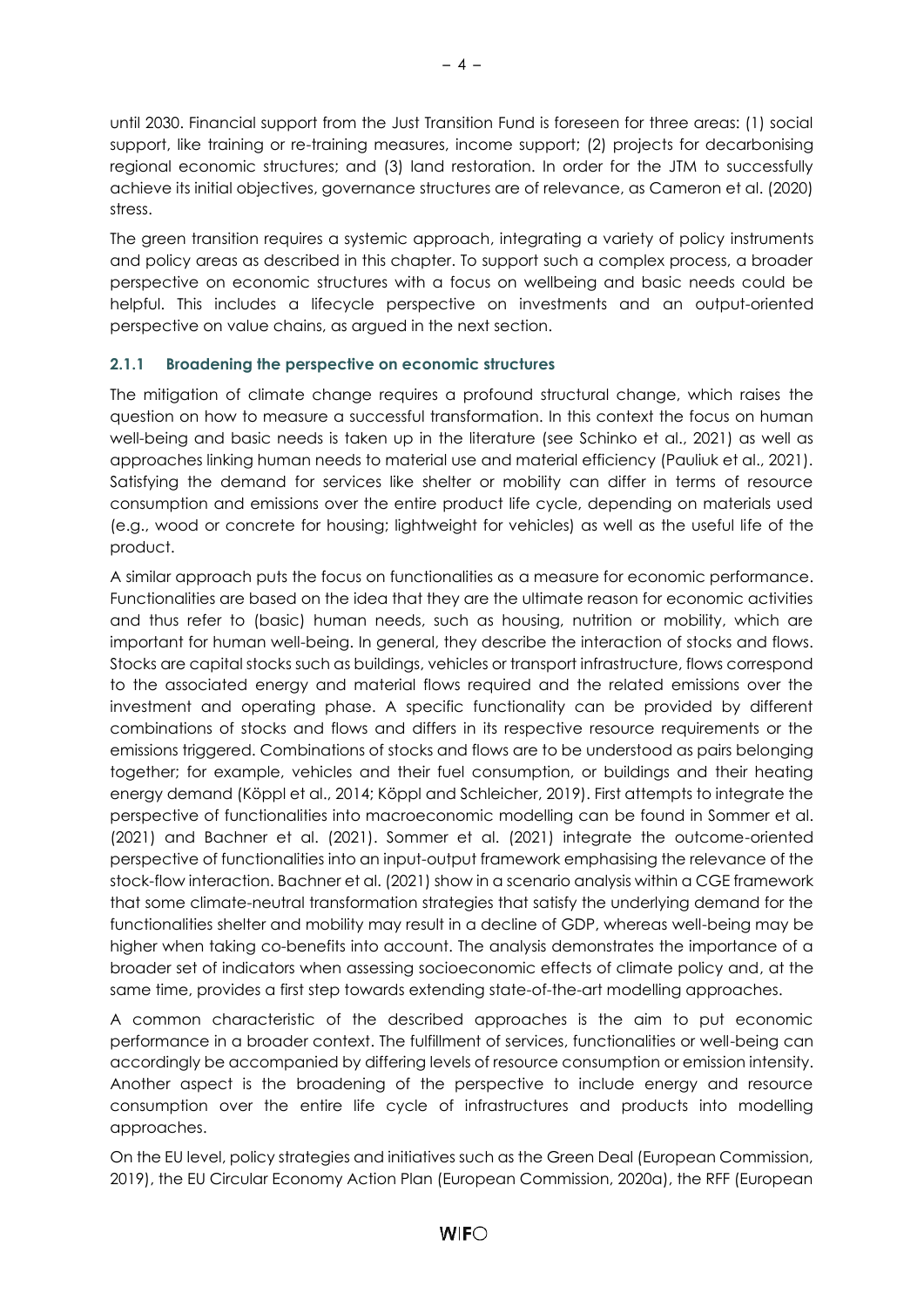until 2030. Financial support from the Just Transition Fund is foreseen for three areas: (1) social support, like training or re-training measures, income support; (2) projects for decarbonising regional economic structures; and (3) land restoration. In order for the JTM to successfully achieve its initial objectives, governance structures are of relevance, as Cameron et al. (2020) stress.

The green transition requires a systemic approach, integrating a variety of policy instruments and policy areas as described in this chapter. To support such a complex process, a broader perspective on economic structures with a focus on wellbeing and basic needs could be helpful. This includes a lifecycle perspective on investments and an output-oriented perspective on value chains, as argued in the next section.

### 2.1.1 Broadening the perspective on economic structures

The mitigation of climate change requires a profound structural change, which raises the question on how to measure a successful transformation. In this context the focus on human well-being and basic needs is taken up in the literature (see Schinko et al., 2021) as well as approaches linking human needs to material use and material efficiency (Pauliuk et al., 2021). Satisfying the demand for services like shelter or mobility can differ in terms of resource consumption and emissions over the entire product life cycle, depending on materials used (e.g., wood or concrete for housing; lightweight for vehicles) as well as the useful life of the product.

A similar approach puts the focus on functionalities as a measure for economic performance. Functionalities are based on the idea that they are the ultimate reason for economic activities and thus refer to (basic) human needs, such as housing, nutrition or mobility, which are important for human well-being. In general, they describe the interaction of stocks and flows. Stocks are capital stocks such as buildings, vehicles or transport infrastructure, flows correspond to the associated energy and material flows required and the related emissions over the investment and operating phase. A specific functionality can be provided by different combinations of stocks and flows and differs in its respective resource requirements or the emissions triggered. Combinations of stocks and flows are to be understood as pairs belonging together; for example, vehicles and their fuel consumption, or buildings and their heating energy demand (Köppl et al., 2014; Köppl and Schleicher, 2019). First attempts to integrate the perspective of functionalities into macroeconomic modelling can be found in Sommer et al. (2021) and Bachner et al. (2021). Sommer et al. (2021) integrate the outcome-oriented perspective of functionalities into an input-output framework emphasising the relevance of the stock-flow interaction. Bachner et al. (2021) show in a scenario analysis within a CGE framework that some climate-neutral transformation strategies that satisfy the underlying demand for the functionalities shelter and mobility may result in a decline of GDP, whereas well-being may be higher when taking co-benefits into account. The analysis demonstrates the importance of a broader set of indicators when assessing socioeconomic effects of climate policy and, at the same time, provides a first step towards extending state-of-the-art modelling approaches.

A common characteristic of the described approaches is the aim to put economic performance in a broader context. The fulfillment of services, functionalities or well-being can accordingly be accompanied by differing levels of resource consumption or emission intensity. Another aspect is the broadening of the perspective to include energy and resource consumption over the entire life cycle of infrastructures and products into modelling approaches.

On the EU level, policy strategies and initiatives such as the Green Deal (European Commission, 2019), the EU Circular Economy Action Plan (European Commission, 2020a), the RFF (European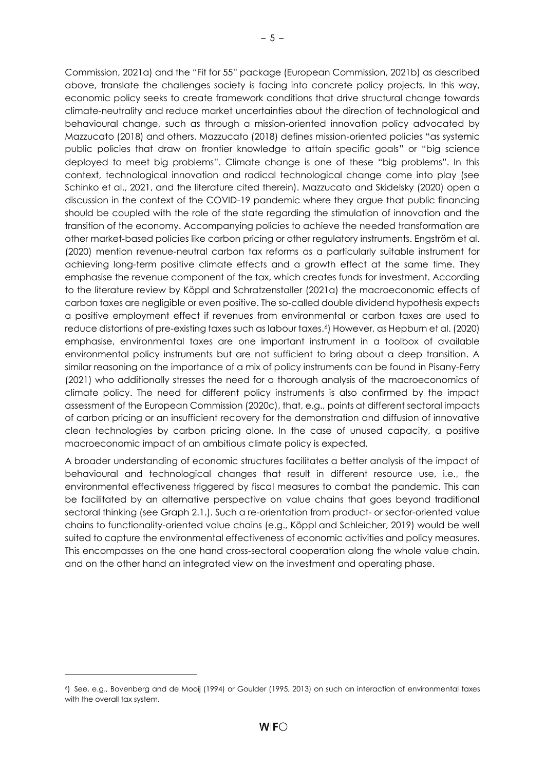Commission, 2021a) and the "Fit for 55" package (European Commission, 2021b) as described above, translate the challenges society is facing into concrete policy projects. In this way, economic policy seeks to create framework conditions that drive structural change towards climate-neutrality and reduce market uncertainties about the direction of technological and behavioural change, such as through a mission-oriented innovation policy advocated by Mazzucato (2018) and others. Mazzucato (2018) defines mission-oriented policies "as systemic public policies that draw on frontier knowledge to attain specific goals" or "big science deployed to meet big problems". Climate change is one of these "big problems". In this context, technological innovation and radical technological change come into play (see Schinko et al., 2021, and the literature cited therein). Mazzucato and Skidelsky (2020) open a discussion in the context of the COVID-19 pandemic where they argue that public financing should be coupled with the role of the state regarding the stimulation of innovation and the transition of the economy. Accompanying policies to achieve the needed transformation are other market-based policies like carbon pricing or other regulatory instruments. Engström et al. (2020) mention revenue-neutral carbon tax reforms as a particularly suitable instrument for achieving long-term positive climate effects and a growth effect at the same time. They emphasise the revenue component of the tax, which creates funds for investment. According to the literature review by Köppl and Schratzenstaller (2021a) the macroeconomic effects of carbon taxes are negligible or even positive. The so-called double dividend hypothesis expects a positive employment effect if revenues from environmental or carbon taxes are used to reduce distortions of pre-existing taxes such as labour taxes.[6]) However, as Hepburn et al. (2020) emphasise, environmental taxes are one important instrument in a toolbox of available environmental policy instruments but are not sufficient to bring about a deep transition. A similar reasoning on the importance of a mix of policy instruments can be found in Pisany-Ferry (2021) who additionally stresses the need for a thorough analysis of the macroeconomics of climate policy. The need for different policy instruments is also confirmed by the impact assessment of the European Commission (2020c), that, e.g., points at different sectoral impacts of carbon pricing or an insufficient recovery for the demonstration and diffusion of innovative clean technologies by carbon pricing alone. In the case of unused capacity, a positive macroeconomic impact of an ambitious climate policy is expected.

A broader understanding of economic structures facilitates a better analysis of the impact of behavioural and technological changes that result in different resource use, i.e., the environmental effectiveness triggered by fiscal measures to combat the pandemic. This can be facilitated by an alternative perspective on value chains that goes beyond traditional sectoral thinking (see Graph 2.1.). Such a re-orientation from product- or sector-oriented value chains to functionality-oriented value chains (e.g., Köppl and Schleicher, 2019) would be well suited to capture the environmental effectiveness of economic activities and policy measures. This encompasses on the one hand cross-sectoral cooperation along the whole value chain, and on the other hand an integrated view on the investment and operating phase.

[6]) See, e.g., Bovenberg and de Mooij (1994) or Goulder (1995, 2013) on such an interaction of environmental taxes with the overall tax system.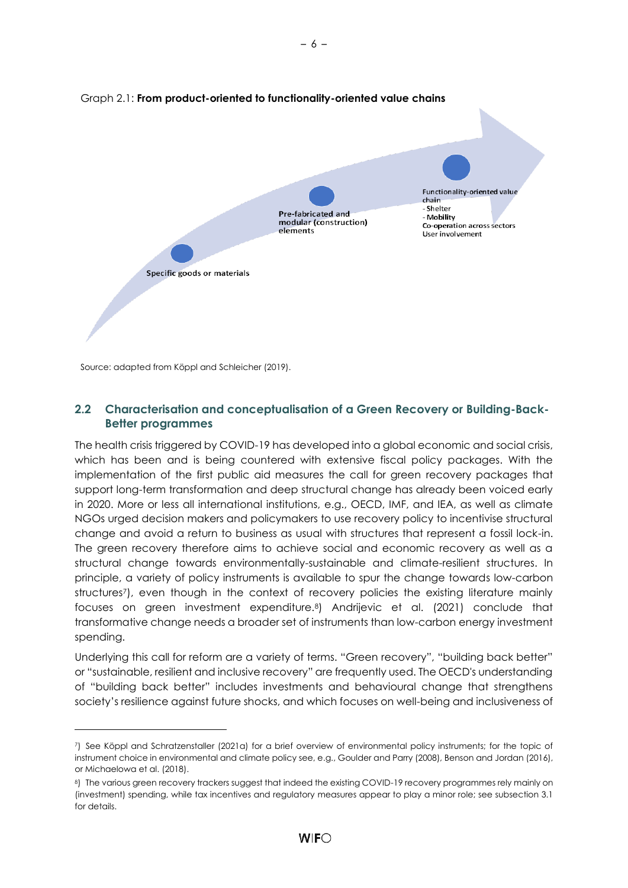Graph 2.1: **From product-oriented to functionality-oriented value chains**

Specific goods or materials

**Pre-fabricated and modular (construction) elements**

**Functionality-oriented value chain**
- Shelter
- **Mobility**
**Co-operation across sectors**
User involvement

Source: adapted from Köppl and Schleicher (2019).

## 2.2 Characterisation and conceptualisation of a Green Recovery or Building-Back-Better programmes

The health crisis triggered by COVID-19 has developed into a global economic and social crisis, which has been and is being countered with extensive fiscal policy packages. With the implementation of the first public aid measures the call for green recovery packages that support long-term transformation and deep structural change has already been voiced early in 2020. More or less all international institutions, e.g., OECD, IMF, and IEA, as well as climate NGOs urged decision makers and policymakers to use recovery policy to incentivise structural change and avoid a return to business as usual with structures that represent a fossil lock-in. The green recovery therefore aims to achieve social and economic recovery as well as a structural change towards environmentally-sustainable and climate-resilient structures. In principle, a variety of policy instruments is available to spur the change towards low-carbon structures[7]), even though in the context of recovery policies the existing literature mainly focuses on green investment expenditure.[8]) Andrijevic et al. (2021) conclude that transformative change needs a broader set of instruments than low-carbon energy investment spending.

Underlying this call for reform are a variety of terms. "Green recovery", "building back better" or "sustainable, resilient and inclusive recovery" are frequently used. The OECD's understanding of "building back better" includes investments and behavioural change that strengthens society's resilience against future shocks, and which focuses on well-being and inclusiveness of

---

[7]) See Köppl and Schratzenstaller (2021a) for a brief overview of environmental policy instruments; for the topic of instrument choice in environmental and climate policy see, e.g., Goulder and Parry (2008), Benson and Jordan (2016), or Michaelowa et al. (2018).

[8]) The various green recovery trackers suggest that indeed the existing COVID-19 recovery programmes rely mainly on (investment) spending, while tax incentives and regulatory measures appear to play a minor role; see subsection 3.1 for details.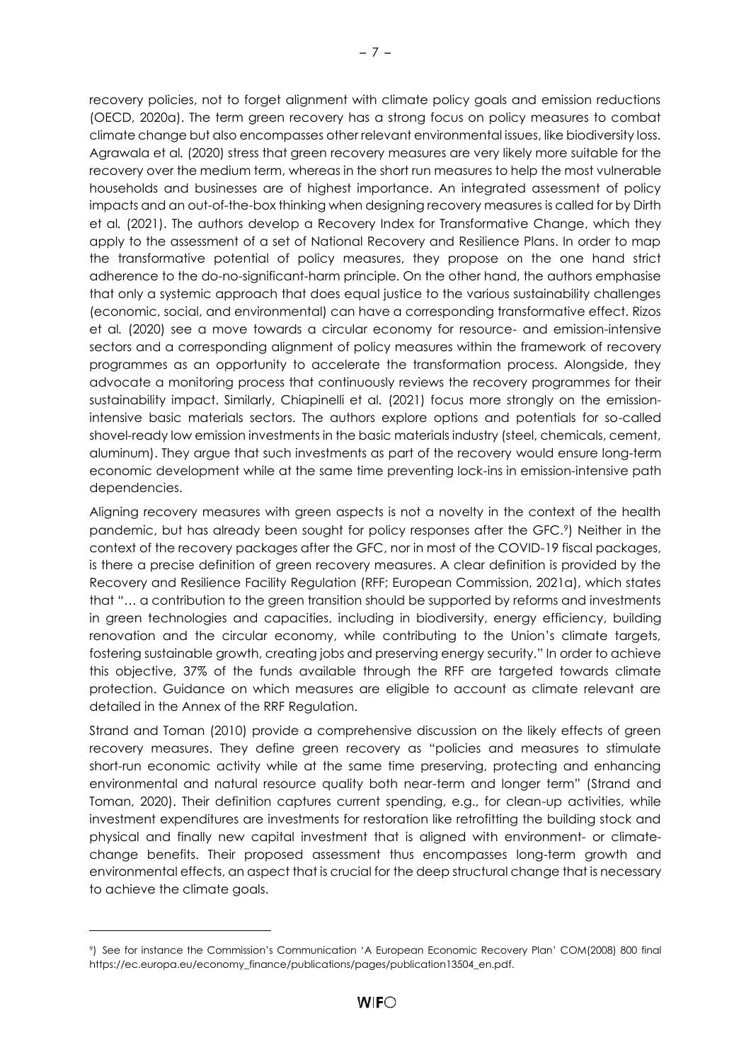recovery policies, not to forget alignment with climate policy goals and emission reductions (OECD, 2020a). The term green recovery has a strong focus on policy measures to combat climate change but also encompasses other relevant environmental issues, like biodiversity loss. Agrawala et al. (2020) stress that green recovery measures are very likely more suitable for the recovery over the medium term, whereas in the short run measures to help the most vulnerable households and businesses are of highest importance. An integrated assessment of policy impacts and an out-of-the-box thinking when designing recovery measures is called for by Dirth et al. (2021). The authors develop a Recovery Index for Transformative Change, which they apply to the assessment of a set of National Recovery and Resilience Plans. In order to map the transformative potential of policy measures, they propose on the one hand strict adherence to the do-no-significant-harm principle. On the other hand, the authors emphasise that only a systemic approach that does equal justice to the various sustainability challenges (economic, social, and environmental) can have a corresponding transformative effect. Rizos et al. (2020) see a move towards a circular economy for resource- and emission-intensive sectors and a corresponding alignment of policy measures within the framework of recovery programmes as an opportunity to accelerate the transformation process. Alongside, they advocate a monitoring process that continuously reviews the recovery programmes for their sustainability impact. Similarly, Chiapinelli et al. (2021) focus more strongly on the emission-intensive basic materials sectors. The authors explore options and potentials for so-called shovel-ready low emission investments in the basic materials industry (steel, chemicals, cement, aluminum). They argue that such investments as part of the recovery would ensure long-term economic development while at the same time preventing lock-ins in emission-intensive path dependencies.

Aligning recovery measures with green aspects is not a novelty in the context of the health pandemic, but has already been sought for policy responses after the GFC.[9]) Neither in the context of the recovery packages after the GFC, nor in most of the COVID-19 fiscal packages, is there a precise definition of green recovery measures. A clear definition is provided by the Recovery and Resilience Facility Regulation (RFF; European Commission, 2021a), which states that "… a contribution to the green transition should be supported by reforms and investments in green technologies and capacities, including in biodiversity, energy efficiency, building renovation and the circular economy, while contributing to the Union's climate targets, fostering sustainable growth, creating jobs and preserving energy security." In order to achieve this objective, 37% of the funds available through the RFF are targeted towards climate protection. Guidance on which measures are eligible to account as climate relevant are detailed in the Annex of the RRF Regulation.

Strand and Toman (2010) provide a comprehensive discussion on the likely effects of green recovery measures. They define green recovery as "policies and measures to stimulate short-run economic activity while at the same time preserving, protecting and enhancing environmental and natural resource quality both near-term and longer term" (Strand and Toman, 2020). Their definition captures current spending, e.g., for clean-up activities, while investment expenditures are investments for restoration like retrofitting the building stock and physical and finally new capital investment that is aligned with environment- or climate-change benefits. Their proposed assessment thus encompasses long-term growth and environmental effects, an aspect that is crucial for the deep structural change that is necessary to achieve the climate goals.

---

[9]) See for instance the Commission's Communication 'A European Economic Recovery Plan' COM(2008) 800 final https://ec.europa.eu/economy_finance/publications/pages/publication13504_en.pdf.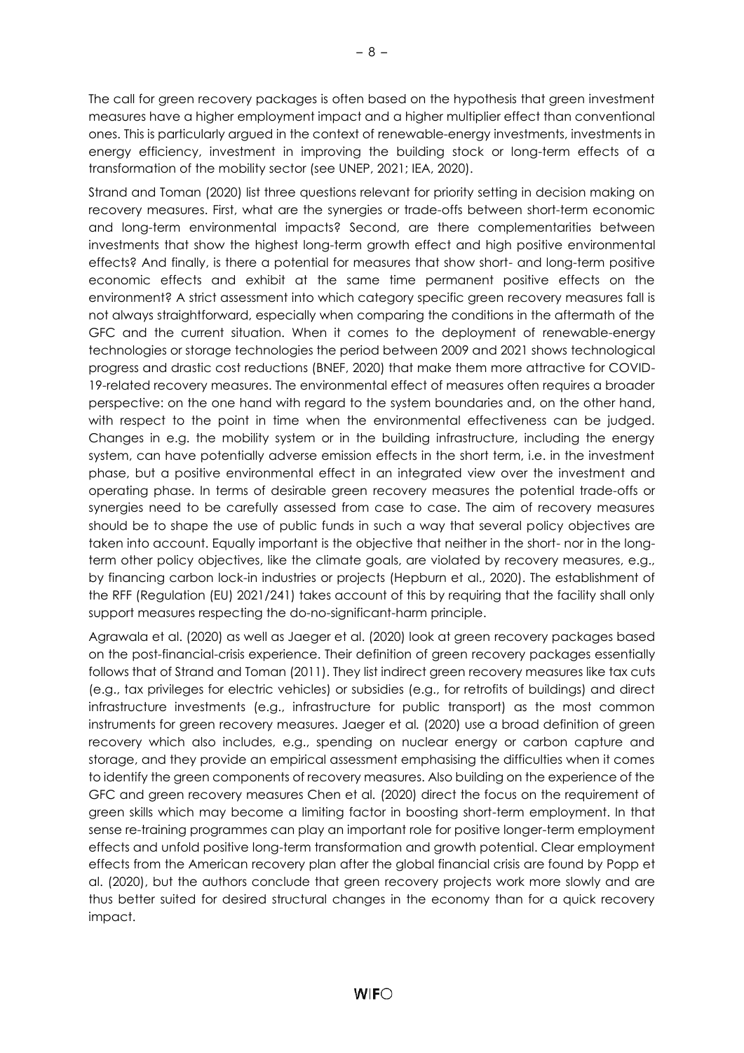The call for green recovery packages is often based on the hypothesis that green investment measures have a higher employment impact and a higher multiplier effect than conventional ones. This is particularly argued in the context of renewable-energy investments, investments in energy efficiency, investment in improving the building stock or long-term effects of a transformation of the mobility sector (see UNEP, 2021; IEA, 2020).

Strand and Toman (2020) list three questions relevant for priority setting in decision making on recovery measures. First, what are the synergies or trade-offs between short-term economic and long-term environmental impacts? Second, are there complementarities between investments that show the highest long-term growth effect and high positive environmental effects? And finally, is there a potential for measures that show short- and long-term positive economic effects and exhibit at the same time permanent positive effects on the environment? A strict assessment into which category specific green recovery measures fall is not always straightforward, especially when comparing the conditions in the aftermath of the GFC and the current situation. When it comes to the deployment of renewable-energy technologies or storage technologies the period between 2009 and 2021 shows technological progress and drastic cost reductions (BNEF, 2020) that make them more attractive for COVID-19-related recovery measures. The environmental effect of measures often requires a broader perspective: on the one hand with regard to the system boundaries and, on the other hand, with respect to the point in time when the environmental effectiveness can be judged. Changes in e.g. the mobility system or in the building infrastructure, including the energy system, can have potentially adverse emission effects in the short term, i.e. in the investment phase, but a positive environmental effect in an integrated view over the investment and operating phase. In terms of desirable green recovery measures the potential trade-offs or synergies need to be carefully assessed from case to case. The aim of recovery measures should be to shape the use of public funds in such a way that several policy objectives are taken into account. Equally important is the objective that neither in the short- nor in the long-term other policy objectives, like the climate goals, are violated by recovery measures, e.g., by financing carbon lock-in industries or projects (Hepburn et al., 2020). The establishment of the RFF (Regulation (EU) 2021/241) takes account of this by requiring that the facility shall only support measures respecting the do-no-significant-harm principle.

Agrawala et al. (2020) as well as Jaeger et al. (2020) look at green recovery packages based on the post-financial-crisis experience. Their definition of green recovery packages essentially follows that of Strand and Toman (2011). They list indirect green recovery measures like tax cuts (e.g., tax privileges for electric vehicles) or subsidies (e.g., for retrofits of buildings) and direct infrastructure investments (e.g., infrastructure for public transport) as the most common instruments for green recovery measures. Jaeger et al. (2020) use a broad definition of green recovery which also includes, e.g., spending on nuclear energy or carbon capture and storage, and they provide an empirical assessment emphasising the difficulties when it comes to identify the green components of recovery measures. Also building on the experience of the GFC and green recovery measures Chen et al. (2020) direct the focus on the requirement of green skills which may become a limiting factor in boosting short-term employment. In that sense re-training programmes can play an important role for positive longer-term employment effects and unfold positive long-term transformation and growth potential. Clear employment effects from the American recovery plan after the global financial crisis are found by Popp et al. (2020), but the authors conclude that green recovery projects work more slowly and are thus better suited for desired structural changes in the economy than for a quick recovery impact.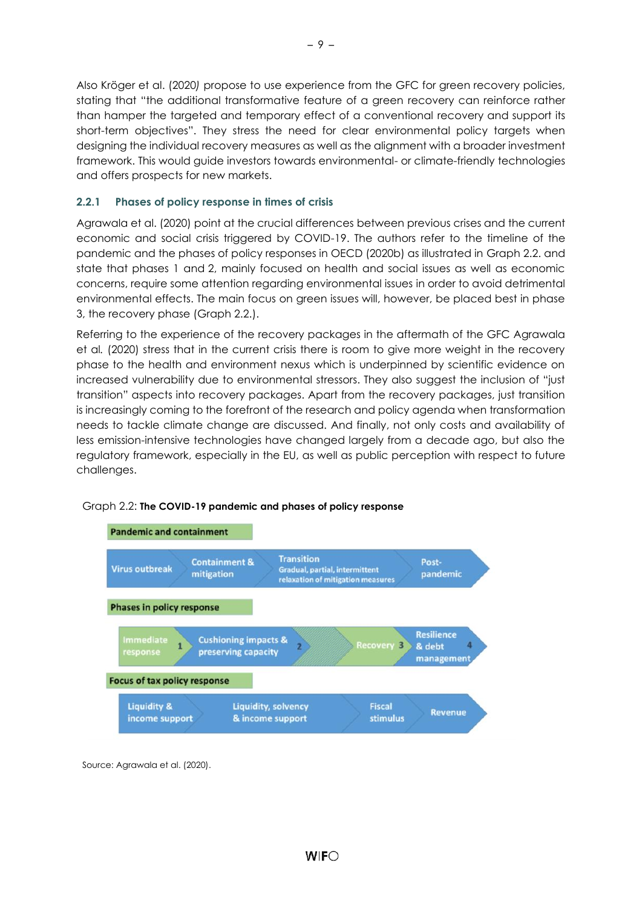Also Kröger et al. (2020) propose to use experience from the GFC for green recovery policies, stating that "the additional transformative feature of a green recovery can reinforce rather than hamper the targeted and temporary effect of a conventional recovery and support its short-term objectives". They stress the need for clear environmental policy targets when designing the individual recovery measures as well as the alignment with a broader investment framework. This would guide investors towards environmental- or climate-friendly technologies and offers prospects for new markets.

### 2.2.1 Phases of policy response in times of crisis

Agrawala et al. (2020) point at the crucial differences between previous crises and the current economic and social crisis triggered by COVID-19. The authors refer to the timeline of the pandemic and the phases of policy responses in OECD (2020b) as illustrated in Graph 2.2. and state that phases 1 and 2, mainly focused on health and social issues as well as economic concerns, require some attention regarding environmental issues in order to avoid detrimental environmental effects. The main focus on green issues will, however, be placed best in phase 3, the recovery phase (Graph 2.2.).

Referring to the experience of the recovery packages in the aftermath of the GFC Agrawala et al. (2020) stress that in the current crisis there is room to give more weight in the recovery phase to the health and environment nexus which is underpinned by scientific evidence on increased vulnerability due to environmental stressors. They also suggest the inclusion of "just transition" aspects into recovery packages. Apart from the recovery packages, just transition is increasingly coming to the forefront of the research and policy agenda when transformation needs to tackle climate change are discussed. And finally, not only costs and availability of less emission-intensive technologies have changed largely from a decade ago, but also the regulatory framework, especially in the EU, as well as public perception with respect to future challenges.

Graph 2.2: **The COVID-19 pandemic and phases of policy response**

**Pandemic and containment**

Virus outbreak → Containment & mitigation → Transition (Gradual, partial, intermittent relaxation of mitigation measures) → Post-pandemic

**Phases in policy response**

Immediate response (1) → Cushioning impacts & preserving capacity (2) → Recovery (3) → Resilience & debt management (4)

**Focus of tax policy response**

Liquidity & income support → Liquidity, solvency & income support → Fiscal stimulus → Revenue

Source: Agrawala et al. (2020).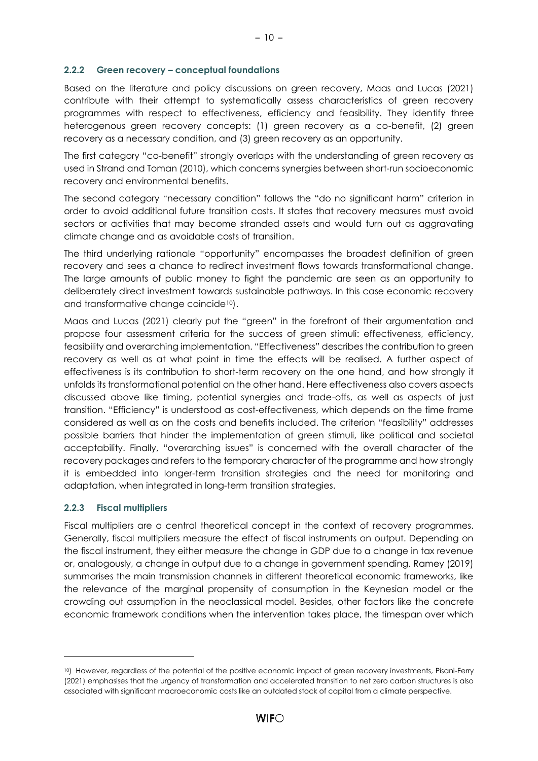### 2.2.2 Green recovery – conceptual foundations

Based on the literature and policy discussions on green recovery, Maas and Lucas (2021) contribute with their attempt to systematically assess characteristics of green recovery programmes with respect to effectiveness, efficiency and feasibility. They identify three heterogenous green recovery concepts: (1) green recovery as a co-benefit, (2) green recovery as a necessary condition, and (3) green recovery as an opportunity.

The first category "co-benefit" strongly overlaps with the understanding of green recovery as used in Strand and Toman (2010), which concerns synergies between short-run socioeconomic recovery and environmental benefits.

The second category "necessary condition" follows the "do no significant harm" criterion in order to avoid additional future transition costs. It states that recovery measures must avoid sectors or activities that may become stranded assets and would turn out as aggravating climate change and as avoidable costs of transition.

The third underlying rationale "opportunity" encompasses the broadest definition of green recovery and sees a chance to redirect investment flows towards transformational change. The large amounts of public money to fight the pandemic are seen as an opportunity to deliberately direct investment towards sustainable pathways. In this case economic recovery and transformative change coincide[10]).

Maas and Lucas (2021) clearly put the "green" in the forefront of their argumentation and propose four assessment criteria for the success of green stimuli: effectiveness, efficiency, feasibility and overarching implementation. "Effectiveness" describes the contribution to green recovery as well as at what point in time the effects will be realised. A further aspect of effectiveness is its contribution to short-term recovery on the one hand, and how strongly it unfolds its transformational potential on the other hand. Here effectiveness also covers aspects discussed above like timing, potential synergies and trade-offs, as well as aspects of just transition. "Efficiency" is understood as cost-effectiveness, which depends on the time frame considered as well as on the costs and benefits included. The criterion "feasibility" addresses possible barriers that hinder the implementation of green stimuli, like political and societal acceptability. Finally, "overarching issues" is concerned with the overall character of the recovery packages and refers to the temporary character of the programme and how strongly it is embedded into longer-term transition strategies and the need for monitoring and adaptation, when integrated in long-term transition strategies.

### 2.2.3 Fiscal multipliers

Fiscal multipliers are a central theoretical concept in the context of recovery programmes. Generally, fiscal multipliers measure the effect of fiscal instruments on output. Depending on the fiscal instrument, they either measure the change in GDP due to a change in tax revenue or, analogously, a change in output due to a change in government spending. Ramey (2019) summarises the main transmission channels in different theoretical economic frameworks, like the relevance of the marginal propensity of consumption in the Keynesian model or the crowding out assumption in the neoclassical model. Besides, other factors like the concrete economic framework conditions when the intervention takes place, the timespan over which

---

[10]) However, regardless of the potential of the positive economic impact of green recovery investments, Pisani-Ferry (2021) emphasises that the urgency of transformation and accelerated transition to net zero carbon structures is also associated with significant macroeconomic costs like an outdated stock of capital from a climate perspective.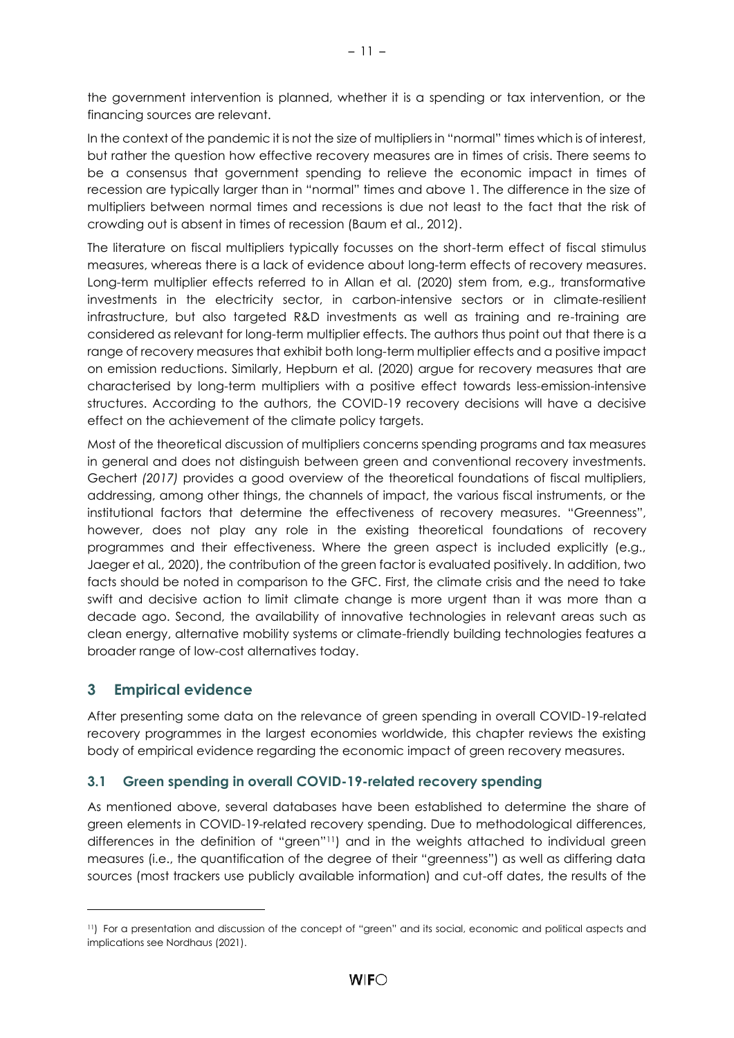the government intervention is planned, whether it is a spending or tax intervention, or the financing sources are relevant.

In the context of the pandemic it is not the size of multipliers in "normal" times which is of interest, but rather the question how effective recovery measures are in times of crisis. There seems to be a consensus that government spending to relieve the economic impact in times of recession are typically larger than in "normal" times and above 1. The difference in the size of multipliers between normal times and recessions is due not least to the fact that the risk of crowding out is absent in times of recession (Baum et al., 2012).

The literature on fiscal multipliers typically focusses on the short-term effect of fiscal stimulus measures, whereas there is a lack of evidence about long-term effects of recovery measures. Long-term multiplier effects referred to in Allan et al. (2020) stem from, e.g., transformative investments in the electricity sector, in carbon-intensive sectors or in climate-resilient infrastructure, but also targeted R&D investments as well as training and re-training are considered as relevant for long-term multiplier effects. The authors thus point out that there is a range of recovery measures that exhibit both long-term multiplier effects and a positive impact on emission reductions. Similarly, Hepburn et al. (2020) argue for recovery measures that are characterised by long-term multipliers with a positive effect towards less-emission-intensive structures. According to the authors, the COVID-19 recovery decisions will have a decisive effect on the achievement of the climate policy targets.

Most of the theoretical discussion of multipliers concerns spending programs and tax measures in general and does not distinguish between green and conventional recovery investments. Gechert *(2017)* provides a good overview of the theoretical foundations of fiscal multipliers, addressing, among other things, the channels of impact, the various fiscal instruments, or the institutional factors that determine the effectiveness of recovery measures. "Greenness", however, does not play any role in the existing theoretical foundations of recovery programmes and their effectiveness. Where the green aspect is included explicitly (e.g., Jaeger et al., 2020), the contribution of the green factor is evaluated positively. In addition, two facts should be noted in comparison to the GFC. First, the climate crisis and the need to take swift and decisive action to limit climate change is more urgent than it was more than a decade ago. Second, the availability of innovative technologies in relevant areas such as clean energy, alternative mobility systems or climate-friendly building technologies features a broader range of low-cost alternatives today.

## 3 Empirical evidence

After presenting some data on the relevance of green spending in overall COVID-19-related recovery programmes in the largest economies worldwide, this chapter reviews the existing body of empirical evidence regarding the economic impact of green recovery measures.

### 3.1 Green spending in overall COVID-19-related recovery spending

As mentioned above, several databases have been established to determine the share of green elements in COVID-19-related recovery spending. Due to methodological differences, differences in the definition of "green"[11]) and in the weights attached to individual green measures (i.e., the quantification of the degree of their "greenness") as well as differing data sources (most trackers use publicly available information) and cut-off dates, the results of the

[11]) For a presentation and discussion of the concept of "green" and its social, economic and political aspects and implications see Nordhaus (2021).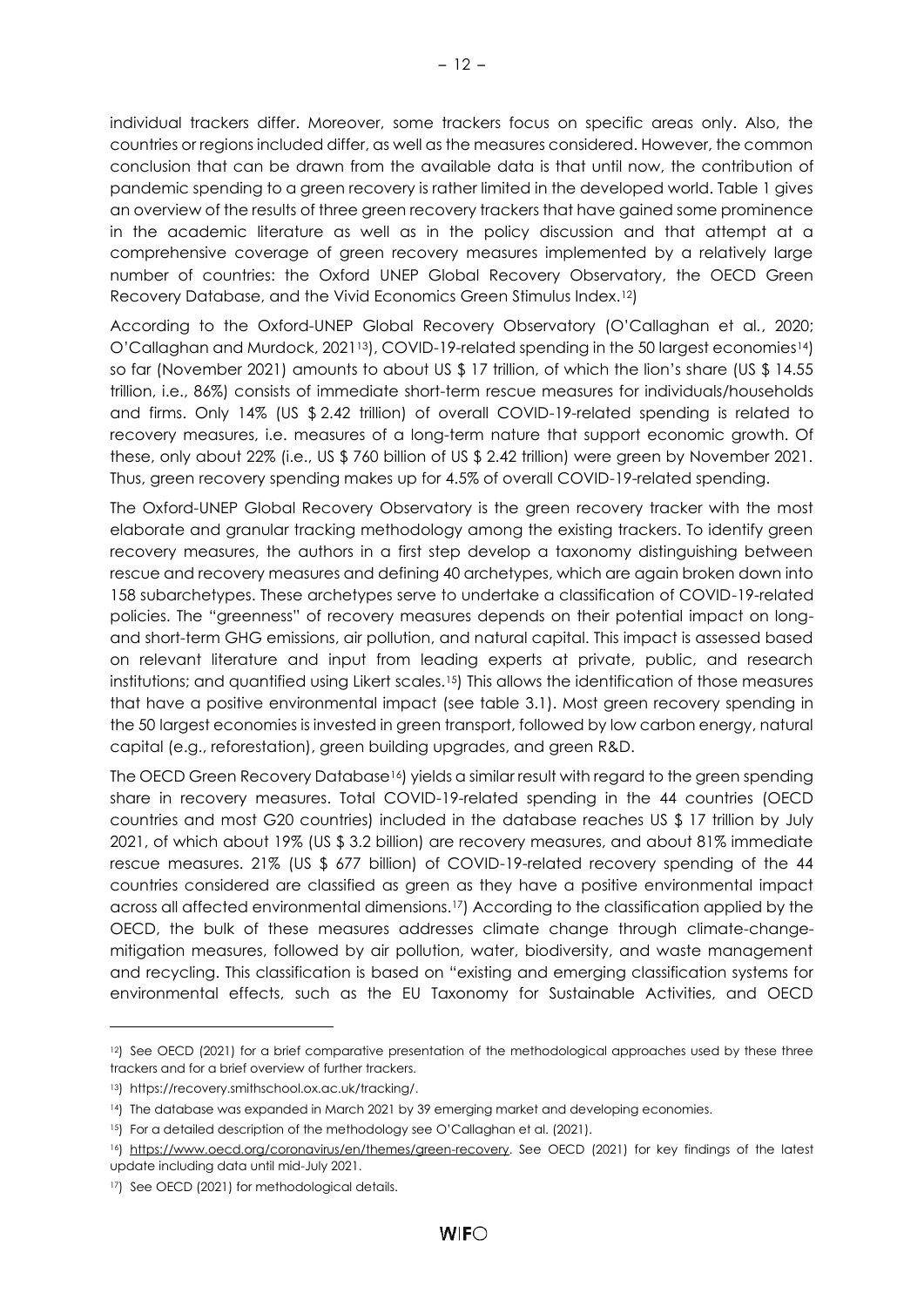individual trackers differ. Moreover, some trackers focus on specific areas only. Also, the countries or regions included differ, as well as the measures considered. However, the common conclusion that can be drawn from the available data is that until now, the contribution of pandemic spending to a green recovery is rather limited in the developed world. Table 1 gives an overview of the results of three green recovery trackers that have gained some prominence in the academic literature as well as in the policy discussion and that attempt at a comprehensive coverage of green recovery measures implemented by a relatively large number of countries: the Oxford UNEP Global Recovery Observatory, the OECD Green Recovery Database, and the Vivid Economics Green Stimulus Index.[12])

According to the Oxford-UNEP Global Recovery Observatory (O'Callaghan et al., 2020; O'Callaghan and Murdock, 2021[13]), COVID-19-related spending in the 50 largest economies[14]) so far (November 2021) amounts to about US $ 17 trillion, of which the lion's share (US $ 14.55 trillion, i.e., 86%) consists of immediate short-term rescue measures for individuals/households and firms. Only 14% (US $ 2.42 trillion) of overall COVID-19-related spending is related to recovery measures, i.e. measures of a long-term nature that support economic growth. Of these, only about 22% (i.e., US $ 760 billion of US $ 2.42 trillion) were green by November 2021. Thus, green recovery spending makes up for 4.5% of overall COVID-19-related spending.

The Oxford-UNEP Global Recovery Observatory is the green recovery tracker with the most elaborate and granular tracking methodology among the existing trackers. To identify green recovery measures, the authors in a first step develop a taxonomy distinguishing between rescue and recovery measures and defining 40 archetypes, which are again broken down into 158 subarchetypes. These archetypes serve to undertake a classification of COVID-19-related policies. The "greenness" of recovery measures depends on their potential impact on long- and short-term GHG emissions, air pollution, and natural capital. This impact is assessed based on relevant literature and input from leading experts at private, public, and research institutions; and quantified using Likert scales.[15]) This allows the identification of those measures that have a positive environmental impact (see table 3.1). Most green recovery spending in the 50 largest economies is invested in green transport, followed by low carbon energy, natural capital (e.g., reforestation), green building upgrades, and green R&D.

The OECD Green Recovery Database[16]) yields a similar result with regard to the green spending share in recovery measures. Total COVID-19-related spending in the 44 countries (OECD countries and most G20 countries) included in the database reaches US $ 17 trillion by July 2021, of which about 19% (US $ 3.2 billion) are recovery measures, and about 81% immediate rescue measures. 21% (US $ 677 billion) of COVID-19-related recovery spending of the 44 countries considered are classified as green as they have a positive environmental impact across all affected environmental dimensions.[17]) According to the classification applied by the OECD, the bulk of these measures addresses climate change through climate-change-mitigation measures, followed by air pollution, water, biodiversity, and waste management and recycling. This classification is based on "existing and emerging classification systems for environmental effects, such as the EU Taxonomy for Sustainable Activities, and OECD

---

[12]) See OECD (2021) for a brief comparative presentation of the methodological approaches used by these three trackers and for a brief overview of further trackers.

[13]) https://recovery.smithschool.ox.ac.uk/tracking/.

[14]) The database was expanded in March 2021 by 39 emerging market and developing economies.

[15]) For a detailed description of the methodology see O'Callaghan et al. (2021).

[16]) https://www.oecd.org/coronavirus/en/themes/green-recovery. See OECD (2021) for key findings of the latest update including data until mid-July 2021.

[17]) See OECD (2021) for methodological details.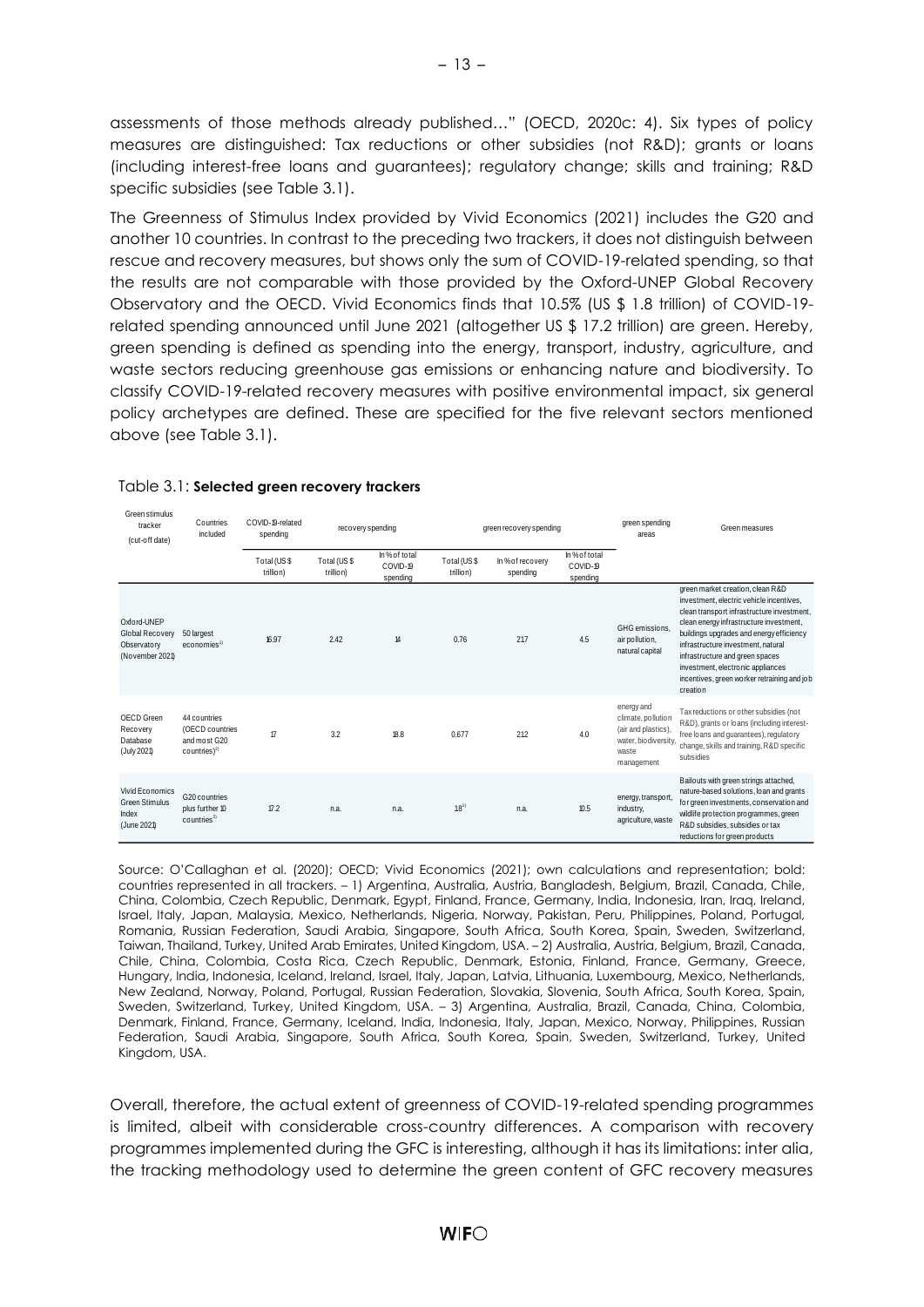assessments of those methods already published…" (OECD, 2020c: 4). Six types of policy measures are distinguished: Tax reductions or other subsidies (not R&D); grants or loans (including interest-free loans and guarantees); regulatory change; skills and training; R&D specific subsidies (see Table 3.1).

The Greenness of Stimulus Index provided by Vivid Economics (2021) includes the G20 and another 10 countries. In contrast to the preceding two trackers, it does not distinguish between rescue and recovery measures, but shows only the sum of COVID-19-related spending, so that the results are not comparable with those provided by the Oxford-UNEP Global Recovery Observatory and the OECD. Vivid Economics finds that 10.5% (US $ 1.8 trillion) of COVID-19-related spending announced until June 2021 (altogether US $ 17.2 trillion) are green. Hereby, green spending is defined as spending into the energy, transport, industry, agriculture, and waste sectors reducing greenhouse gas emissions or enhancing nature and biodiversity. To classify COVID-19-related recovery measures with positive environmental impact, six general policy archetypes are defined. These are specified for the five relevant sectors mentioned above (see Table 3.1).

Table 3.1: **Selected green recovery trackers**

| Green stimulus tracker (cut-off date) | Countries included | COVID-19-related spending | recovery spending | | green recovery spending | | | green spending areas | Green measures |
|---|---|---|---|---|---|---|---|---|---|
| | | Total (US $ trillion) | Total (US $ trillion) | In % of total COVID-19 spending | Total (US $ trillion) | In % of recovery spending | In % of total COVID-19 spending | | |
| Oxford-UNEP Global Recovery Observatory (November 2021) | 50 largest economies[1] | 16.97 | 2.42 | 14 | 0.76 | 21.7 | 4.5 | GHG emissions, air pollution, natural capital | green market creation, clean R&D investment, electric vehicle incentives, clean transport infrastructure investment, clean energy infrastructure investment, buildings upgrades and energy efficiency infrastructure investment, natural infrastructure and green spaces investment, electronic appliances incentives, green worker retraining and job creation |
| OECD Green Recovery Database (July 2021) | 44 countries (OECD countries and most G20 countries)[2] | 17 | 3.2 | 18.8 | 0.677 | 21.2 | 4.0 | energy and climate, pollution (air and plastics), water, biodiversity, waste management | Tax reductions or other subsidies (not R&D), grants or loans (including interest-free loans and guarantees), regulatory change, skills and training, R&D specific subsidies |
| Vivid Economics Green Stimulus Index (June 2021) | G20 countries plus further 10 countries[3] | 17.2 | n.a. | n.a. | 1.8[1] | n.a. | 10.5 | energy, transport, industry, agriculture, waste | Bailouts with green strings attached, nature-based solutions, loan and grants for green investments, conservation and wildlife protection programmes, green R&D subsidies, subsidies or tax reductions for green products |

Source: O'Callaghan et al. (2020); OECD; Vivid Economics (2021); own calculations and representation; bold: countries represented in all trackers. – 1) Argentina, Australia, Austria, Bangladesh, Belgium, Brazil, Canada, Chile, China, Colombia, Czech Republic, Denmark, Egypt, Finland, France, Germany, India, Indonesia, Iran, Iraq, Ireland, Israel, Italy, Japan, Malaysia, Mexico, Netherlands, Nigeria, Norway, Pakistan, Peru, Philippines, Poland, Portugal, Romania, Russian Federation, Saudi Arabia, Singapore, South Africa, South Korea, Spain, Sweden, Switzerland, Taiwan, Thailand, Turkey, United Arab Emirates, United Kingdom, USA. – 2) Australia, Austria, Belgium, Brazil, Canada, Chile, China, Colombia, Costa Rica, Czech Republic, Denmark, Estonia, Finland, France, Germany, Greece, Hungary, India, Indonesia, Iceland, Ireland, Israel, Italy, Japan, Latvia, Lithuania, Luxembourg, Mexico, Netherlands, New Zealand, Norway, Poland, Portugal, Russian Federation, Slovakia, Slovenia, South Africa, South Korea, Spain, Sweden, Switzerland, Turkey, United Kingdom, USA. – 3) Argentina, Australia, Brazil, Canada, China, Colombia, Denmark, Finland, France, Germany, Iceland, India, Indonesia, Italy, Japan, Mexico, Norway, Philippines, Russian Federation, Saudi Arabia, Singapore, South Africa, South Korea, Spain, Sweden, Switzerland, Turkey, United Kingdom, USA.

Overall, therefore, the actual extent of greenness of COVID-19-related spending programmes is limited, albeit with considerable cross-country differences. A comparison with recovery programmes implemented during the GFC is interesting, although it has its limitations: inter alia, the tracking methodology used to determine the green content of GFC recovery measures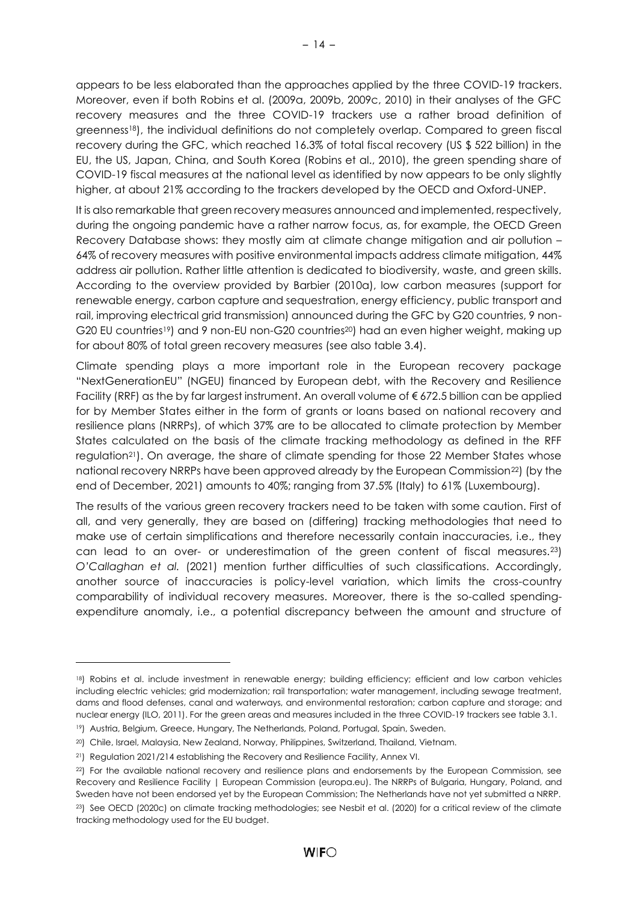appears to be less elaborated than the approaches applied by the three COVID-19 trackers. Moreover, even if both Robins et al. (2009a, 2009b, 2009c, 2010) in their analyses of the GFC recovery measures and the three COVID-19 trackers use a rather broad definition of greenness[18]), the individual definitions do not completely overlap. Compared to green fiscal recovery during the GFC, which reached 16.3% of total fiscal recovery (US $ 522 billion) in the EU, the US, Japan, China, and South Korea (Robins et al., 2010), the green spending share of COVID-19 fiscal measures at the national level as identified by now appears to be only slightly higher, at about 21% according to the trackers developed by the OECD and Oxford-UNEP.

It is also remarkable that green recovery measures announced and implemented, respectively, during the ongoing pandemic have a rather narrow focus, as, for example, the OECD Green Recovery Database shows: they mostly aim at climate change mitigation and air pollution – 64% of recovery measures with positive environmental impacts address climate mitigation, 44% address air pollution. Rather little attention is dedicated to biodiversity, waste, and green skills. According to the overview provided by Barbier (2010a), low carbon measures (support for renewable energy, carbon capture and sequestration, energy efficiency, public transport and rail, improving electrical grid transmission) announced during the GFC by G20 countries, 9 non-G20 EU countries[19]) and 9 non-EU non-G20 countries[20]) had an even higher weight, making up for about 80% of total green recovery measures (see also table 3.4).

Climate spending plays a more important role in the European recovery package "NextGenerationEU" (NGEU) financed by European debt, with the Recovery and Resilience Facility (RRF) as the by far largest instrument. An overall volume of € 672.5 billion can be applied for by Member States either in the form of grants or loans based on national recovery and resilience plans (NRRPs), of which 37% are to be allocated to climate protection by Member States calculated on the basis of the climate tracking methodology as defined in the RFF regulation[21]). On average, the share of climate spending for those 22 Member States whose national recovery NRRPs have been approved already by the European Commission[22]) (by the end of December, 2021) amounts to 40%; ranging from 37.5% (Italy) to 61% (Luxembourg).

The results of the various green recovery trackers need to be taken with some caution. First of all, and very generally, they are based on (differing) tracking methodologies that need to make use of certain simplifications and therefore necessarily contain inaccuracies, i.e., they can lead to an over- or underestimation of the green content of fiscal measures.[23]) *O'Callaghan et al.* (2021) mention further difficulties of such classifications. Accordingly, another source of inaccuracies is policy-level variation, which limits the cross-country comparability of individual recovery measures. Moreover, there is the so-called spending-expenditure anomaly, i.e., a potential discrepancy between the amount and structure of

---

[18]) Robins et al. include investment in renewable energy; building efficiency; efficient and low carbon vehicles including electric vehicles; grid modernization; rail transportation; water management, including sewage treatment, dams and flood defenses, canal and waterways, and environmental restoration; carbon capture and storage; and nuclear energy (ILO, 2011). For the green areas and measures included in the three COVID-19 trackers see table 3.1.

[19]) Austria, Belgium, Greece, Hungary, The Netherlands, Poland, Portugal, Spain, Sweden.

[20]) Chile, Israel, Malaysia, New Zealand, Norway, Philippines, Switzerland, Thailand, Vietnam.

[21]) Regulation 2021/214 establishing the Recovery and Resilience Facility, Annex VI.

[22]) For the available national recovery and resilience plans and endorsements by the European Commission, see Recovery and Resilience Facility | European Commission (europa.eu). The NRRPs of Bulgaria, Hungary, Poland, and Sweden have not been endorsed yet by the European Commission; The Netherlands have not yet submitted a NRRP.

[23]) See OECD (2020c) on climate tracking methodologies; see Nesbit et al. (2020) for a critical review of the climate tracking methodology used for the EU budget.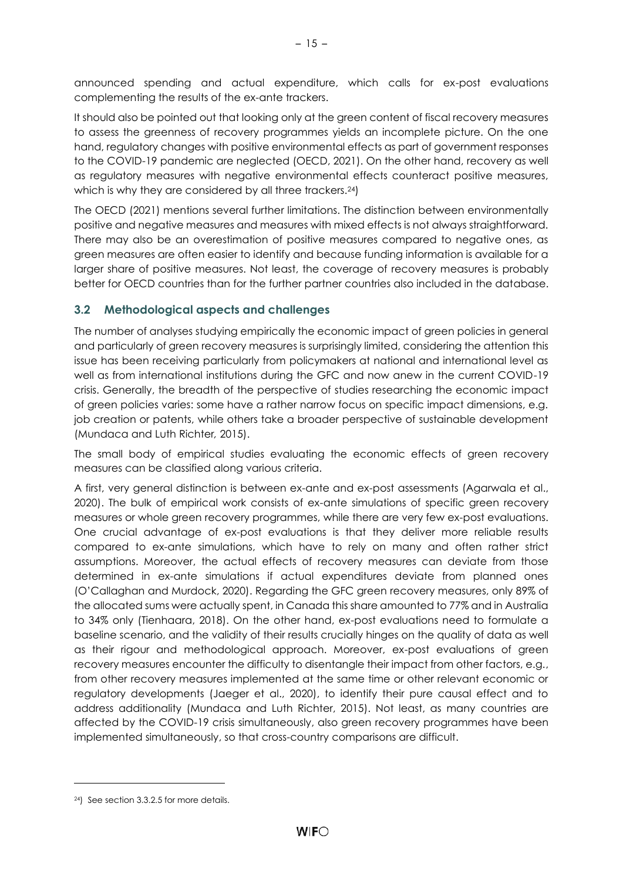announced spending and actual expenditure, which calls for ex-post evaluations complementing the results of the ex-ante trackers.

It should also be pointed out that looking only at the green content of fiscal recovery measures to assess the greenness of recovery programmes yields an incomplete picture. On the one hand, regulatory changes with positive environmental effects as part of government responses to the COVID-19 pandemic are neglected (OECD, 2021). On the other hand, recovery as well as regulatory measures with negative environmental effects counteract positive measures, which is why they are considered by all three trackers.[24])

The OECD (2021) mentions several further limitations. The distinction between environmentally positive and negative measures and measures with mixed effects is not always straightforward. There may also be an overestimation of positive measures compared to negative ones, as green measures are often easier to identify and because funding information is available for a larger share of positive measures. Not least, the coverage of recovery measures is probably better for OECD countries than for the further partner countries also included in the database.

### 3.2 Methodological aspects and challenges

The number of analyses studying empirically the economic impact of green policies in general and particularly of green recovery measures is surprisingly limited, considering the attention this issue has been receiving particularly from policymakers at national and international level as well as from international institutions during the GFC and now anew in the current COVID-19 crisis. Generally, the breadth of the perspective of studies researching the economic impact of green policies varies: some have a rather narrow focus on specific impact dimensions, e.g. job creation or patents, while others take a broader perspective of sustainable development (Mundaca and Luth Richter, 2015).

The small body of empirical studies evaluating the economic effects of green recovery measures can be classified along various criteria.

A first, very general distinction is between ex-ante and ex-post assessments (Agarwala et al., 2020). The bulk of empirical work consists of ex-ante simulations of specific green recovery measures or whole green recovery programmes, while there are very few ex-post evaluations. One crucial advantage of ex-post evaluations is that they deliver more reliable results compared to ex-ante simulations, which have to rely on many and often rather strict assumptions. Moreover, the actual effects of recovery measures can deviate from those determined in ex-ante simulations if actual expenditures deviate from planned ones (O'Callaghan and Murdock, 2020). Regarding the GFC green recovery measures, only 89% of the allocated sums were actually spent, in Canada this share amounted to 77% and in Australia to 34% only (Tienhaara, 2018). On the other hand, ex-post evaluations need to formulate a baseline scenario, and the validity of their results crucially hinges on the quality of data as well as their rigour and methodological approach. Moreover, ex-post evaluations of green recovery measures encounter the difficulty to disentangle their impact from other factors, e.g., from other recovery measures implemented at the same time or other relevant economic or regulatory developments (Jaeger et al., 2020), to identify their pure causal effect and to address additionality (Mundaca and Luth Richter, 2015). Not least, as many countries are affected by the COVID-19 crisis simultaneously, also green recovery programmes have been implemented simultaneously, so that cross-country comparisons are difficult.

[24]) See section 3.3.2.5 for more details.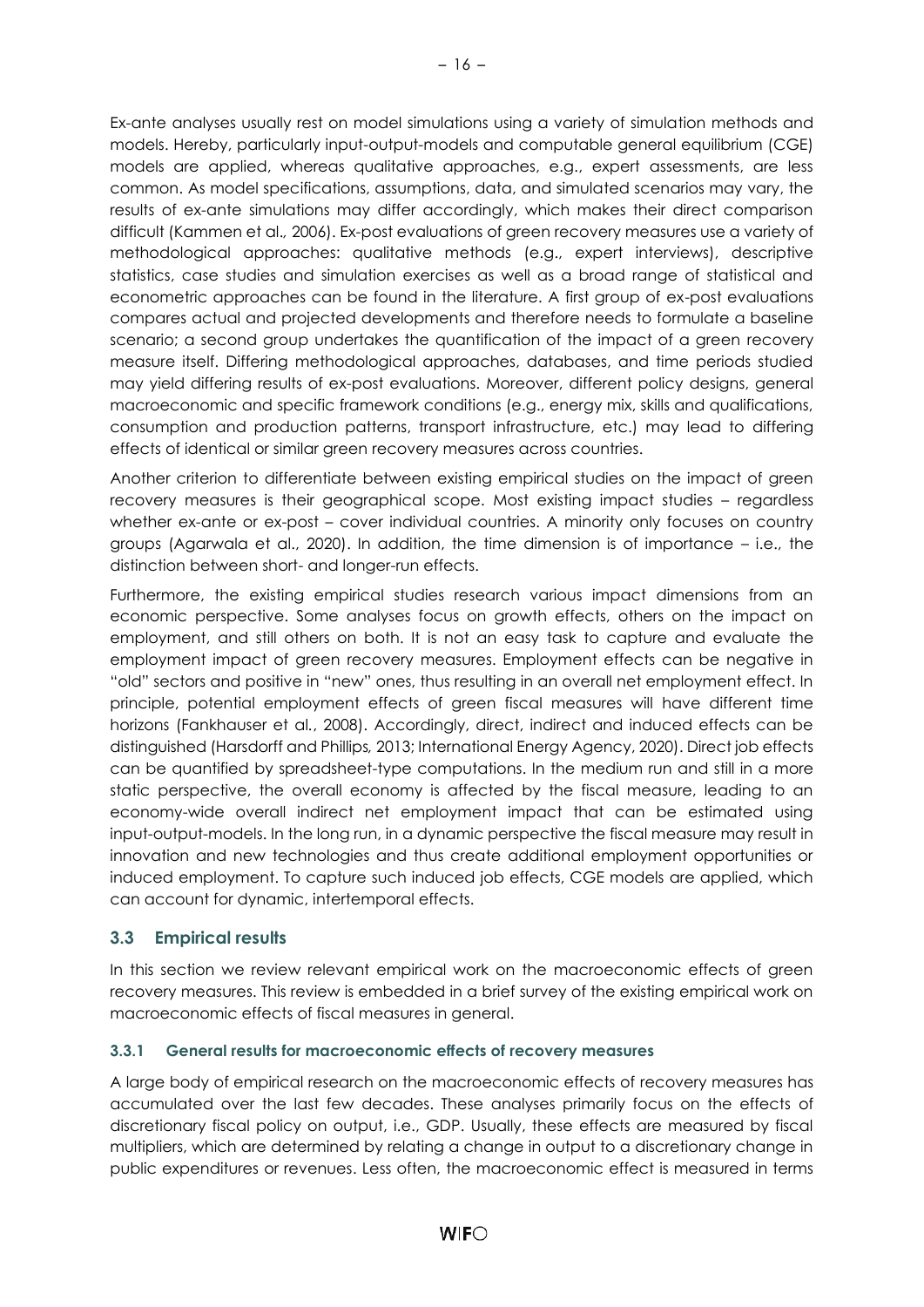Ex-ante analyses usually rest on model simulations using a variety of simulation methods and models. Hereby, particularly input-output-models and computable general equilibrium (CGE) models are applied, whereas qualitative approaches, e.g., expert assessments, are less common. As model specifications, assumptions, data, and simulated scenarios may vary, the results of ex-ante simulations may differ accordingly, which makes their direct comparison difficult (Kammen et al., 2006). Ex-post evaluations of green recovery measures use a variety of methodological approaches: qualitative methods (e.g., expert interviews), descriptive statistics, case studies and simulation exercises as well as a broad range of statistical and econometric approaches can be found in the literature. A first group of ex-post evaluations compares actual and projected developments and therefore needs to formulate a baseline scenario; a second group undertakes the quantification of the impact of a green recovery measure itself. Differing methodological approaches, databases, and time periods studied may yield differing results of ex-post evaluations. Moreover, different policy designs, general macroeconomic and specific framework conditions (e.g., energy mix, skills and qualifications, consumption and production patterns, transport infrastructure, etc.) may lead to differing effects of identical or similar green recovery measures across countries.

Another criterion to differentiate between existing empirical studies on the impact of green recovery measures is their geographical scope. Most existing impact studies – regardless whether ex-ante or ex-post – cover individual countries. A minority only focuses on country groups (Agarwala et al., 2020). In addition, the time dimension is of importance – i.e., the distinction between short- and longer-run effects.

Furthermore, the existing empirical studies research various impact dimensions from an economic perspective. Some analyses focus on growth effects, others on the impact on employment, and still others on both. It is not an easy task to capture and evaluate the employment impact of green recovery measures. Employment effects can be negative in "old" sectors and positive in "new" ones, thus resulting in an overall net employment effect. In principle, potential employment effects of green fiscal measures will have different time horizons (Fankhauser et al., 2008). Accordingly, direct, indirect and induced effects can be distinguished (Harsdorff and Phillips, 2013; International Energy Agency, 2020). Direct job effects can be quantified by spreadsheet-type computations. In the medium run and still in a more static perspective, the overall economy is affected by the fiscal measure, leading to an economy-wide overall indirect net employment impact that can be estimated using input-output-models. In the long run, in a dynamic perspective the fiscal measure may result in innovation and new technologies and thus create additional employment opportunities or induced employment. To capture such induced job effects, CGE models are applied, which can account for dynamic, intertemporal effects.

## 3.3 Empirical results

In this section we review relevant empirical work on the macroeconomic effects of green recovery measures. This review is embedded in a brief survey of the existing empirical work on macroeconomic effects of fiscal measures in general.

### 3.3.1 General results for macroeconomic effects of recovery measures

A large body of empirical research on the macroeconomic effects of recovery measures has accumulated over the last few decades. These analyses primarily focus on the effects of discretionary fiscal policy on output, i.e., GDP. Usually, these effects are measured by fiscal multipliers, which are determined by relating a change in output to a discretionary change in public expenditures or revenues. Less often, the macroeconomic effect is measured in terms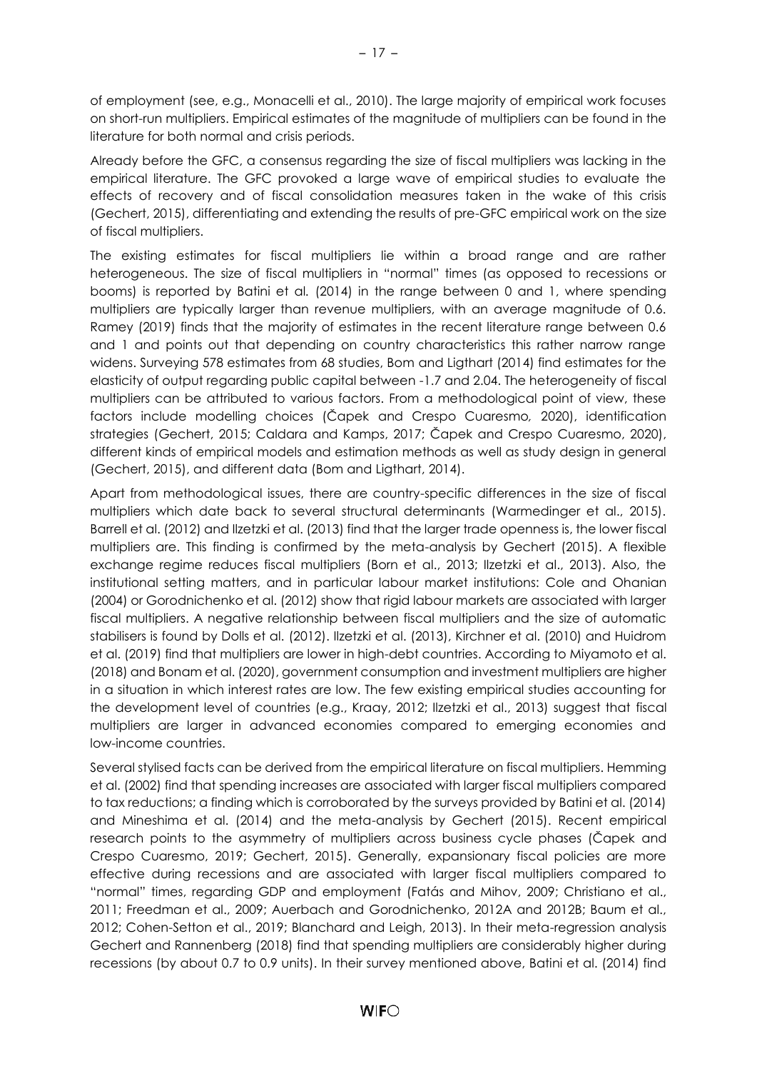of employment (see, e.g., Monacelli et al., 2010). The large majority of empirical work focuses on short-run multipliers. Empirical estimates of the magnitude of multipliers can be found in the literature for both normal and crisis periods.

Already before the GFC, a consensus regarding the size of fiscal multipliers was lacking in the empirical literature. The GFC provoked a large wave of empirical studies to evaluate the effects of recovery and of fiscal consolidation measures taken in the wake of this crisis (Gechert, 2015), differentiating and extending the results of pre-GFC empirical work on the size of fiscal multipliers.

The existing estimates for fiscal multipliers lie within a broad range and are rather heterogeneous. The size of fiscal multipliers in "normal" times (as opposed to recessions or booms) is reported by Batini et al. (2014) in the range between 0 and 1, where spending multipliers are typically larger than revenue multipliers, with an average magnitude of 0.6. Ramey (2019) finds that the majority of estimates in the recent literature range between 0.6 and 1 and points out that depending on country characteristics this rather narrow range widens. Surveying 578 estimates from 68 studies, Bom and Ligthart (2014) find estimates for the elasticity of output regarding public capital between -1.7 and 2.04. The heterogeneity of fiscal multipliers can be attributed to various factors. From a methodological point of view, these factors include modelling choices (Čapek and Crespo Cuaresmo, 2020), identification strategies (Gechert, 2015; Caldara and Kamps, 2017; Čapek and Crespo Cuaresmo, 2020), different kinds of empirical models and estimation methods as well as study design in general (Gechert, 2015), and different data (Bom and Ligthart, 2014).

Apart from methodological issues, there are country-specific differences in the size of fiscal multipliers which date back to several structural determinants (Warmedinger et al., 2015). Barrell et al. (2012) and Ilzetzki et al. (2013) find that the larger trade openness is, the lower fiscal multipliers are. This finding is confirmed by the meta-analysis by Gechert (2015). A flexible exchange regime reduces fiscal multipliers (Born et al., 2013; Ilzetzki et al., 2013). Also, the institutional setting matters, and in particular labour market institutions: Cole and Ohanian (2004) or Gorodnichenko et al. (2012) show that rigid labour markets are associated with larger fiscal multipliers. A negative relationship between fiscal multipliers and the size of automatic stabilisers is found by Dolls et al. (2012). Ilzetzki et al. (2013), Kirchner et al. (2010) and Huidrom et al. (2019) find that multipliers are lower in high-debt countries. According to Miyamoto et al. (2018) and Bonam et al. (2020), government consumption and investment multipliers are higher in a situation in which interest rates are low. The few existing empirical studies accounting for the development level of countries (e.g., Kraay, 2012; Ilzetzki et al., 2013) suggest that fiscal multipliers are larger in advanced economies compared to emerging economies and low-income countries.

Several stylised facts can be derived from the empirical literature on fiscal multipliers. Hemming et al. (2002) find that spending increases are associated with larger fiscal multipliers compared to tax reductions; a finding which is corroborated by the surveys provided by Batini et al. (2014) and Mineshima et al. (2014) and the meta-analysis by Gechert (2015). Recent empirical research points to the asymmetry of multipliers across business cycle phases (Čapek and Crespo Cuaresmo, 2019; Gechert, 2015). Generally, expansionary fiscal policies are more effective during recessions and are associated with larger fiscal multipliers compared to "normal" times, regarding GDP and employment (Fatás and Mihov, 2009; Christiano et al., 2011; Freedman et al., 2009; Auerbach and Gorodnichenko, 2012A and 2012B; Baum et al., 2012; Cohen-Setton et al., 2019; Blanchard and Leigh, 2013). In their meta-regression analysis Gechert and Rannenberg (2018) find that spending multipliers are considerably higher during recessions (by about 0.7 to 0.9 units). In their survey mentioned above, Batini et al. (2014) find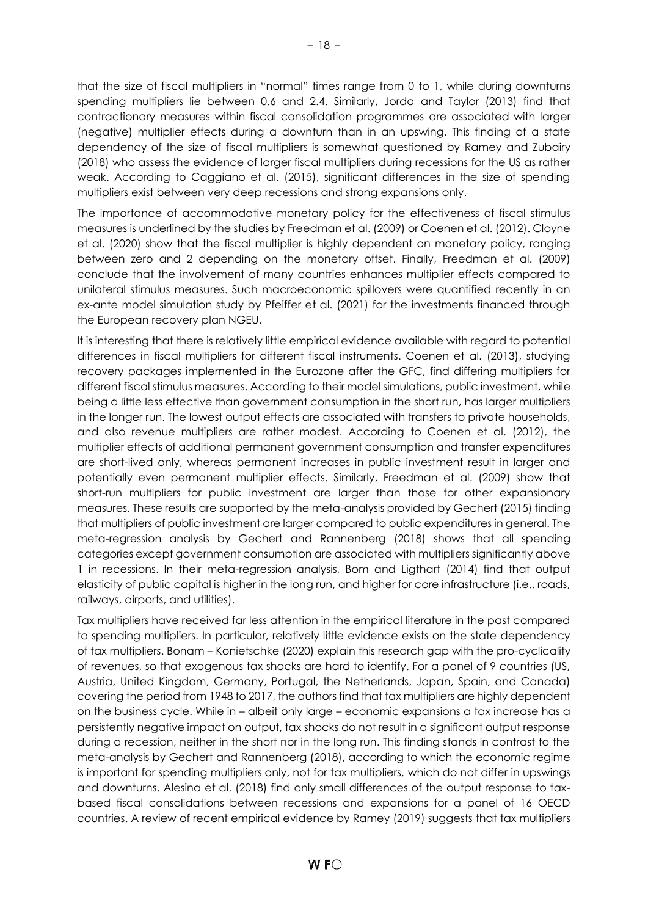that the size of fiscal multipliers in "normal" times range from 0 to 1, while during downturns spending multipliers lie between 0.6 and 2.4. Similarly, Jorda and Taylor (2013) find that contractionary measures within fiscal consolidation programmes are associated with larger (negative) multiplier effects during a downturn than in an upswing. This finding of a state dependency of the size of fiscal multipliers is somewhat questioned by Ramey and Zubairy (2018) who assess the evidence of larger fiscal multipliers during recessions for the US as rather weak. According to Caggiano et al. (2015), significant differences in the size of spending multipliers exist between very deep recessions and strong expansions only.

The importance of accommodative monetary policy for the effectiveness of fiscal stimulus measures is underlined by the studies by Freedman et al. (2009) or Coenen et al. (2012). Cloyne et al. (2020) show that the fiscal multiplier is highly dependent on monetary policy, ranging between zero and 2 depending on the monetary offset. Finally, Freedman et al. (2009) conclude that the involvement of many countries enhances multiplier effects compared to unilateral stimulus measures. Such macroeconomic spillovers were quantified recently in an ex-ante model simulation study by Pfeiffer et al. (2021) for the investments financed through the European recovery plan NGEU.

It is interesting that there is relatively little empirical evidence available with regard to potential differences in fiscal multipliers for different fiscal instruments. Coenen et al. (2013), studying recovery packages implemented in the Eurozone after the GFC, find differing multipliers for different fiscal stimulus measures. According to their model simulations, public investment, while being a little less effective than government consumption in the short run, has larger multipliers in the longer run. The lowest output effects are associated with transfers to private households, and also revenue multipliers are rather modest. According to Coenen et al. (2012), the multiplier effects of additional permanent government consumption and transfer expenditures are short-lived only, whereas permanent increases in public investment result in larger and potentially even permanent multiplier effects. Similarly, Freedman et al. (2009) show that short-run multipliers for public investment are larger than those for other expansionary measures. These results are supported by the meta-analysis provided by Gechert (2015) finding that multipliers of public investment are larger compared to public expenditures in general. The meta-regression analysis by Gechert and Rannenberg (2018) shows that all spending categories except government consumption are associated with multipliers significantly above 1 in recessions. In their meta-regression analysis, Bom and Ligthart (2014) find that output elasticity of public capital is higher in the long run, and higher for core infrastructure (i.e., roads, railways, airports, and utilities).

Tax multipliers have received far less attention in the empirical literature in the past compared to spending multipliers. In particular, relatively little evidence exists on the state dependency of tax multipliers. Bonam – Konietschke (2020) explain this research gap with the pro-cyclicality of revenues, so that exogenous tax shocks are hard to identify. For a panel of 9 countries (US, Austria, United Kingdom, Germany, Portugal, the Netherlands, Japan, Spain, and Canada) covering the period from 1948 to 2017, the authors find that tax multipliers are highly dependent on the business cycle. While in – albeit only large – economic expansions a tax increase has a persistently negative impact on output, tax shocks do not result in a significant output response during a recession, neither in the short nor in the long run. This finding stands in contrast to the meta-analysis by Gechert and Rannenberg (2018), according to which the economic regime is important for spending multipliers only, not for tax multipliers, which do not differ in upswings and downturns. Alesina et al. (2018) find only small differences of the output response to tax-based fiscal consolidations between recessions and expansions for a panel of 16 OECD countries. A review of recent empirical evidence by Ramey (2019) suggests that tax multipliers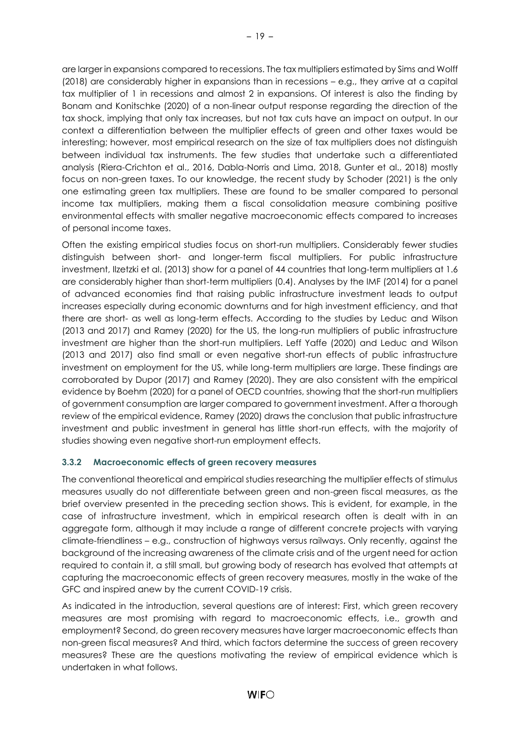are larger in expansions compared to recessions. The tax multipliers estimated by Sims and Wolff (2018) are considerably higher in expansions than in recessions – e.g., they arrive at a capital tax multiplier of 1 in recessions and almost 2 in expansions. Of interest is also the finding by Bonam and Konitschke (2020) of a non-linear output response regarding the direction of the tax shock, implying that only tax increases, but not tax cuts have an impact on output. In our context a differentiation between the multiplier effects of green and other taxes would be interesting; however, most empirical research on the size of tax multipliers does not distinguish between individual tax instruments. The few studies that undertake such a differentiated analysis (Riera-Crichton et al., 2016, Dabla-Norris and Lima, 2018, Gunter et al., 2018) mostly focus on non-green taxes. To our knowledge, the recent study by Schoder (2021) is the only one estimating green tax multipliers. These are found to be smaller compared to personal income tax multipliers, making them a fiscal consolidation measure combining positive environmental effects with smaller negative macroeconomic effects compared to increases of personal income taxes.

Often the existing empirical studies focus on short-run multipliers. Considerably fewer studies distinguish between short- and longer-term fiscal multipliers. For public infrastructure investment, Ilzetzki et al. (2013) show for a panel of 44 countries that long-term multipliers at 1.6 are considerably higher than short-term multipliers (0.4). Analyses by the IMF (2014) for a panel of advanced economies find that raising public infrastructure investment leads to output increases especially during economic downturns and for high investment efficiency, and that there are short- as well as long-term effects. According to the studies by Leduc and Wilson (2013 and 2017) and Ramey (2020) for the US, the long-run multipliers of public infrastructure investment are higher than the short-run multipliers. Leff Yaffe (2020) and Leduc and Wilson (2013 and 2017) also find small or even negative short-run effects of public infrastructure investment on employment for the US, while long-term multipliers are large. These findings are corroborated by Dupor (2017) and Ramey (2020). They are also consistent with the empirical evidence by Boehm (2020) for a panel of OECD countries, showing that the short-run multipliers of government consumption are larger compared to government investment. After a thorough review of the empirical evidence, Ramey (2020) draws the conclusion that public infrastructure investment and public investment in general has little short-run effects, with the majority of studies showing even negative short-run employment effects.

### 3.3.2 Macroeconomic effects of green recovery measures

The conventional theoretical and empirical studies researching the multiplier effects of stimulus measures usually do not differentiate between green and non-green fiscal measures, as the brief overview presented in the preceding section shows. This is evident, for example, in the case of infrastructure investment, which in empirical research often is dealt with in an aggregate form, although it may include a range of different concrete projects with varying climate-friendliness – e.g., construction of highways versus railways. Only recently, against the background of the increasing awareness of the climate crisis and of the urgent need for action required to contain it, a still small, but growing body of research has evolved that attempts at capturing the macroeconomic effects of green recovery measures, mostly in the wake of the GFC and inspired anew by the current COVID-19 crisis.

As indicated in the introduction, several questions are of interest: First, which green recovery measures are most promising with regard to macroeconomic effects, i.e., growth and employment? Second, do green recovery measures have larger macroeconomic effects than non-green fiscal measures? And third, which factors determine the success of green recovery measures? These are the questions motivating the review of empirical evidence which is undertaken in what follows.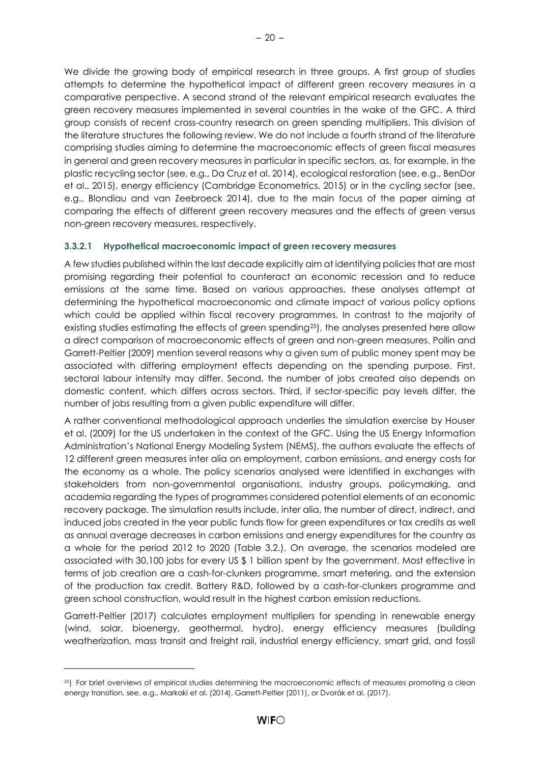We divide the growing body of empirical research in three groups. A first group of studies attempts to determine the hypothetical impact of different green recovery measures in a comparative perspective. A second strand of the relevant empirical research evaluates the green recovery measures implemented in several countries in the wake of the GFC. A third group consists of recent cross-country research on green spending multipliers. This division of the literature structures the following review. We do not include a fourth strand of the literature comprising studies aiming to determine the macroeconomic effects of green fiscal measures in general and green recovery measures in particular in specific sectors, as, for example, in the plastic recycling sector (see, e.g., Da Cruz et al. 2014), ecological restoration (see, e.g., BenDor et al., 2015), energy efficiency (Cambridge Econometrics, 2015) or in the cycling sector (see, e.g., Blondiau and van Zeebroeck 2014), due to the main focus of the paper aiming at comparing the effects of different green recovery measures and the effects of green versus non-green recovery measures, respectively.

#### 3.3.2.1 Hypothetical macroeconomic impact of green recovery measures

A few studies published within the last decade explicitly aim at identifying policies that are most promising regarding their potential to counteract an economic recession and to reduce emissions at the same time. Based on various approaches, these analyses attempt at determining the hypothetical macroeconomic and climate impact of various policy options which could be applied within fiscal recovery programmes. In contrast to the majority of existing studies estimating the effects of green spending[25]), the analyses presented here allow a direct comparison of macroeconomic effects of green and non-green measures. Pollin and Garrett-Peltier (2009) mention several reasons why a given sum of public money spent may be associated with differing employment effects depending on the spending purpose. First, sectoral labour intensity may differ. Second, the number of jobs created also depends on domestic content, which differs across sectors. Third, if sector-specific pay levels differ, the number of jobs resulting from a given public expenditure will differ.

A rather conventional methodological approach underlies the simulation exercise by Houser et al. (2009) for the US undertaken in the context of the GFC. Using the US Energy Information Administration's National Energy Modeling System (NEMS), the authors evaluate the effects of 12 different green measures inter alia on employment, carbon emissions, and energy costs for the economy as a whole. The policy scenarios analysed were identified in exchanges with stakeholders from non-governmental organisations, industry groups, policymaking, and academia regarding the types of programmes considered potential elements of an economic recovery package. The simulation results include, inter alia, the number of direct, indirect, and induced jobs created in the year public funds flow for green expenditures or tax credits as well as annual average decreases in carbon emissions and energy expenditures for the country as a whole for the period 2012 to 2020 (Table 3.2.). On average, the scenarios modeled are associated with 30,100 jobs for every US $ 1 billion spent by the government. Most effective in terms of job creation are a cash-for-clunkers programme, smart metering, and the extension of the production tax credit. Battery R&D, followed by a cash-for-clunkers programme and green school construction, would result in the highest carbon emission reductions.

Garrett-Peltier (2017) calculates employment multipliers for spending in renewable energy (wind, solar, bioenergy, geothermal, hydro), energy efficiency measures (building weatherization, mass transit and freight rail, industrial energy efficiency, smart grid, and fossil

---

[25]) For brief overviews of empirical studies determining the macroeconomic effects of measures promoting a clean energy transition, see, e.g., Markaki et al. (2014), Garrett-Peltier (2011), or Dvorák et al. (2017).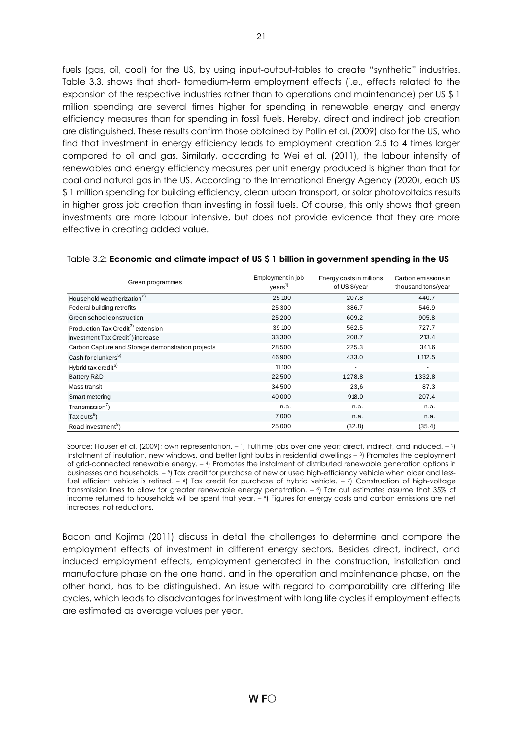fuels (gas, oil, coal) for the US, by using input-output-tables to create "synthetic" industries. Table 3.3. shows that short- tomedium-term employment effects (i.e., effects related to the expansion of the respective industries rather than to operations and maintenance) per US $ 1 million spending are several times higher for spending in renewable energy and energy efficiency measures than for spending in fossil fuels. Hereby, direct and indirect job creation are distinguished. These results confirm those obtained by Pollin et al. (2009) also for the US, who find that investment in energy efficiency leads to employment creation 2.5 to 4 times larger compared to oil and gas. Similarly, according to Wei et al. (2011), the labour intensity of renewables and energy efficiency measures per unit energy produced is higher than that for coal and natural gas in the US. According to the International Energy Agency (2020), each US $ 1 million spending for building efficiency, clean urban transport, or solar photovoltaics results in higher gross job creation than investing in fossil fuels. Of course, this only shows that green investments are more labour intensive, but does not provide evidence that they are more effective in creating added value.

Table 3.2: **Economic and climate impact of US $ 1 billion in government spending in the US**

| Green programmes | Employment in job years[1] | Energy costs in millions of US $/year | Carbon emissions in thousand tons/year |
|---|---|---|---|
| Household weatherization[2] | 25 100 | 207.8 | 440.7 |
| Federal building retrofits | 25 300 | 386.7 | 546.9 |
| Green school construction | 25 200 | 609.2 | 905.8 |
| Production Tax Credit[3] extension | 39 100 | 562.5 | 727.7 |
| Investment Tax Credit[4]) increase | 33 300 | 208.7 | 213.4 |
| Carbon Capture and Storage demonstration projects | 28 500 | 225.3 | 341.6 |
| Cash for clunkers[5] | 46 900 | 433.0 | 1,112.5 |
| Hybrid tax credit[6] | 11 100 | - | - |
| Battery R&D | 22 500 | 1,278.8 | 1,332.8 |
| Mass transit | 34 500 | 23,6 | 87.3 |
| Smart metering | 40 000 | 918.0 | 207.4 |
| Transmission[7]) | n.a. | n.a. | n.a. |
| Tax cuts[8]) | 7 000 | n.a. | n.a. |
| Road investment[9]) | 25 000 | (32.8) | (35.4) |

Source: Houser et al. (2009); own representation. – 1) Fulltime jobs over one year; direct, indirect, and induced. – 2) Instalment of insulation, new windows, and better light bulbs in residential dwellings – 3) Promotes the deployment of grid-connected renewable energy. – 4) Promotes the instalment of distributed renewable generation options in businesses and households. – 5) Tax credit for purchase of new or used high-efficiency vehicle when older and less-fuel efficient vehicle is retired. – 6) Tax credit for purchase of hybrid vehicle. – 7) Construction of high-voltage transmission lines to allow for greater renewable energy penetration. – 8) Tax cut estimates assume that 35% of income returned to households will be spent that year. – 9) Figures for energy costs and carbon emissions are net increases, not reductions.

Bacon and Kojima (2011) discuss in detail the challenges to determine and compare the employment effects of investment in different energy sectors. Besides direct, indirect, and induced employment effects, employment generated in the construction, installation and manufacture phase on the one hand, and in the operation and maintenance phase, on the other hand, has to be distinguished. An issue with regard to comparability are differing life cycles, which leads to disadvantages for investment with long life cycles if employment effects are estimated as average values per year.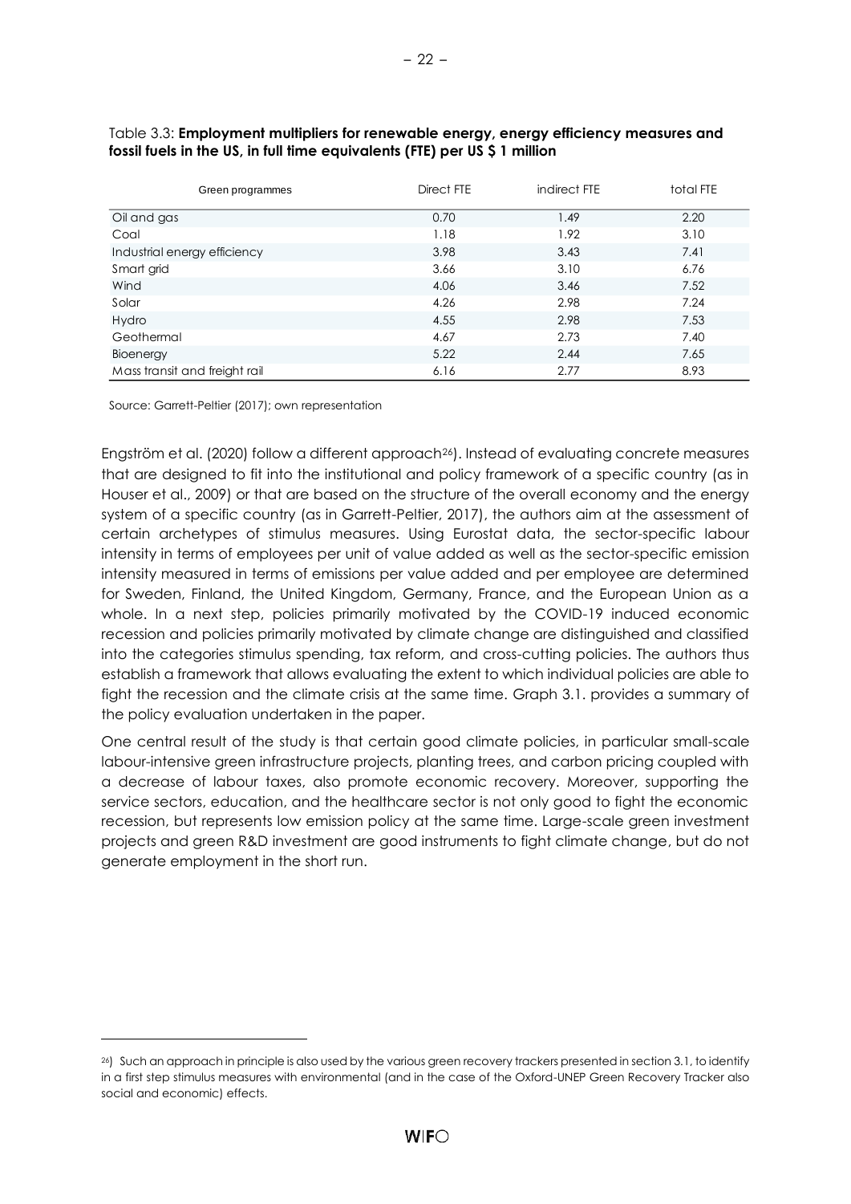Table 3.3: **Employment multipliers for renewable energy, energy efficiency measures and fossil fuels in the US, in full time equivalents (FTE) per US $ 1 million**

| Green programmes | Direct FTE | indirect FTE | total FTE |
|---|---|---|---|
| Oil and gas | 0.70 | 1.49 | 2.20 |
| Coal | 1.18 | 1.92 | 3.10 |
| Industrial energy efficiency | 3.98 | 3.43 | 7.41 |
| Smart grid | 3.66 | 3.10 | 6.76 |
| Wind | 4.06 | 3.46 | 7.52 |
| Solar | 4.26 | 2.98 | 7.24 |
| Hydro | 4.55 | 2.98 | 7.53 |
| Geothermal | 4.67 | 2.73 | 7.40 |
| Bioenergy | 5.22 | 2.44 | 7.65 |
| Mass transit and freight rail | 6.16 | 2.77 | 8.93 |

Source: Garrett-Peltier (2017); own representation

Engström et al. (2020) follow a different approach[26]). Instead of evaluating concrete measures that are designed to fit into the institutional and policy framework of a specific country (as in Houser et al., 2009) or that are based on the structure of the overall economy and the energy system of a specific country (as in Garrett-Peltier, 2017), the authors aim at the assessment of certain archetypes of stimulus measures. Using Eurostat data, the sector-specific labour intensity in terms of employees per unit of value added as well as the sector-specific emission intensity measured in terms of emissions per value added and per employee are determined for Sweden, Finland, the United Kingdom, Germany, France, and the European Union as a whole. In a next step, policies primarily motivated by the COVID-19 induced economic recession and policies primarily motivated by climate change are distinguished and classified into the categories stimulus spending, tax reform, and cross-cutting policies. The authors thus establish a framework that allows evaluating the extent to which individual policies are able to fight the recession and the climate crisis at the same time. Graph 3.1. provides a summary of the policy evaluation undertaken in the paper.

One central result of the study is that certain good climate policies, in particular small-scale labour-intensive green infrastructure projects, planting trees, and carbon pricing coupled with a decrease of labour taxes, also promote economic recovery. Moreover, supporting the service sectors, education, and the healthcare sector is not only good to fight the economic recession, but represents low emission policy at the same time. Large-scale green investment projects and green R&D investment are good instruments to fight climate change, but do not generate employment in the short run.

[26]) Such an approach in principle is also used by the various green recovery trackers presented in section 3.1, to identify in a first step stimulus measures with environmental (and in the case of the Oxford-UNEP Green Recovery Tracker also social and economic) effects.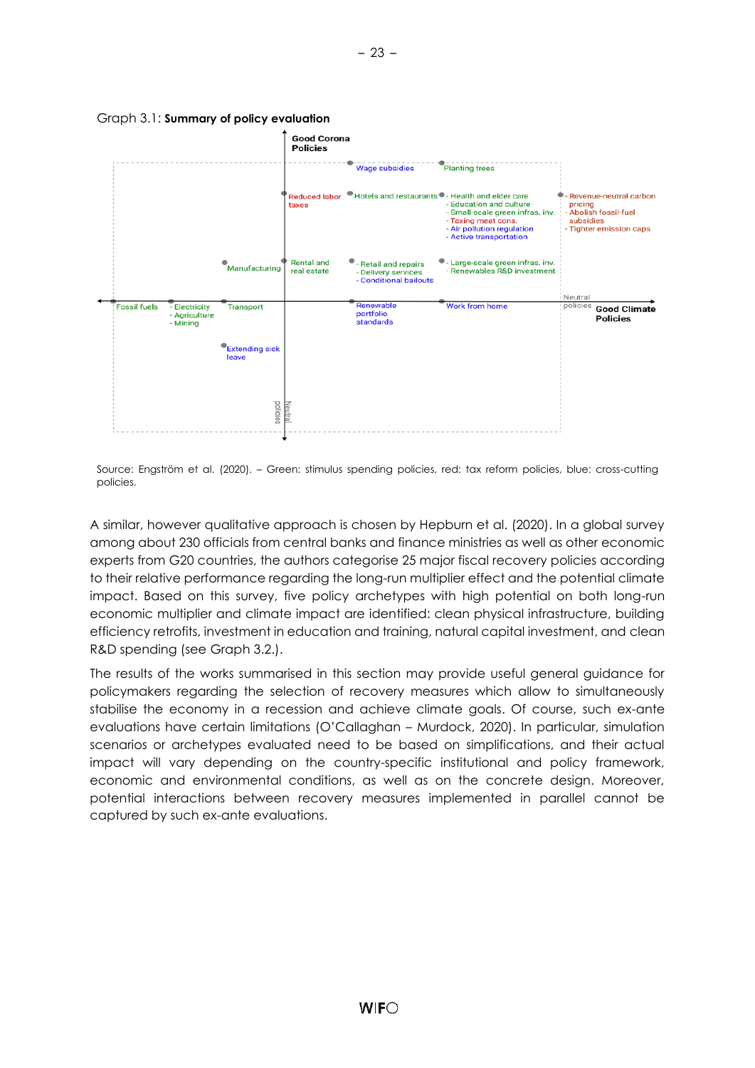Graph 3.1: **Summary of policy evaluation**

Good Corona Policies

Wage subsidies · Planting trees

Reduced labor taxes · Hotels and restaurants · - Health and elder care - Education and culture - Small-scale green infras. inv. - Taxing meat cons. - Air pollution regulation - Active transportation · - Revenue-neutral carbon pricing - Abolish fossil-fuel subsidies - Tighter emission caps

Manufacturing · Rental and real estate · - Retail and repairs - Delivery services - Conditional bailouts · - Large-scale green infras. inv. - Renewables R&D investment

Fossil fuels · - Electricity - Agriculture - Mining · Transport · Renewable portfolio standards · Work from home · Neutral policies · Good Climate Policies

Extending sick leave

Neutral policies

Source: Engström et al. (2020). – Green: stimulus spending policies, red: tax reform policies, blue: cross-cutting policies.

A similar, however qualitative approach is chosen by Hepburn et al. (2020). In a global survey among about 230 officials from central banks and finance ministries as well as other economic experts from G20 countries, the authors categorise 25 major fiscal recovery policies according to their relative performance regarding the long-run multiplier effect and the potential climate impact. Based on this survey, five policy archetypes with high potential on both long-run economic multiplier and climate impact are identified: clean physical infrastructure, building efficiency retrofits, investment in education and training, natural capital investment, and clean R&D spending (see Graph 3.2.).

The results of the works summarised in this section may provide useful general guidance for policymakers regarding the selection of recovery measures which allow to simultaneously stabilise the economy in a recession and achieve climate goals. Of course, such ex-ante evaluations have certain limitations (O'Callaghan – Murdock, 2020). In particular, simulation scenarios or archetypes evaluated need to be based on simplifications, and their actual impact will vary depending on the country-specific institutional and policy framework, economic and environmental conditions, as well as on the concrete design. Moreover, potential interactions between recovery measures implemented in parallel cannot be captured by such ex-ante evaluations.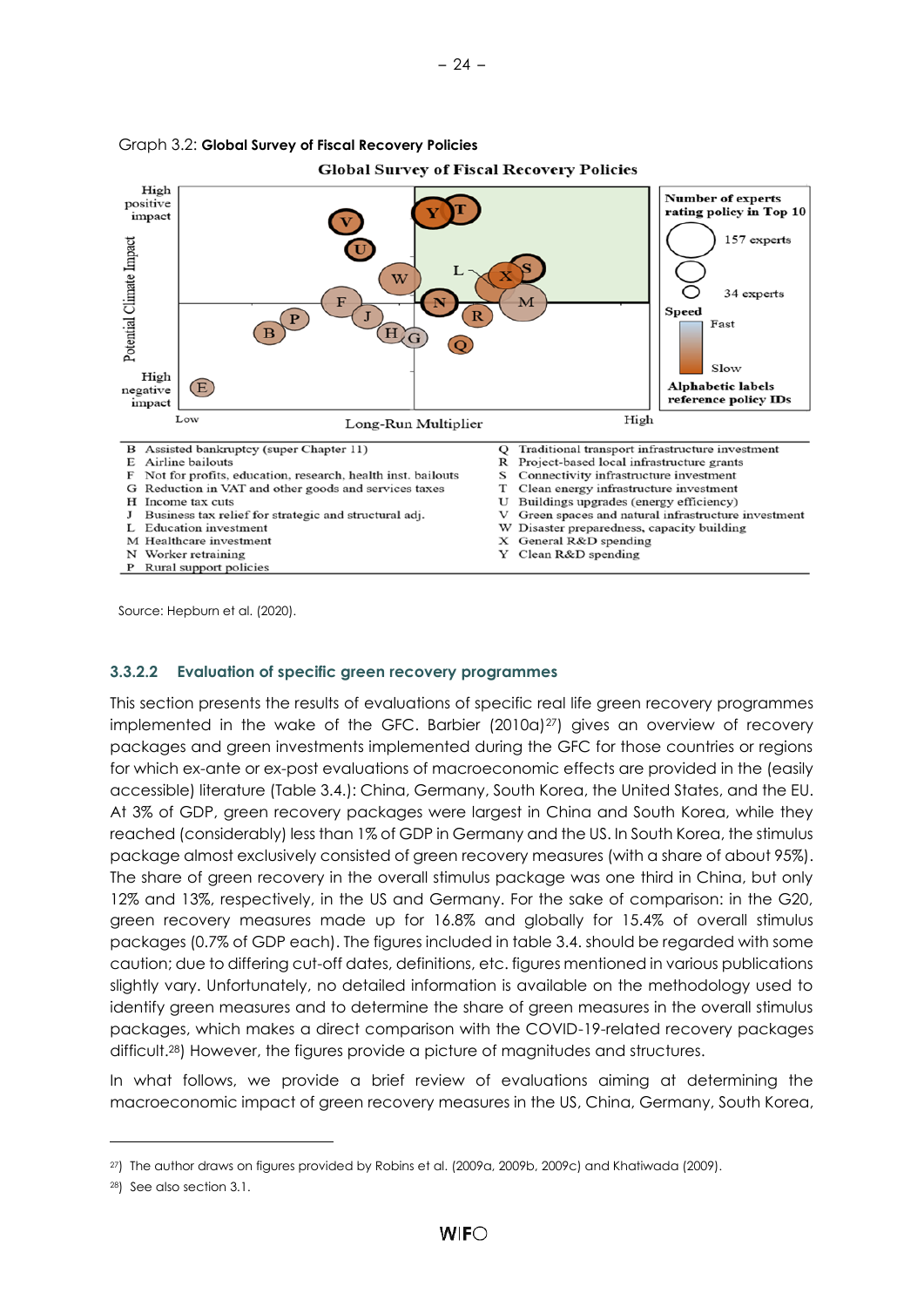Graph 3.2: **Global Survey of Fiscal Recovery Policies**

Global Survey of Fiscal Recovery Policies

| | |
|---|---|
| B Assisted bankruptcy (super Chapter 11) | Q Traditional transport infrastructure investment |
| E Airline bailouts | R Project-based local infrastructure grants |
| F Not for profits, education, research, health inst. bailouts | S Connectivity infrastructure investment |
| G Reduction in VAT and other goods and services taxes | T Clean energy infrastructure investment |
| H Income tax cuts | U Buildings upgrades (energy efficiency) |
| J Business tax relief for strategic and structural adj. | V Green spaces and natural infrastructure investment |
| L Education investment | W Disaster preparedness, capacity building |
| M Healthcare investment | X General R&D spending |
| N Worker retraining | Y Clean R&D spending |
| P Rural support policies | |

Source: Hepburn et al. (2020).

#### 3.3.2.2 Evaluation of specific green recovery programmes

This section presents the results of evaluations of specific real life green recovery programmes implemented in the wake of the GFC. Barbier (2010a)[27]) gives an overview of recovery packages and green investments implemented during the GFC for those countries or regions for which ex-ante or ex-post evaluations of macroeconomic effects are provided in the (easily accessible) literature (Table 3.4.): China, Germany, South Korea, the United States, and the EU. At 3% of GDP, green recovery packages were largest in China and South Korea, while they reached (considerably) less than 1% of GDP in Germany and the US. In South Korea, the stimulus package almost exclusively consisted of green recovery measures (with a share of about 95%). The share of green recovery in the overall stimulus package was one third in China, but only 12% and 13%, respectively, in the US and Germany. For the sake of comparison: in the G20, green recovery measures made up for 16.8% and globally for 15.4% of overall stimulus packages (0.7% of GDP each). The figures included in table 3.4. should be regarded with some caution; due to differing cut-off dates, definitions, etc. figures mentioned in various publications slightly vary. Unfortunately, no detailed information is available on the methodology used to identify green measures and to determine the share of green measures in the overall stimulus packages, which makes a direct comparison with the COVID-19-related recovery packages difficult.[28]) However, the figures provide a picture of magnitudes and structures.

In what follows, we provide a brief review of evaluations aiming at determining the macroeconomic impact of green recovery measures in the US, China, Germany, South Korea,

---

[27]) The author draws on figures provided by Robins et al. (2009a, 2009b, 2009c) and Khatiwada (2009).

[28]) See also section 3.1.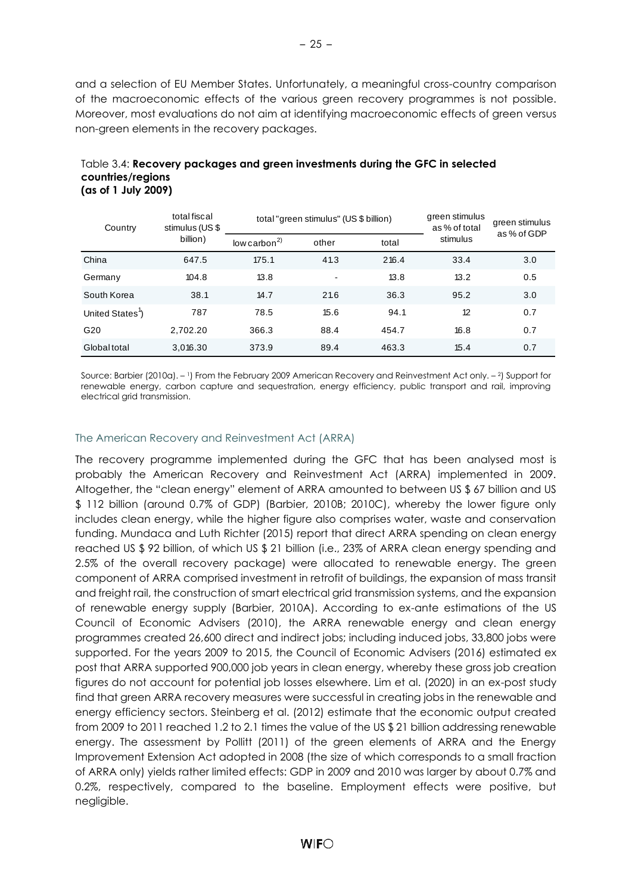and a selection of EU Member States. Unfortunately, a meaningful cross-country comparison of the macroeconomic effects of the various green recovery programmes is not possible. Moreover, most evaluations do not aim at identifying macroeconomic effects of green versus non-green elements in the recovery packages.

Table 3.4: **Recovery packages and green investments during the GFC in selected countries/regions (as of 1 July 2009)**

| Country | total fiscal stimulus (US $ billion) | total "green stimulus" (US $ billion) | | | green stimulus as % of total stimulus | green stimulus as % of GDP |
|---|---|---|---|---|---|---|
| | | low carbon[2] | other | total | | |
| China | 647.5 | 175.1 | 41.3 | 216.4 | 33.4 | 3.0 |
| Germany | 104.8 | 13.8 | - | 13.8 | 13.2 | 0.5 |
| South Korea | 38.1 | 14.7 | 21.6 | 36.3 | 95.2 | 3.0 |
| United States[1]) | 787 | 78.5 | 15.6 | 94.1 | 12 | 0.7 |
| G20 | 2,702.20 | 366.3 | 88.4 | 454.7 | 16.8 | 0.7 |
| Global total | 3,016.30 | 373.9 | 89.4 | 463.3 | 15.4 | 0.7 |

Source: Barbier (2010a). – [1]) From the February 2009 American Recovery and Reinvestment Act only. – [2]) Support for renewable energy, carbon capture and sequestration, energy efficiency, public transport and rail, improving electrical grid transmission.

### The American Recovery and Reinvestment Act (ARRA)

The recovery programme implemented during the GFC that has been analysed most is probably the American Recovery and Reinvestment Act (ARRA) implemented in 2009. Altogether, the "clean energy" element of ARRA amounted to between US $ 67 billion and US $ 112 billion (around 0.7% of GDP) (Barbier, 2010B; 2010C), whereby the lower figure only includes clean energy, while the higher figure also comprises water, waste and conservation funding. Mundaca and Luth Richter (2015) report that direct ARRA spending on clean energy reached US $ 92 billion, of which US $ 21 billion (i.e., 23% of ARRA clean energy spending and 2.5% of the overall recovery package) were allocated to renewable energy. The green component of ARRA comprised investment in retrofit of buildings, the expansion of mass transit and freight rail, the construction of smart electrical grid transmission systems, and the expansion of renewable energy supply (Barbier, 2010A). According to ex-ante estimations of the US Council of Economic Advisers (2010), the ARRA renewable energy and clean energy programmes created 26,600 direct and indirect jobs; including induced jobs, 33,800 jobs were supported. For the years 2009 to 2015, the Council of Economic Advisers (2016) estimated ex post that ARRA supported 900,000 job years in clean energy, whereby these gross job creation figures do not account for potential job losses elsewhere. Lim et al. (2020) in an ex-post study find that green ARRA recovery measures were successful in creating jobs in the renewable and energy efficiency sectors. Steinberg et al. (2012) estimate that the economic output created from 2009 to 2011 reached 1.2 to 2.1 times the value of the US $ 21 billion addressing renewable energy. The assessment by Pollitt (2011) of the green elements of ARRA and the Energy Improvement Extension Act adopted in 2008 (the size of which corresponds to a small fraction of ARRA only) yields rather limited effects: GDP in 2009 and 2010 was larger by about 0.7% and 0.2%, respectively, compared to the baseline. Employment effects were positive, but negligible.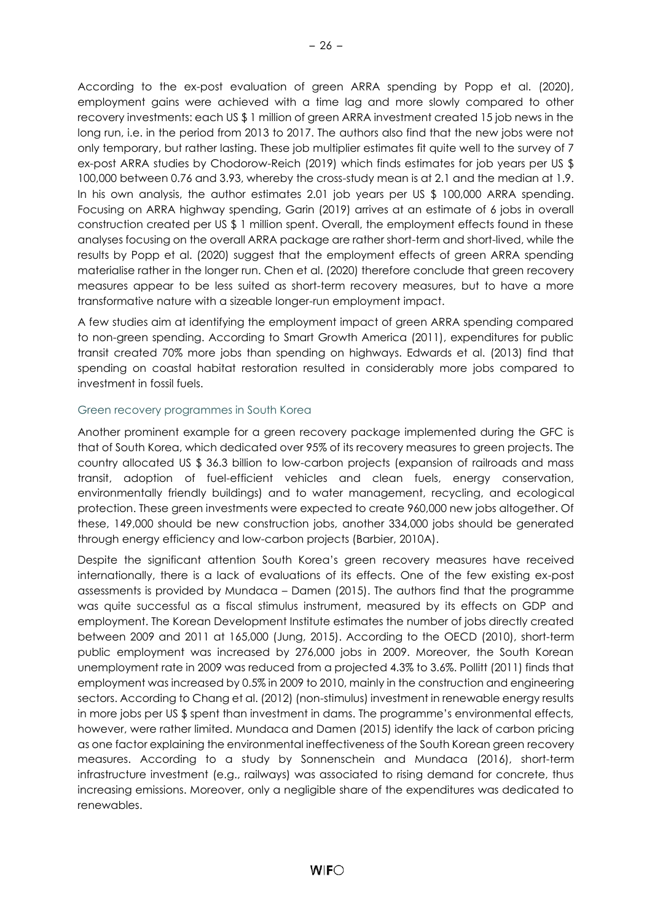According to the ex-post evaluation of green ARRA spending by Popp et al. (2020), employment gains were achieved with a time lag and more slowly compared to other recovery investments: each US $ 1 million of green ARRA investment created 15 job news in the long run, i.e. in the period from 2013 to 2017. The authors also find that the new jobs were not only temporary, but rather lasting. These job multiplier estimates fit quite well to the survey of 7 ex-post ARRA studies by Chodorow-Reich (2019) which finds estimates for job years per US $ 100,000 between 0.76 and 3.93, whereby the cross-study mean is at 2.1 and the median at 1.9. In his own analysis, the author estimates 2.01 job years per US $ 100,000 ARRA spending. Focusing on ARRA highway spending, Garin (2019) arrives at an estimate of 6 jobs in overall construction created per US $ 1 million spent. Overall, the employment effects found in these analyses focusing on the overall ARRA package are rather short-term and short-lived, while the results by Popp et al. (2020) suggest that the employment effects of green ARRA spending materialise rather in the longer run. Chen et al. (2020) therefore conclude that green recovery measures appear to be less suited as short-term recovery measures, but to have a more transformative nature with a sizeable longer-run employment impact.

A few studies aim at identifying the employment impact of green ARRA spending compared to non-green spending. According to Smart Growth America (2011), expenditures for public transit created 70% more jobs than spending on highways. Edwards et al. (2013) find that spending on coastal habitat restoration resulted in considerably more jobs compared to investment in fossil fuels.

### Green recovery programmes in South Korea

Another prominent example for a green recovery package implemented during the GFC is that of South Korea, which dedicated over 95% of its recovery measures to green projects. The country allocated US $ 36.3 billion to low-carbon projects (expansion of railroads and mass transit, adoption of fuel-efficient vehicles and clean fuels, energy conservation, environmentally friendly buildings) and to water management, recycling, and ecological protection. These green investments were expected to create 960,000 new jobs altogether. Of these, 149,000 should be new construction jobs, another 334,000 jobs should be generated through energy efficiency and low-carbon projects (Barbier, 2010A).

Despite the significant attention South Korea's green recovery measures have received internationally, there is a lack of evaluations of its effects. One of the few existing ex-post assessments is provided by Mundaca – Damen (2015). The authors find that the programme was quite successful as a fiscal stimulus instrument, measured by its effects on GDP and employment. The Korean Development Institute estimates the number of jobs directly created between 2009 and 2011 at 165,000 (Jung, 2015). According to the OECD (2010), short-term public employment was increased by 276,000 jobs in 2009. Moreover, the South Korean unemployment rate in 2009 was reduced from a projected 4.3% to 3.6%. Pollitt (2011) finds that employment was increased by 0.5% in 2009 to 2010, mainly in the construction and engineering sectors. According to Chang et al. (2012) (non-stimulus) investment in renewable energy results in more jobs per US $ spent than investment in dams. The programme's environmental effects, however, were rather limited. Mundaca and Damen (2015) identify the lack of carbon pricing as one factor explaining the environmental ineffectiveness of the South Korean green recovery measures. According to a study by Sonnenschein and Mundaca (2016), short-term infrastructure investment (e.g., railways) was associated to rising demand for concrete, thus increasing emissions. Moreover, only a negligible share of the expenditures was dedicated to renewables.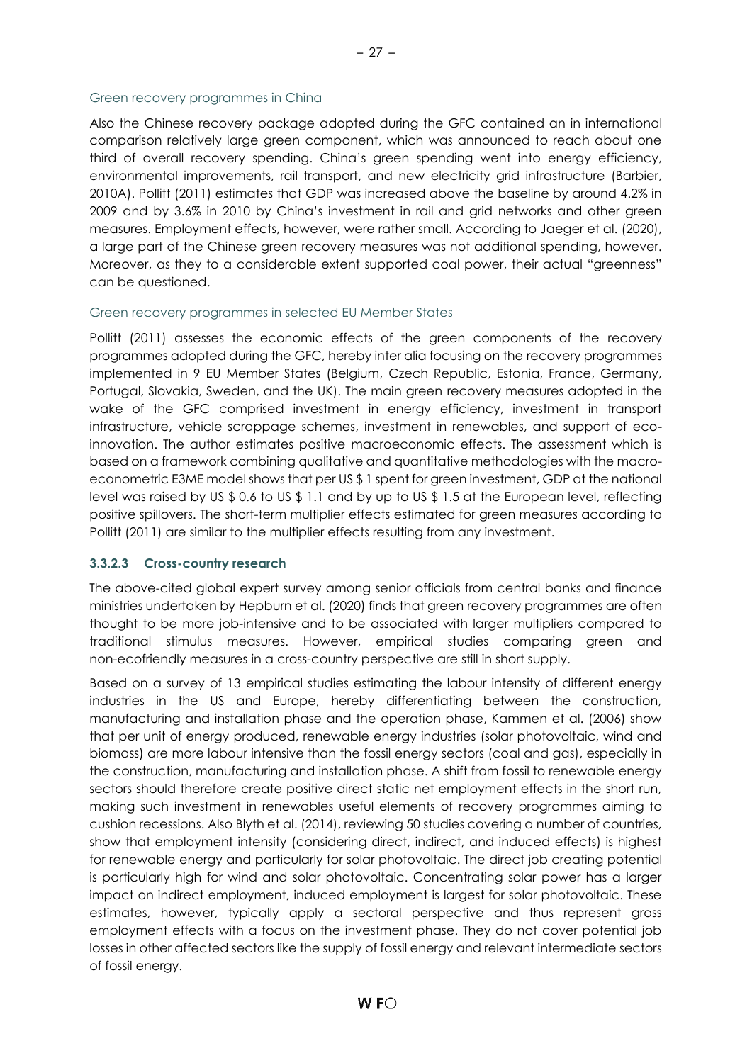#### Green recovery programmes in China

Also the Chinese recovery package adopted during the GFC contained an in international comparison relatively large green component, which was announced to reach about one third of overall recovery spending. China's green spending went into energy efficiency, environmental improvements, rail transport, and new electricity grid infrastructure (Barbier, 2010A). Pollitt (2011) estimates that GDP was increased above the baseline by around 4.2% in 2009 and by 3.6% in 2010 by China's investment in rail and grid networks and other green measures. Employment effects, however, were rather small. According to Jaeger et al. (2020), a large part of the Chinese green recovery measures was not additional spending, however. Moreover, as they to a considerable extent supported coal power, their actual "greenness" can be questioned.

#### Green recovery programmes in selected EU Member States

Pollitt (2011) assesses the economic effects of the green components of the recovery programmes adopted during the GFC, hereby inter alia focusing on the recovery programmes implemented in 9 EU Member States (Belgium, Czech Republic, Estonia, France, Germany, Portugal, Slovakia, Sweden, and the UK). The main green recovery measures adopted in the wake of the GFC comprised investment in energy efficiency, investment in transport infrastructure, vehicle scrappage schemes, investment in renewables, and support of eco-innovation. The author estimates positive macroeconomic effects. The assessment which is based on a framework combining qualitative and quantitative methodologies with the macro-econometric E3ME model shows that per US $ 1 spent for green investment, GDP at the national level was raised by US $ 0.6 to US $ 1.1 and by up to US $ 1.5 at the European level, reflecting positive spillovers. The short-term multiplier effects estimated for green measures according to Pollitt (2011) are similar to the multiplier effects resulting from any investment.

### 3.3.2.3 Cross-country research

The above-cited global expert survey among senior officials from central banks and finance ministries undertaken by Hepburn et al. (2020) finds that green recovery programmes are often thought to be more job-intensive and to be associated with larger multipliers compared to traditional stimulus measures. However, empirical studies comparing green and non-ecofriendly measures in a cross-country perspective are still in short supply.

Based on a survey of 13 empirical studies estimating the labour intensity of different energy industries in the US and Europe, hereby differentiating between the construction, manufacturing and installation phase and the operation phase, Kammen et al. (2006) show that per unit of energy produced, renewable energy industries (solar photovoltaic, wind and biomass) are more labour intensive than the fossil energy sectors (coal and gas), especially in the construction, manufacturing and installation phase. A shift from fossil to renewable energy sectors should therefore create positive direct static net employment effects in the short run, making such investment in renewables useful elements of recovery programmes aiming to cushion recessions. Also Blyth et al. (2014), reviewing 50 studies covering a number of countries, show that employment intensity (considering direct, indirect, and induced effects) is highest for renewable energy and particularly for solar photovoltaic. The direct job creating potential is particularly high for wind and solar photovoltaic. Concentrating solar power has a larger impact on indirect employment, induced employment is largest for solar photovoltaic. These estimates, however, typically apply a sectoral perspective and thus represent gross employment effects with a focus on the investment phase. They do not cover potential job losses in other affected sectors like the supply of fossil energy and relevant intermediate sectors of fossil energy.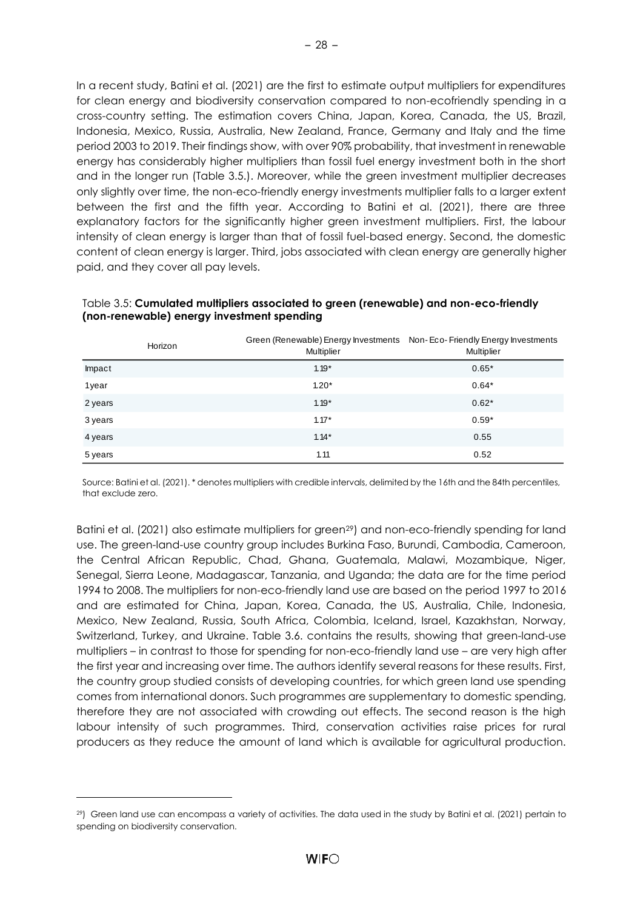In a recent study, Batini et al. (2021) are the first to estimate output multipliers for expenditures for clean energy and biodiversity conservation compared to non-ecofriendly spending in a cross-country setting. The estimation covers China, Japan, Korea, Canada, the US, Brazil, Indonesia, Mexico, Russia, Australia, New Zealand, France, Germany and Italy and the time period 2003 to 2019. Their findings show, with over 90% probability, that investment in renewable energy has considerably higher multipliers than fossil fuel energy investment both in the short and in the longer run (Table 3.5.). Moreover, while the green investment multiplier decreases only slightly over time, the non-eco-friendly energy investments multiplier falls to a larger extent between the first and the fifth year. According to Batini et al. (2021), there are three explanatory factors for the significantly higher green investment multipliers. First, the labour intensity of clean energy is larger than that of fossil fuel-based energy. Second, the domestic content of clean energy is larger. Third, jobs associated with clean energy are generally higher paid, and they cover all pay levels.

Table 3.5: **Cumulated multipliers associated to green (renewable) and non-eco-friendly (non-renewable) energy investment spending**

| Horizon | Green (Renewable) Energy Investments Multiplier | Non-Eco-Friendly Energy Investments Multiplier |
|---|---|---|
| Impact | 1.19* | 0.65* |
| 1 year | 1.20* | 0.64* |
| 2 years | 1.19* | 0.62* |
| 3 years | 1.17* | 0.59* |
| 4 years | 1.14* | 0.55 |
| 5 years | 1.11 | 0.52 |

Source: Batini et al. (2021). * denotes multipliers with credible intervals, delimited by the 16th and the 84th percentiles, that exclude zero.

Batini et al. (2021) also estimate multipliers for green[29]) and non-eco-friendly spending for land use. The green-land-use country group includes Burkina Faso, Burundi, Cambodia, Cameroon, the Central African Republic, Chad, Ghana, Guatemala, Malawi, Mozambique, Niger, Senegal, Sierra Leone, Madagascar, Tanzania, and Uganda; the data are for the time period 1994 to 2008. The multipliers for non-eco-friendly land use are based on the period 1997 to 2016 and are estimated for China, Japan, Korea, Canada, the US, Australia, Chile, Indonesia, Mexico, New Zealand, Russia, South Africa, Colombia, Iceland, Israel, Kazakhstan, Norway, Switzerland, Turkey, and Ukraine. Table 3.6. contains the results, showing that green-land-use multipliers – in contrast to those for spending for non-eco-friendly land use – are very high after the first year and increasing over time. The authors identify several reasons for these results. First, the country group studied consists of developing countries, for which green land use spending comes from international donors. Such programmes are supplementary to domestic spending, therefore they are not associated with crowding out effects. The second reason is the high labour intensity of such programmes. Third, conservation activities raise prices for rural producers as they reduce the amount of land which is available for agricultural production.

[29]) Green land use can encompass a variety of activities. The data used in the study by Batini et al. (2021) pertain to spending on biodiversity conservation.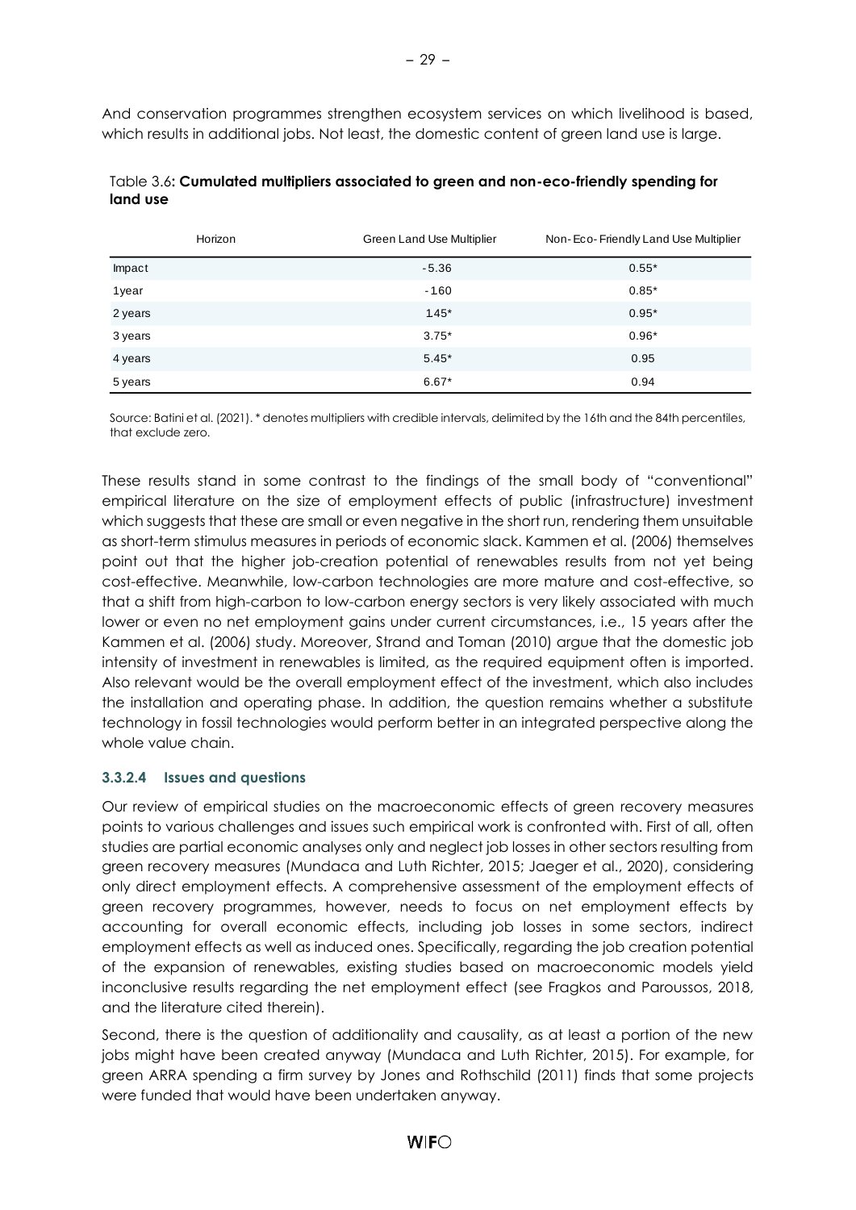And conservation programmes strengthen ecosystem services on which livelihood is based, which results in additional jobs. Not least, the domestic content of green land use is large.

Table 3.6**: Cumulated multipliers associated to green and non-eco-friendly spending for land use**

| Horizon | Green Land Use Multiplier | Non-Eco-Friendly Land Use Multiplier |
|---|---|---|
| Impact | -5.36 | 0.55* |
| 1year | -1.60 | 0.85* |
| 2 years | 1.45* | 0.95* |
| 3 years | 3.75* | 0.96* |
| 4 years | 5.45* | 0.95 |
| 5 years | 6.67* | 0.94 |

Source: Batini et al. (2021). * denotes multipliers with credible intervals, delimited by the 16th and the 84th percentiles, that exclude zero.

These results stand in some contrast to the findings of the small body of "conventional" empirical literature on the size of employment effects of public (infrastructure) investment which suggests that these are small or even negative in the short run, rendering them unsuitable as short-term stimulus measures in periods of economic slack. Kammen et al. (2006) themselves point out that the higher job-creation potential of renewables results from not yet being cost-effective. Meanwhile, low-carbon technologies are more mature and cost-effective, so that a shift from high-carbon to low-carbon energy sectors is very likely associated with much lower or even no net employment gains under current circumstances, i.e., 15 years after the Kammen et al. (2006) study. Moreover, Strand and Toman (2010) argue that the domestic job intensity of investment in renewables is limited, as the required equipment often is imported. Also relevant would be the overall employment effect of the investment, which also includes the installation and operating phase. In addition, the question remains whether a substitute technology in fossil technologies would perform better in an integrated perspective along the whole value chain.

#### 3.3.2.4 Issues and questions

Our review of empirical studies on the macroeconomic effects of green recovery measures points to various challenges and issues such empirical work is confronted with. First of all, often studies are partial economic analyses only and neglect job losses in other sectors resulting from green recovery measures (Mundaca and Luth Richter, 2015; Jaeger et al., 2020), considering only direct employment effects. A comprehensive assessment of the employment effects of green recovery programmes, however, needs to focus on net employment effects by accounting for overall economic effects, including job losses in some sectors, indirect employment effects as well as induced ones. Specifically, regarding the job creation potential of the expansion of renewables, existing studies based on macroeconomic models yield inconclusive results regarding the net employment effect (see Fragkos and Paroussos, 2018, and the literature cited therein).

Second, there is the question of additionality and causality, as at least a portion of the new jobs might have been created anyway (Mundaca and Luth Richter, 2015). For example, for green ARRA spending a firm survey by Jones and Rothschild (2011) finds that some projects were funded that would have been undertaken anyway.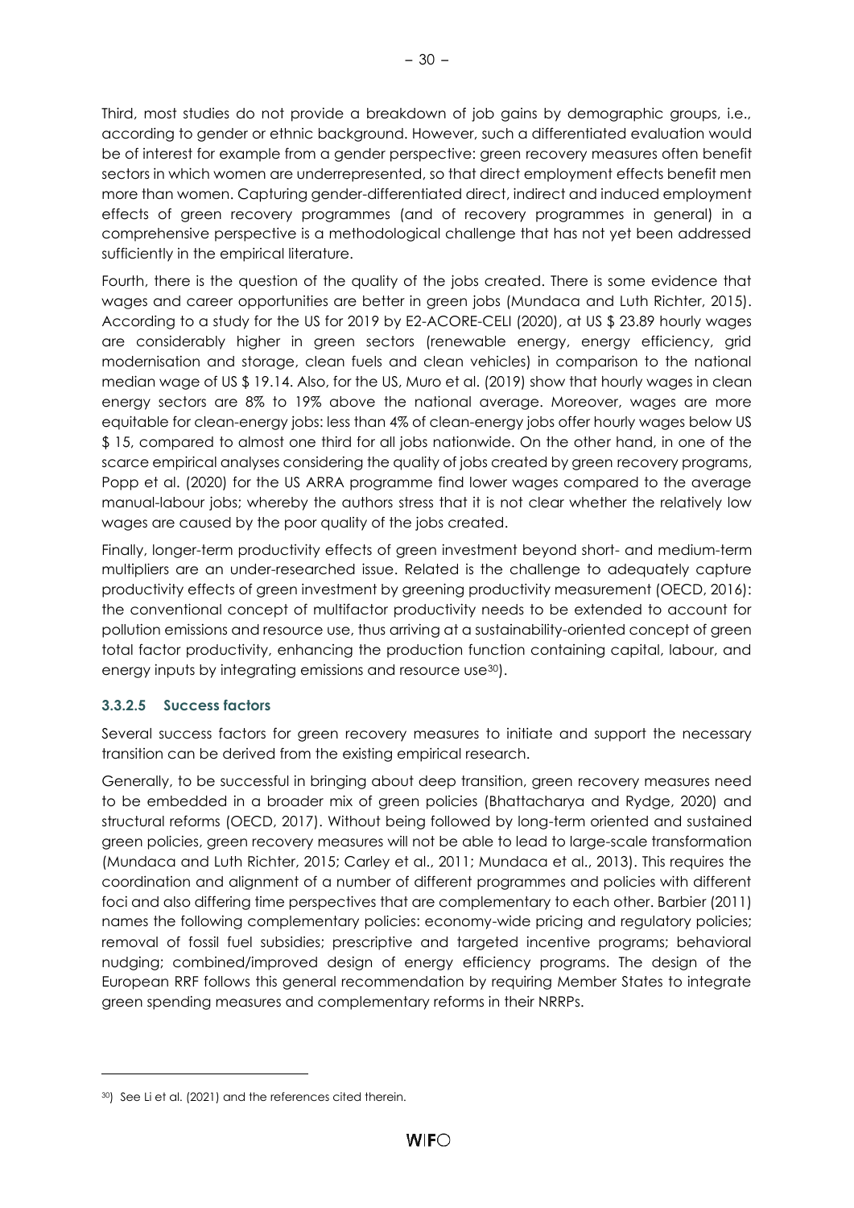Third, most studies do not provide a breakdown of job gains by demographic groups, i.e., according to gender or ethnic background. However, such a differentiated evaluation would be of interest for example from a gender perspective: green recovery measures often benefit sectors in which women are underrepresented, so that direct employment effects benefit men more than women. Capturing gender-differentiated direct, indirect and induced employment effects of green recovery programmes (and of recovery programmes in general) in a comprehensive perspective is a methodological challenge that has not yet been addressed sufficiently in the empirical literature.

Fourth, there is the question of the quality of the jobs created. There is some evidence that wages and career opportunities are better in green jobs (Mundaca and Luth Richter, 2015). According to a study for the US for 2019 by E2-ACORE-CELI (2020), at US $ 23.89 hourly wages are considerably higher in green sectors (renewable energy, energy efficiency, grid modernisation and storage, clean fuels and clean vehicles) in comparison to the national median wage of US $ 19.14. Also, for the US, Muro et al. (2019) show that hourly wages in clean energy sectors are 8% to 19% above the national average. Moreover, wages are more equitable for clean-energy jobs: less than 4% of clean-energy jobs offer hourly wages below US $ 15, compared to almost one third for all jobs nationwide. On the other hand, in one of the scarce empirical analyses considering the quality of jobs created by green recovery programs, Popp et al. (2020) for the US ARRA programme find lower wages compared to the average manual-labour jobs; whereby the authors stress that it is not clear whether the relatively low wages are caused by the poor quality of the jobs created.

Finally, longer-term productivity effects of green investment beyond short- and medium-term multipliers are an under-researched issue. Related is the challenge to adequately capture productivity effects of green investment by greening productivity measurement (OECD, 2016): the conventional concept of multifactor productivity needs to be extended to account for pollution emissions and resource use, thus arriving at a sustainability-oriented concept of green total factor productivity, enhancing the production function containing capital, labour, and energy inputs by integrating emissions and resource use[30]).

#### 3.3.2.5 Success factors

Several success factors for green recovery measures to initiate and support the necessary transition can be derived from the existing empirical research.

Generally, to be successful in bringing about deep transition, green recovery measures need to be embedded in a broader mix of green policies (Bhattacharya and Rydge, 2020) and structural reforms (OECD, 2017). Without being followed by long-term oriented and sustained green policies, green recovery measures will not be able to lead to large-scale transformation (Mundaca and Luth Richter, 2015; Carley et al., 2011; Mundaca et al., 2013). This requires the coordination and alignment of a number of different programmes and policies with different foci and also differing time perspectives that are complementary to each other. Barbier (2011) names the following complementary policies: economy-wide pricing and regulatory policies; removal of fossil fuel subsidies; prescriptive and targeted incentive programs; behavioral nudging; combined/improved design of energy efficiency programs. The design of the European RRF follows this general recommendation by requiring Member States to integrate green spending measures and complementary reforms in their NRRPs.

---

[30]) See Li et al. (2021) and the references cited therein.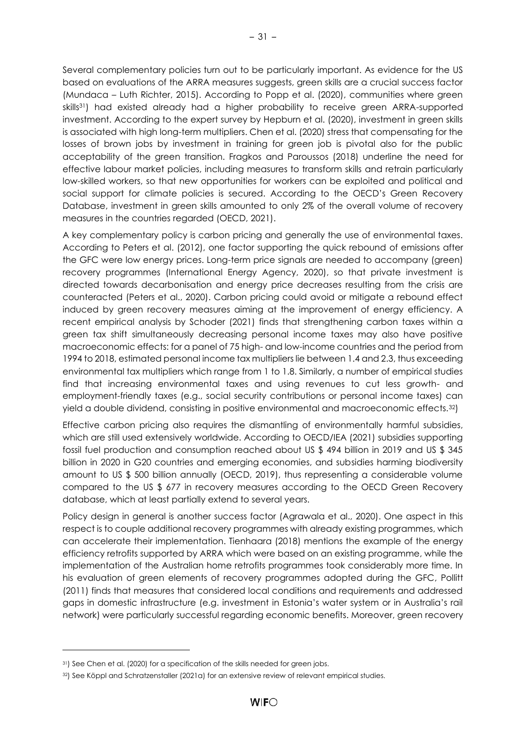Several complementary policies turn out to be particularly important. As evidence for the US based on evaluations of the ARRA measures suggests, green skills are a crucial success factor (Mundaca – Luth Richter, 2015). According to Popp et al. (2020), communities where green skills[31]) had existed already had a higher probability to receive green ARRA-supported investment. According to the expert survey by Hepburn et al. (2020), investment in green skills is associated with high long-term multipliers. Chen et al. (2020) stress that compensating for the losses of brown jobs by investment in training for green job is pivotal also for the public acceptability of the green transition. Fragkos and Paroussos (2018) underline the need for effective labour market policies, including measures to transform skills and retrain particularly low-skilled workers, so that new opportunities for workers can be exploited and political and social support for climate policies is secured. According to the OECD's Green Recovery Database, investment in green skills amounted to only 2% of the overall volume of recovery measures in the countries regarded (OECD, 2021).

A key complementary policy is carbon pricing and generally the use of environmental taxes. According to Peters et al. (2012), one factor supporting the quick rebound of emissions after the GFC were low energy prices. Long-term price signals are needed to accompany (green) recovery programmes (International Energy Agency, 2020), so that private investment is directed towards decarbonisation and energy price decreases resulting from the crisis are counteracted (Peters et al., 2020). Carbon pricing could avoid or mitigate a rebound effect induced by green recovery measures aiming at the improvement of energy efficiency. A recent empirical analysis by Schoder (2021) finds that strengthening carbon taxes within a green tax shift simultaneously decreasing personal income taxes may also have positive macroeconomic effects: for a panel of 75 high- and low-income countries and the period from 1994 to 2018, estimated personal income tax multipliers lie between 1.4 and 2.3, thus exceeding environmental tax multipliers which range from 1 to 1.8. Similarly, a number of empirical studies find that increasing environmental taxes and using revenues to cut less growth- and employment-friendly taxes (e.g., social security contributions or personal income taxes) can yield a double dividend, consisting in positive environmental and macroeconomic effects.[32])

Effective carbon pricing also requires the dismantling of environmentally harmful subsidies, which are still used extensively worldwide. According to OECD/IEA (2021) subsidies supporting fossil fuel production and consumption reached about US $ 494 billion in 2019 and US $ 345 billion in 2020 in G20 countries and emerging economies, and subsidies harming biodiversity amount to US $ 500 billion annually (OECD, 2019), thus representing a considerable volume compared to the US $ 677 in recovery measures according to the OECD Green Recovery database, which at least partially extend to several years.

Policy design in general is another success factor (Agrawala et al., 2020). One aspect in this respect is to couple additional recovery programmes with already existing programmes, which can accelerate their implementation. Tienhaara (2018) mentions the example of the energy efficiency retrofits supported by ARRA which were based on an existing programme, while the implementation of the Australian home retrofits programmes took considerably more time. In his evaluation of green elements of recovery programmes adopted during the GFC, Pollitt (2011) finds that measures that considered local conditions and requirements and addressed gaps in domestic infrastructure (e.g. investment in Estonia's water system or in Australia's rail network) were particularly successful regarding economic benefits. Moreover, green recovery

---

[31]) See Chen et al. (2020) for a specification of the skills needed for green jobs.

[32]) See Köppl and Schratzenstaller (2021a) for an extensive review of relevant empirical studies.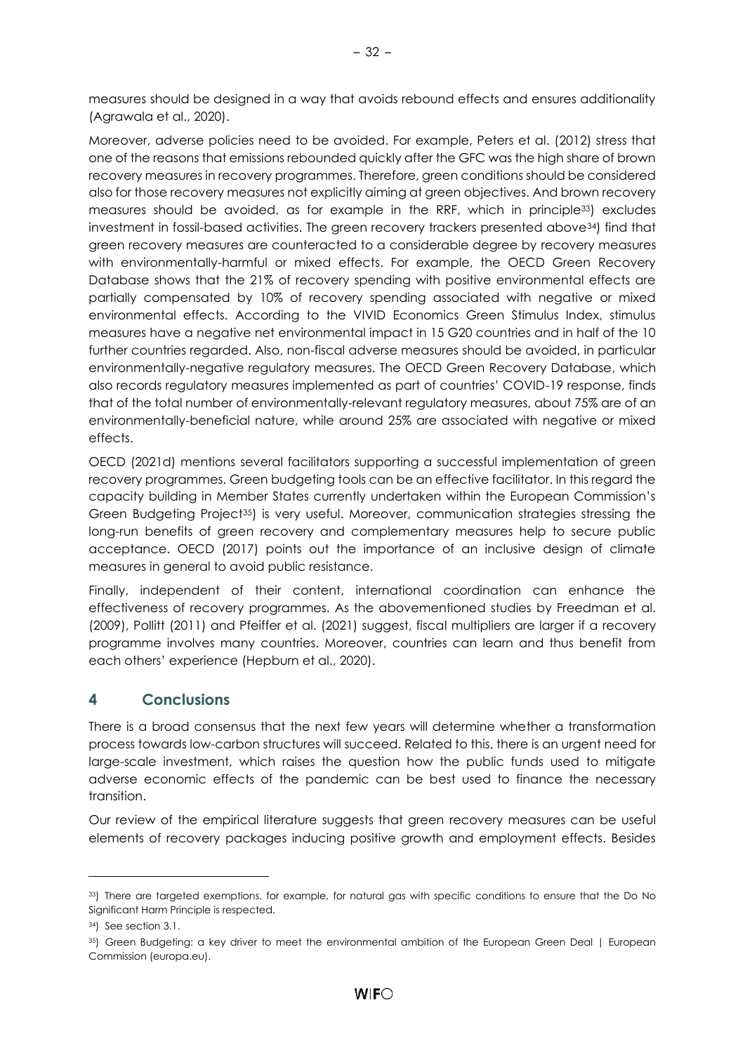measures should be designed in a way that avoids rebound effects and ensures additionality (Agrawala et al., 2020).

Moreover, adverse policies need to be avoided. For example, Peters et al. (2012) stress that one of the reasons that emissions rebounded quickly after the GFC was the high share of brown recovery measures in recovery programmes. Therefore, green conditions should be considered also for those recovery measures not explicitly aiming at green objectives. And brown recovery measures should be avoided, as for example in the RRF, which in principle[33]) excludes investment in fossil-based activities. The green recovery trackers presented above[34]) find that green recovery measures are counteracted to a considerable degree by recovery measures with environmentally-harmful or mixed effects. For example, the OECD Green Recovery Database shows that the 21% of recovery spending with positive environmental effects are partially compensated by 10% of recovery spending associated with negative or mixed environmental effects. According to the VIVID Economics Green Stimulus Index, stimulus measures have a negative net environmental impact in 15 G20 countries and in half of the 10 further countries regarded. Also, non-fiscal adverse measures should be avoided, in particular environmentally-negative regulatory measures. The OECD Green Recovery Database, which also records regulatory measures implemented as part of countries' COVID-19 response, finds that of the total number of environmentally-relevant regulatory measures, about 75% are of an environmentally-beneficial nature, while around 25% are associated with negative or mixed effects.

OECD (2021d) mentions several facilitators supporting a successful implementation of green recovery programmes. Green budgeting tools can be an effective facilitator. In this regard the capacity building in Member States currently undertaken within the European Commission's Green Budgeting Project[35]) is very useful. Moreover, communication strategies stressing the long-run benefits of green recovery and complementary measures help to secure public acceptance. OECD (2017) points out the importance of an inclusive design of climate measures in general to avoid public resistance.

Finally, independent of their content, international coordination can enhance the effectiveness of recovery programmes. As the abovementioned studies by Freedman et al. (2009), Pollitt (2011) and Pfeiffer et al. (2021) suggest, fiscal multipliers are larger if a recovery programme involves many countries. Moreover, countries can learn and thus benefit from each others' experience (Hepburn et al., 2020).

# 4 Conclusions

There is a broad consensus that the next few years will determine whether a transformation process towards low-carbon structures will succeed. Related to this, there is an urgent need for large-scale investment, which raises the question how the public funds used to mitigate adverse economic effects of the pandemic can be best used to finance the necessary transition.

Our review of the empirical literature suggests that green recovery measures can be useful elements of recovery packages inducing positive growth and employment effects. Besides

---

[33]) There are targeted exemptions, for example, for natural gas with specific conditions to ensure that the Do No Significant Harm Principle is respected.

[34]) See section 3.1.

[35]) Green Budgeting: a key driver to meet the environmental ambition of the European Green Deal | European Commission (europa.eu).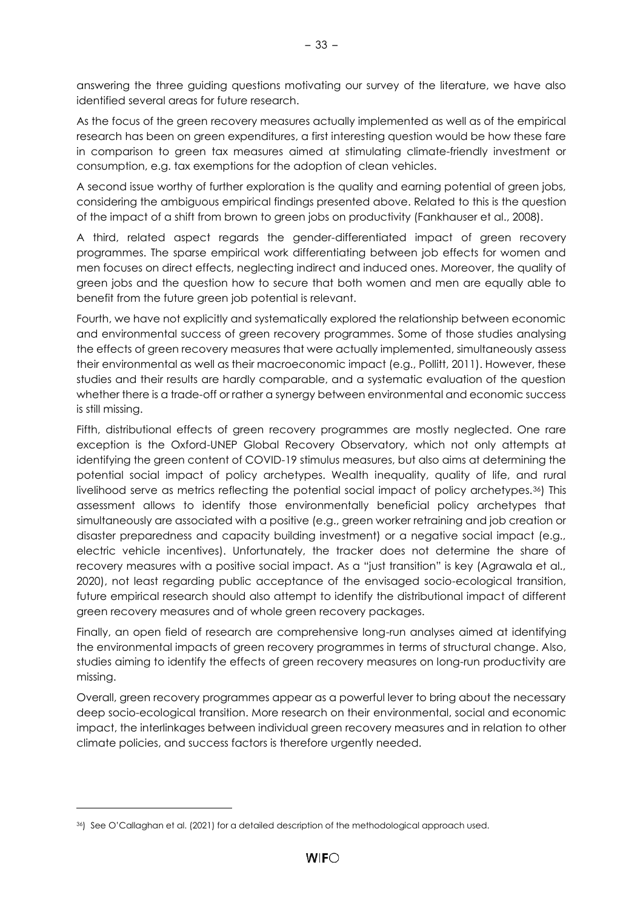answering the three guiding questions motivating our survey of the literature, we have also identified several areas for future research.

As the focus of the green recovery measures actually implemented as well as of the empirical research has been on green expenditures, a first interesting question would be how these fare in comparison to green tax measures aimed at stimulating climate-friendly investment or consumption, e.g. tax exemptions for the adoption of clean vehicles.

A second issue worthy of further exploration is the quality and earning potential of green jobs, considering the ambiguous empirical findings presented above. Related to this is the question of the impact of a shift from brown to green jobs on productivity (Fankhauser et al., 2008).

A third, related aspect regards the gender-differentiated impact of green recovery programmes. The sparse empirical work differentiating between job effects for women and men focuses on direct effects, neglecting indirect and induced ones. Moreover, the quality of green jobs and the question how to secure that both women and men are equally able to benefit from the future green job potential is relevant.

Fourth, we have not explicitly and systematically explored the relationship between economic and environmental success of green recovery programmes. Some of those studies analysing the effects of green recovery measures that were actually implemented, simultaneously assess their environmental as well as their macroeconomic impact (e.g., Pollitt, 2011). However, these studies and their results are hardly comparable, and a systematic evaluation of the question whether there is a trade-off or rather a synergy between environmental and economic success is still missing.

Fifth, distributional effects of green recovery programmes are mostly neglected. One rare exception is the Oxford-UNEP Global Recovery Observatory, which not only attempts at identifying the green content of COVID-19 stimulus measures, but also aims at determining the potential social impact of policy archetypes. Wealth inequality, quality of life, and rural livelihood serve as metrics reflecting the potential social impact of policy archetypes.[36]) This assessment allows to identify those environmentally beneficial policy archetypes that simultaneously are associated with a positive (e.g., green worker retraining and job creation or disaster preparedness and capacity building investment) or a negative social impact (e.g., electric vehicle incentives). Unfortunately, the tracker does not determine the share of recovery measures with a positive social impact. As a "just transition" is key (Agrawala et al., 2020), not least regarding public acceptance of the envisaged socio-ecological transition, future empirical research should also attempt to identify the distributional impact of different green recovery measures and of whole green recovery packages.

Finally, an open field of research are comprehensive long-run analyses aimed at identifying the environmental impacts of green recovery programmes in terms of structural change. Also, studies aiming to identify the effects of green recovery measures on long-run productivity are missing.

Overall, green recovery programmes appear as a powerful lever to bring about the necessary deep socio-ecological transition. More research on their environmental, social and economic impact, the interlinkages between individual green recovery measures and in relation to other climate policies, and success factors is therefore urgently needed.

---

[36]) See O'Callaghan et al. (2021) for a detailed description of the methodological approach used.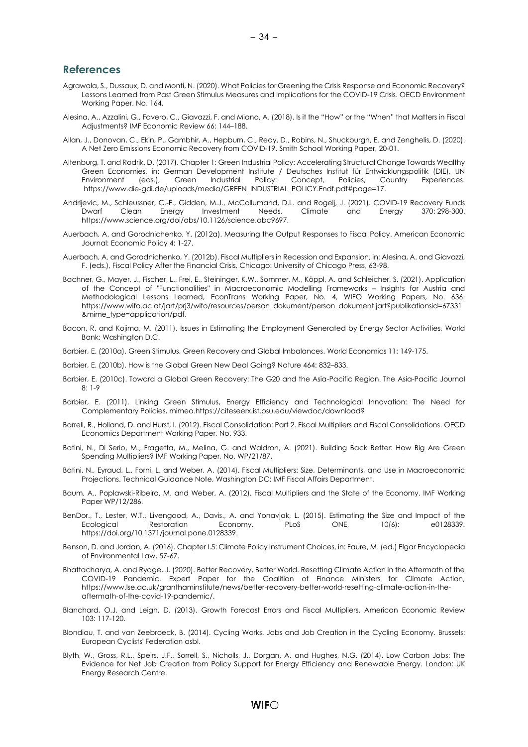## References

Agrawala, S., Dussaux, D. and Monti, N. (2020). What Policies for Greening the Crisis Response and Economic Recovery? Lessons Learned from Past Green Stimulus Measures and Implications for the COVID-19 Crisis. OECD Environment Working Paper, No. 164.

Alesina, A., Azzalini, G., Favero, C., Giavazzi, F. and Miano, A. (2018). Is it the "How" or the "When" that Matters in Fiscal Adjustments? IMF Economic Review 66: 144–188.

Allan, J., Donovan, C., Ekin, P., Gambhir, A., Hepburn, C., Reay, D., Robins, N., Shuckburgh, E. and Zenghelis, D. (2020). A Net Zero Emissions Economic Recovery from COVID-19. Smith School Working Paper, 20-01.

Altenburg, T. and Rodrik, D. (2017). Chapter 1: Green Industrial Policy: Accelerating Structural Change Towards Wealthy Green Economies, in: German Development Institute / Deutsches Institut für Entwicklungspolitik (DIE), UN Environment (eds.), Green Industrial Policy: Concept, Policies, Country Experiences. https://www.die-gdi.de/uploads/media/GREEN_INDUSTRIAL_POLICY.Endf.pdf#page=17.

Andrijevic, M., Schleussner, C.-F., Gidden, M.J., McCollumand, D.L. and Rogelj, J. (2021). COVID-19 Recovery Funds Dwarf Clean Energy Investment Needs. Climate and Energy 370: 298-300. https://www.science.org/doi/abs/10.1126/science.abc9697.

Auerbach, A. and Gorodnichenko, Y. (2012a). Measuring the Output Responses to Fiscal Policy. American Economic Journal: Economic Policy 4: 1-27.

Auerbach, A. and Gorodnichenko, Y. (2012b). Fiscal Multipliers in Recession and Expansion, in: Alesina, A. and Giavazzi, F. (eds.), Fiscal Policy After the Financial Crisis, Chicago: University of Chicago Press, 63-98.

Bachner, G., Mayer, J., Fischer, L., Frei, E., Steininger, K.W., Sommer, M., Köppl, A. and Schleicher, S. (2021). Application of the Concept of "Functionalities" in Macroeconomic Modelling Frameworks – Insights for Austria and Methodological Lessons Learned, EconTrans Working Paper, No. 4, WIFO Working Papers, No. 636. https://www.wifo.ac.at/jart/prj3/wifo/resources/person_dokument/person_dokument.jart?publikationsid=67331&mime_type=application/pdf.

Bacon, R. and Kojima, M. (2011). Issues in Estimating the Employment Generated by Energy Sector Activities, World Bank: Washington D.C.

Barbier, E. (2010a). Green Stimulus, Green Recovery and Global Imbalances. World Economics 11: 149-175.

Barbier, E. (2010b). How is the Global Green New Deal Going? Nature 464: 832–833.

Barbier, E. (2010c). Toward a Global Green Recovery: The G20 and the Asia-Pacific Region. The Asia-Pacific Journal 8: 1-9

Barbier, E. (2011). Linking Green Stimulus, Energy Efficiency and Technological Innovation: The Need for Complementary Policies, mimeo.https://citeseerx.ist.psu.edu/viewdoc/download?

Barrell, R., Holland, D. and Hurst, I. (2012). Fiscal Consolidation: Part 2. Fiscal Multipliers and Fiscal Consolidations. OECD Economics Department Working Paper, No. 933.

Batini, N., Di Serio, M., Fragetta, M., Melina, G. and Waldron, A. (2021). Building Back Better: How Big Are Green Spending Multipliers? IMF Working Paper, No. WP/21/87.

Batini, N., Eyraud, L., Forni, L. and Weber, A. (2014). Fiscal Multipliers: Size, Determinants, and Use in Macroeconomic Projections. Technical Guidance Note, Washington DC: IMF Fiscal Affairs Department.

Baum, A., Poplawski-Ribeiro, M. and Weber, A. (2012). Fiscal Multipliers and the State of the Economy. IMF Working Paper WP/12/286.

BenDor., T., Lester, W.T., Livengood, A., Davis., A. and Yonavjak, L. (2015). Estimating the Size and Impact of the Ecological Restoration Economy. PLoS ONE, 10(6): e0128339. https://doi.org/10.1371/journal.pone.0128339.

Benson, D. and Jordan, A. (2016). Chapter I.5: Climate Policy Instrument Choices, in: Faure, M. (ed.) Elgar Encyclopedia of Environmental Law, 57-67.

Bhattacharya, A. and Rydge, J. (2020). Better Recovery, Better World. Resetting Climate Action in the Aftermath of the COVID-19 Pandemic. Expert Paper for the Coalition of Finance Ministers for Climate Action, https://www.lse.ac.uk/granthaminstitute/news/better-recovery-better-world-resetting-climate-action-in-the-aftermath-of-the-covid-19-pandemic/.

Blanchard, O.J. and Leigh, D. (2013). Growth Forecast Errors and Fiscal Multipliers. American Economic Review 103: 117-120.

Blondiau, T. and van Zeebroeck, B. (2014). Cycling Works. Jobs and Job Creation in the Cycling Economy. Brussels: European Cyclists' Federation asbl.

Blyth, W., Gross, R.L., Speirs, J.F., Sorrell, S., Nicholls, J., Dorgan, A. and Hughes, N.G. (2014). Low Carbon Jobs: The Evidence for Net Job Creation from Policy Support for Energy Efficiency and Renewable Energy. London: UK Energy Research Centre.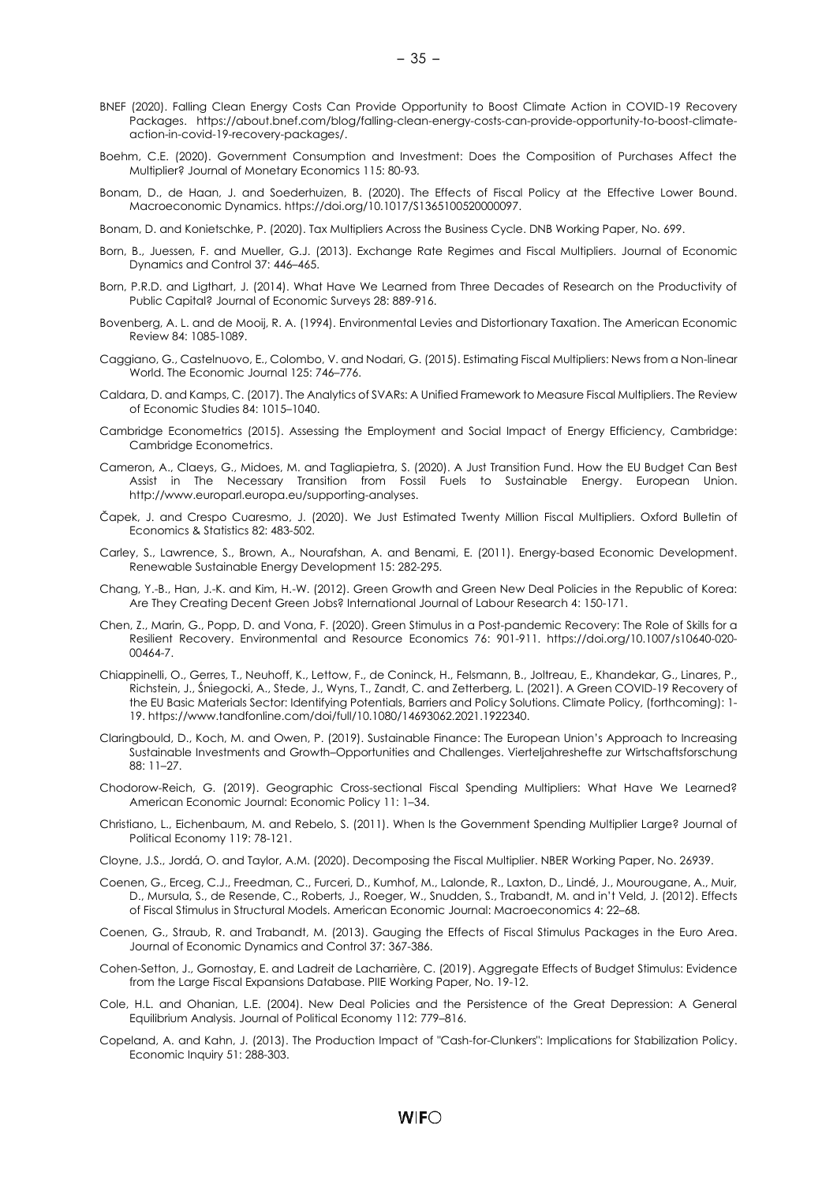BNEF (2020). Falling Clean Energy Costs Can Provide Opportunity to Boost Climate Action in COVID-19 Recovery Packages. https://about.bnef.com/blog/falling-clean-energy-costs-can-provide-opportunity-to-boost-climate-action-in-covid-19-recovery-packages/.

Boehm, C.E. (2020). Government Consumption and Investment: Does the Composition of Purchases Affect the Multiplier? Journal of Monetary Economics 115: 80-93.

Bonam, D., de Haan, J. and Soederhuizen, B. (2020). The Effects of Fiscal Policy at the Effective Lower Bound. Macroeconomic Dynamics. https://doi.org/10.1017/S1365100520000097.

Bonam, D. and Konietschke, P. (2020). Tax Multipliers Across the Business Cycle. DNB Working Paper, No. 699.

Born, B., Juessen, F. and Mueller, G.J. (2013). Exchange Rate Regimes and Fiscal Multipliers. Journal of Economic Dynamics and Control 37: 446–465.

Born, P.R.D. and Ligthart, J. (2014). What Have We Learned from Three Decades of Research on the Productivity of Public Capital? Journal of Economic Surveys 28: 889-916.

Bovenberg, A. L. and de Mooij, R. A. (1994). Environmental Levies and Distortionary Taxation. The American Economic Review 84: 1085-1089.

Caggiano, G., Castelnuovo, E., Colombo, V. and Nodari, G. (2015). Estimating Fiscal Multipliers: News from a Non-linear World. The Economic Journal 125: 746–776.

Caldara, D. and Kamps, C. (2017). The Analytics of SVARs: A Unified Framework to Measure Fiscal Multipliers. The Review of Economic Studies 84: 1015–1040.

Cambridge Econometrics (2015). Assessing the Employment and Social Impact of Energy Efficiency, Cambridge: Cambridge Econometrics.

Cameron, A., Claeys, G., Midoes, M. and Tagliapietra, S. (2020). A Just Transition Fund. How the EU Budget Can Best Assist in The Necessary Transition from Fossil Fuels to Sustainable Energy. European Union. http://www.europarl.europa.eu/supporting-analyses.

Čapek, J. and Crespo Cuaresmo, J. (2020). We Just Estimated Twenty Million Fiscal Multipliers. Oxford Bulletin of Economics & Statistics 82: 483-502.

Carley, S., Lawrence, S., Brown, A., Nourafshan, A. and Benami, E. (2011). Energy-based Economic Development. Renewable Sustainable Energy Development 15: 282-295.

Chang, Y.-B., Han, J.-K. and Kim, H.-W. (2012). Green Growth and Green New Deal Policies in the Republic of Korea: Are They Creating Decent Green Jobs? International Journal of Labour Research 4: 150-171.

Chen, Z., Marin, G., Popp, D. and Vona, F. (2020). Green Stimulus in a Post-pandemic Recovery: The Role of Skills for a Resilient Recovery. Environmental and Resource Economics 76: 901-911. https://doi.org/10.1007/s10640-020-00464-7.

Chiappinelli, O., Gerres, T., Neuhoff, K., Lettow, F., de Coninck, H., Felsmann, B., Joltreau, E., Khandekar, G., Linares, P., Richstein, J., Śniegocki, A., Stede, J., Wyns, T., Zandt, C. and Zetterberg, L. (2021). A Green COVID-19 Recovery of the EU Basic Materials Sector: Identifying Potentials, Barriers and Policy Solutions. Climate Policy, (forthcoming): 1-19. https://www.tandfonline.com/doi/full/10.1080/14693062.2021.1922340.

Claringbould, D., Koch, M. and Owen, P. (2019). Sustainable Finance: The European Union's Approach to Increasing Sustainable Investments and Growth–Opportunities and Challenges. Vierteljahreshefte zur Wirtschaftsforschung 88: 11–27.

Chodorow-Reich, G. (2019). Geographic Cross-sectional Fiscal Spending Multipliers: What Have We Learned? American Economic Journal: Economic Policy 11: 1–34.

Christiano, L., Eichenbaum, M. and Rebelo, S. (2011). When Is the Government Spending Multiplier Large? Journal of Political Economy 119: 78-121.

Cloyne, J.S., Jordá, O. and Taylor, A.M. (2020). Decomposing the Fiscal Multiplier. NBER Working Paper, No. 26939.

Coenen, G., Erceg, C.J., Freedman, C., Furceri, D., Kumhof, M., Lalonde, R., Laxton, D., Lindé, J., Mourougane, A., Muir, D., Mursula, S., de Resende, C., Roberts, J., Roeger, W., Snudden, S., Trabandt, M. and in't Veld, J. (2012). Effects of Fiscal Stimulus in Structural Models. American Economic Journal: Macroeconomics 4: 22–68.

Coenen, G., Straub, R. and Trabandt, M. (2013). Gauging the Effects of Fiscal Stimulus Packages in the Euro Area. Journal of Economic Dynamics and Control 37: 367-386.

Cohen-Setton, J., Gornostay, E. and Ladreit de Lacharrière, C. (2019). Aggregate Effects of Budget Stimulus: Evidence from the Large Fiscal Expansions Database. PIIE Working Paper, No. 19-12.

Cole, H.L. and Ohanian, L.E. (2004). New Deal Policies and the Persistence of the Great Depression: A General Equilibrium Analysis. Journal of Political Economy 112: 779–816.

Copeland, A. and Kahn, J. (2013). The Production Impact of "Cash-for-Clunkers": Implications for Stabilization Policy. Economic Inquiry 51: 288-303.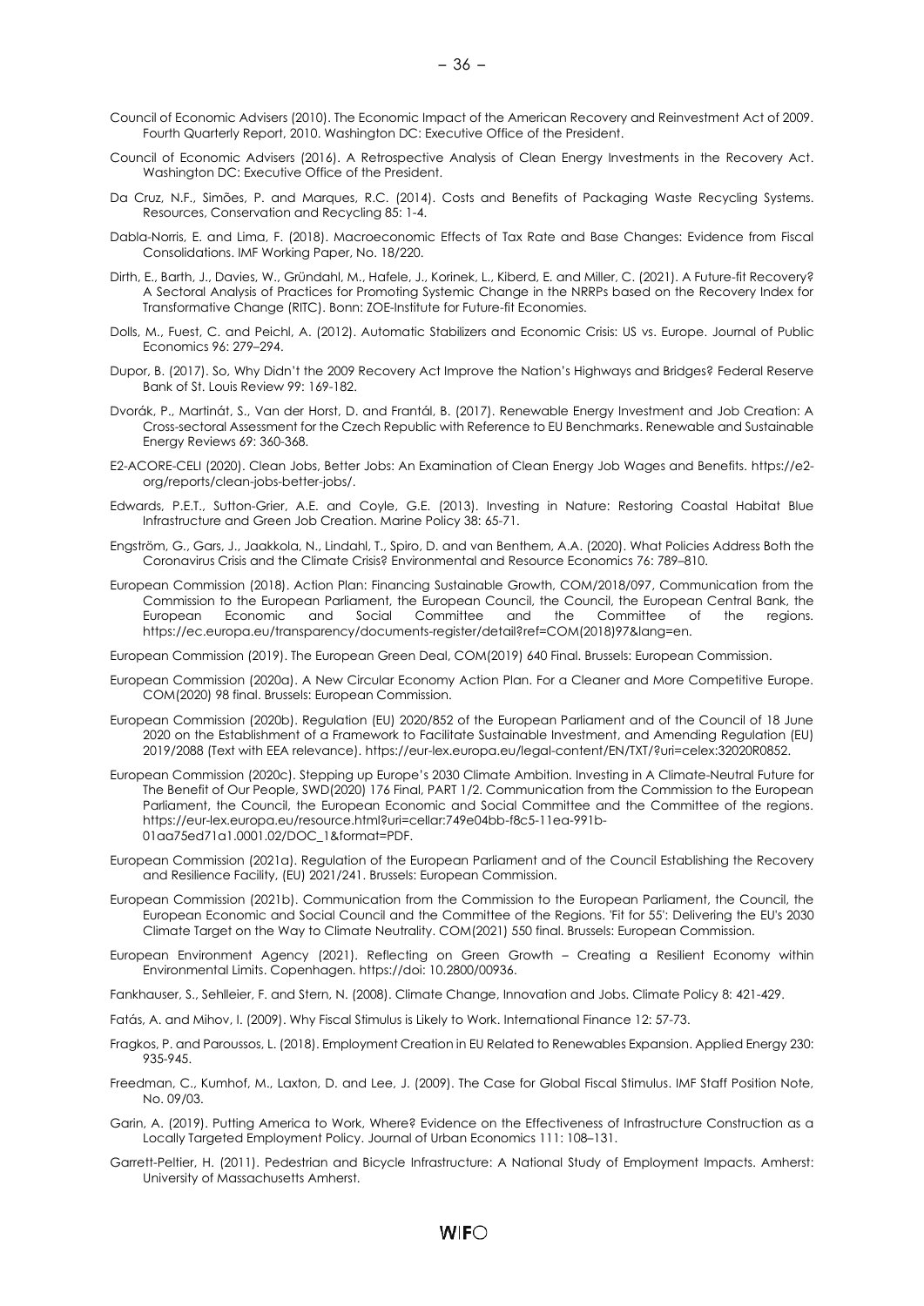Council of Economic Advisers (2010). The Economic Impact of the American Recovery and Reinvestment Act of 2009. Fourth Quarterly Report, 2010. Washington DC: Executive Office of the President.

Council of Economic Advisers (2016). A Retrospective Analysis of Clean Energy Investments in the Recovery Act. Washington DC: Executive Office of the President.

Da Cruz, N.F., Simões, P. and Marques, R.C. (2014). Costs and Benefits of Packaging Waste Recycling Systems. Resources, Conservation and Recycling 85: 1-4.

Dabla-Norris, E. and Lima, F. (2018). Macroeconomic Effects of Tax Rate and Base Changes: Evidence from Fiscal Consolidations. IMF Working Paper, No. 18/220.

Dirth, E., Barth, J., Davies, W., Gründahl, M., Hafele, J., Korinek, L., Kiberd, E. and Miller, C. (2021). A Future-fit Recovery? A Sectoral Analysis of Practices for Promoting Systemic Change in the NRRPs based on the Recovery Index for Transformative Change (RITC). Bonn: ZOE-Institute for Future-fit Economies.

Dolls, M., Fuest, C. and Peichl, A. (2012). Automatic Stabilizers and Economic Crisis: US vs. Europe. Journal of Public Economics 96: 279–294.

Dupor, B. (2017). So, Why Didn't the 2009 Recovery Act Improve the Nation's Highways and Bridges? Federal Reserve Bank of St. Louis Review 99: 169-182.

Dvorák, P., Martinát, S., Van der Horst, D. and Frantál, B. (2017). Renewable Energy Investment and Job Creation: A Cross-sectoral Assessment for the Czech Republic with Reference to EU Benchmarks. Renewable and Sustainable Energy Reviews 69: 360-368.

E2-ACORE-CELI (2020). Clean Jobs, Better Jobs: An Examination of Clean Energy Job Wages and Benefits. https://e2-org/reports/clean-jobs-better-jobs/.

Edwards, P.E.T., Sutton-Grier, A.E. and Coyle, G.E. (2013). Investing in Nature: Restoring Coastal Habitat Blue Infrastructure and Green Job Creation. Marine Policy 38: 65-71.

Engström, G., Gars, J., Jaakkola, N., Lindahl, T., Spiro, D. and van Benthem, A.A. (2020). What Policies Address Both the Coronavirus Crisis and the Climate Crisis? Environmental and Resource Economics 76: 789–810.

European Commission (2018). Action Plan: Financing Sustainable Growth, COM/2018/097, Communication from the Commission to the European Parliament, the European Council, the Council, the European Central Bank, the European Economic and Social Committee and the Committee of the regions. https://ec.europa.eu/transparency/documents-register/detail?ref=COM(2018)97&lang=en.

European Commission (2019). The European Green Deal, COM(2019) 640 Final. Brussels: European Commission.

European Commission (2020a). A New Circular Economy Action Plan. For a Cleaner and More Competitive Europe. COM(2020) 98 final. Brussels: European Commission.

European Commission (2020b). Regulation (EU) 2020/852 of the European Parliament and of the Council of 18 June 2020 on the Establishment of a Framework to Facilitate Sustainable Investment, and Amending Regulation (EU) 2019/2088 (Text with EEA relevance). https://eur-lex.europa.eu/legal-content/EN/TXT/?uri=celex:32020R0852.

European Commission (2020c). Stepping up Europe's 2030 Climate Ambition. Investing in A Climate-Neutral Future for The Benefit of Our People, SWD(2020) 176 Final, PART 1/2. Communication from the Commission to the European Parliament, the Council, the European Economic and Social Committee and the Committee of the regions. https://eur-lex.europa.eu/resource.html?uri=cellar:749e04bb-f8c5-11ea-991b-01aa75ed71a1.0001.02/DOC_1&format=PDF.

European Commission (2021a). Regulation of the European Parliament and of the Council Establishing the Recovery and Resilience Facility, (EU) 2021/241. Brussels: European Commission.

European Commission (2021b). Communication from the Commission to the European Parliament, the Council, the European Economic and Social Council and the Committee of the Regions. 'Fit for 55': Delivering the EU's 2030 Climate Target on the Way to Climate Neutrality. COM(2021) 550 final. Brussels: European Commission.

European Environment Agency (2021). Reflecting on Green Growth – Creating a Resilient Economy within Environmental Limits. Copenhagen. https://doi: 10.2800/00936.

Fankhauser, S., Sehlleier, F. and Stern, N. (2008). Climate Change, Innovation and Jobs. Climate Policy 8: 421-429.

Fatás, A. and Mihov, I. (2009). Why Fiscal Stimulus is Likely to Work. International Finance 12: 57-73.

Fragkos, P. and Paroussos, L. (2018). Employment Creation in EU Related to Renewables Expansion. Applied Energy 230: 935-945.

Freedman, C., Kumhof, M., Laxton, D. and Lee, J. (2009). The Case for Global Fiscal Stimulus. IMF Staff Position Note, No. 09/03.

Garin, A. (2019). Putting America to Work, Where? Evidence on the Effectiveness of Infrastructure Construction as a Locally Targeted Employment Policy. Journal of Urban Economics 111: 108–131.

Garrett-Peltier, H. (2011). Pedestrian and Bicycle Infrastructure: A National Study of Employment Impacts. Amherst: University of Massachusetts Amherst.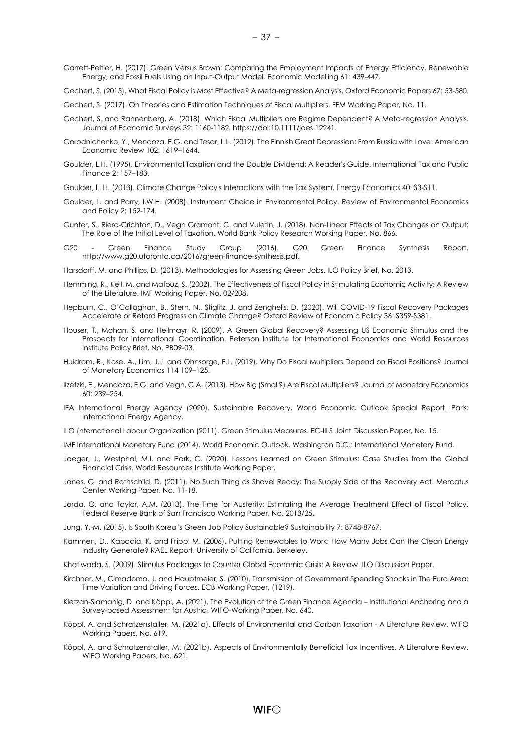Garrett-Peltier, H. (2017). Green Versus Brown: Comparing the Employment Impacts of Energy Efficiency, Renewable Energy, and Fossil Fuels Using an Input-Output Model. Economic Modelling 61: 439-447.

Gechert, S. (2015). What Fiscal Policy is Most Effective? A Meta-regression Analysis. Oxford Economic Papers 67: 53-580.

Gechert, S. (2017). On Theories and Estimation Techniques of Fiscal Multipliers. FFM Working Paper, No. 11.

Gechert, S. and Rannenberg, A. (2018). Which Fiscal Multipliers are Regime Dependent? A Meta-regression Analysis. Journal of Economic Surveys 32: 1160-1182. https://doi:10.1111/joes.12241.

Gorodnichenko, Y., Mendoza, E.G. and Tesar, L.L. (2012). The Finnish Great Depression: From Russia with Love. American Economic Review 102: 1619–1644.

Goulder, L.H. (1995). Environmental Taxation and the Double Dividend: A Reader's Guide. International Tax and Public Finance 2: 157–183.

Goulder, L. H. (2013). Climate Change Policy's Interactions with the Tax System. Energy Economics 40: S3-S11.

Goulder, L. and Parry, I.W.H. (2008). Instrument Choice in Environmental Policy. Review of Environmental Economics and Policy 2: 152-174.

Gunter, S., Riera-Crichton, D., Vegh Gramont, C. and Vuletin, J. (2018). Non-Linear Effects of Tax Changes on Output: The Role of the Initial Level of Taxation. World Bank Policy Research Working Paper, No. 866.

G20 - Green Finance Study Group (2016). G20 Green Finance Synthesis Report. http://www.g20.utoronto.ca/2016/green-finance-synthesis.pdf.

Harsdorff, M. and Phillips, D. (2013). Methodologies for Assessing Green Jobs. ILO Policy Brief, No. 2013.

Hemming, R., Kell, M. and Mafouz, S. (2002). The Effectiveness of Fiscal Policy in Stimulating Economic Activity: A Review of the Literature. IMF Working Paper, No. 02/208.

Hepburn, C., O'Callaghan, B., Stern, N., Stiglitz, J. and Zenghelis, D. (2020). Will COVID-19 Fiscal Recovery Packages Accelerate or Retard Progress on Climate Change? Oxford Review of Economic Policy 36: S359-S381.

Houser, T., Mohan, S. and Heilmayr, R. (2009). A Green Global Recovery? Assessing US Economic Stimulus and the Prospects for International Coordination. Peterson Institute for International Economics and World Resources Institute Policy Brief, No. PB09-03.

Huidrom, R., Kose, A., Lim, J.J. and Ohnsorge, F.L. (2019). Why Do Fiscal Multipliers Depend on Fiscal Positions? Journal of Monetary Economics 114 109–125.

Ilzetzki, E., Mendoza, E.G. and Vegh, C.A. (2013). How Big (Small?) Are Fiscal Multipliers? Journal of Monetary Economics 60: 239–254.

IEA International Energy Agency (2020). Sustainable Recovery, World Economic Outlook Special Report. Paris: International Energy Agency.

ILO (nternational Labour Organization (2011). Green Stimulus Measures. EC-IILS Joint Discussion Paper, No. 15.

IMF International Monetary Fund (2014). World Economic Outlook. Washington D.C.: International Monetary Fund.

Jaeger, J., Westphal, M.I. and Park, C. (2020). Lessons Learned on Green Stimulus: Case Studies from the Global Financial Crisis. World Resources Institute Working Paper.

Jones, G. and Rothschild, D. (2011). No Such Thing as Shovel Ready: The Supply Side of the Recovery Act. Mercatus Center Working Paper, No. 11-18.

Jorda, O. and Taylor, A.M. (2013). The Time for Austerity: Estimating the Average Treatment Effect of Fiscal Policy. Federal Reserve Bank of San Francisco Working Paper, No. 2013/25.

Jung, Y.-M. (2015). Is South Korea's Green Job Policy Sustainable? Sustainability 7: 8748-8767.

Kammen, D., Kapadia, K. and Fripp, M. (2006). Putting Renewables to Work: How Many Jobs Can the Clean Energy Industry Generate? RAEL Report, University of California, Berkeley.

Khatiwada, S. (2009). Stimulus Packages to Counter Global Economic Crisis: A Review. ILO Discussion Paper.

Kirchner, M., Cimadomo, J. and Hauptmeier, S. (2010). Transmission of Government Spending Shocks in The Euro Area: Time Variation and Driving Forces. ECB Working Paper, (1219).

Kletzan-Slamanig, D. and Köppl, A. (2021). The Evolution of the Green Finance Agenda – Institutional Anchoring and a Survey-based Assessment for Austria. WIFO-Working Paper, No. 640.

Köppl, A. and Schratzenstaller, M. (2021a). Effects of Environmental and Carbon Taxation - A Literature Review. WIFO Working Papers, No. 619.

Köppl, A. and Schratzenstaller, M. (2021b). Aspects of Environmentally Beneficial Tax Incentives. A Literature Review. WIFO Working Papers, No. 621.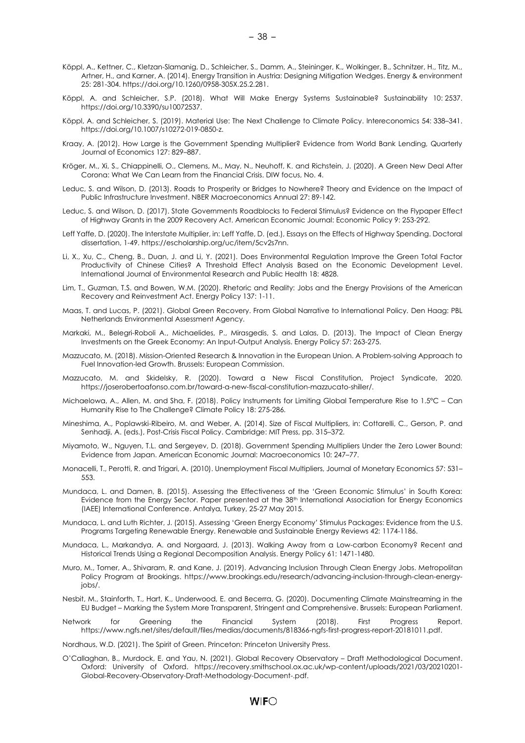Köppl, A., Kettner, C., Kletzan-Slamanig, D., Schleicher, S., Damm, A., Steininger, K., Wolkinger, B., Schnitzer, H., Titz, M., Artner, H., and Karner, A. (2014). Energy Transition in Austria: Designing Mitigation Wedges. Energy & environment 25: 281-304. https://doi.org/10.1260/0958-305X.25.2.281.

Köppl, A. and Schleicher, S.P. (2018). What Will Make Energy Systems Sustainable? Sustainability 10: 2537. https://doi.org/10.3390/su10072537.

Köppl, A. and Schleicher, S. (2019). Material Use: The Next Challenge to Climate Policy. Intereconomics 54: 338–341. https://doi.org/10.1007/s10272-019-0850-z.

Kraay, A. (2012). How Large is the Government Spending Multiplier? Evidence from World Bank Lending, Quarterly Journal of Economics 127: 829–887.

Kröger, M., Xi, S., Chiappinelli, O., Clemens, M., May, N., Neuhoff, K. and Richstein, J. (2020). A Green New Deal After Corona: What We Can Learn from the Financial Crisis. DIW focus, No. 4.

Leduc, S. and Wilson, D. (2013). Roads to Prosperity or Bridges to Nowhere? Theory and Evidence on the Impact of Public Infrastructure Investment. NBER Macroeconomics Annual 27: 89-142.

Leduc, S. and Wilson, D. (2017). State Governments Roadblocks to Federal Stimulus? Evidence on the Flypaper Effect of Highway Grants in the 2009 Recovery Act. American Economic Journal: Economic Policy 9: 253-292.

Leff Yaffe, D. (2020). The Interstate Multiplier, in: Leff Yaffe, D. (ed.), Essays on the Effects of Highway Spending. Doctoral dissertation, 1-49. https://escholarship.org/uc/item/5cv2s7nn.

Li, X., Xu, C., Cheng, B., Duan, J. and Li, Y. (2021). Does Environmental Regulation Improve the Green Total Factor Productivity of Chinese Cities? A Threshold Effect Analysis Based on the Economic Development Level. International Journal of Environmental Research and Public Health 18: 4828.

Lim, T., Guzman, T.S. and Bowen, W.M. (2020). Rhetoric and Reality: Jobs and the Energy Provisions of the American Recovery and Reinvestment Act. Energy Policy 137: 1-11.

Maas, T. and Lucas, P. (2021). Global Green Recovery. From Global Narrative to International Policy. Den Haag: PBL Netherlands Environmental Assessment Agency.

Markaki, M., Belegri-Roboli A., Michaelides, P., Mirasgedis, S. and Lalas, D. (2013). The Impact of Clean Energy Investments on the Greek Economy: An Input-Output Analysis. Energy Policy 57: 263-275.

Mazzucato, M. (2018). Mission-Oriented Research & Innovation in the European Union. A Problem-solving Approach to Fuel Innovation-led Growth. Brussels: European Commission.

Mazzucato, M. and Skidelsky, R. (2020). Toward a New Fiscal Constitution, Project Syndicate, 2020. https://joserobertoafonso.com.br/toward-a-new-fiscal-constitution-mazzucato-shiller/.

Michaelowa, A., Allen, M. and Sha, F. (2018). Policy Instruments for Limiting Global Temperature Rise to 1.5°C – Can Humanity Rise to The Challenge? Climate Policy 18: 275-286.

Mineshima, A., Poplawski-Ribeiro, M. and Weber, A. (2014). Size of Fiscal Multipliers, in: Cottarelli, C., Gerson, P. and Senhadji, A. (eds.), Post-Crisis Fiscal Policy. Cambridge: MIT Press, pp. 315–372.

Miyamoto, W., Nguyen, T.L. and Sergeyev, D. (2018). Government Spending Multipliers Under the Zero Lower Bound: Evidence from Japan. American Economic Journal: Macroeconomics 10: 247–77.

Monacelli, T., Perotti, R. and Trigari, A. (2010). Unemployment Fiscal Multipliers, Journal of Monetary Economics 57: 531–553.

Mundaca, L. and Damen, B. (2015). Assessing the Effectiveness of the 'Green Economic Stimulus' in South Korea: Evidence from the Energy Sector. Paper presented at the 38th International Association for Energy Economics (IAEE) International Conference. Antalya, Turkey, 25-27 May 2015.

Mundaca, L. and Luth Richter, J. (2015). Assessing 'Green Energy Economy' Stimulus Packages: Evidence from the U.S. Programs Targeting Renewable Energy. Renewable and Sustainable Energy Reviews 42: 1174-1186.

Mundaca, L., Markandya, A. and Norgaard, J. (2013). Walking Away from a Low-carbon Economy? Recent and Historical Trends Using a Regional Decomposition Analysis. Energy Policy 61: 1471-1480.

Muro, M., Tomer, A., Shivaram, R. and Kane, J. (2019). Advancing Inclusion Through Clean Energy Jobs. Metropolitan Policy Program at Brookings. https://www.brookings.edu/research/advancing-inclusion-through-clean-energy-jobs/.

Nesbit, M., Stainforth, T., Hart, K., Underwood, E. and Becerra, G. (2020). Documenting Climate Mainstreaming in the EU Budget – Marking the System More Transparent, Stringent and Comprehensive. Brussels: European Parliament.

Network for Greening the Financial System (2018). First Progress Report. https://www.ngfs.net/sites/default/files/medias/documents/818366-ngfs-first-progress-report-20181011.pdf.

Nordhaus, W.D. (2021). The Spirit of Green. Princeton: Princeton University Press.

O'Callaghan, B., Murdock, E. and Yau, N. (2021). Global Recovery Observatory – Draft Methodological Document. Oxford: University of Oxford. https://recovery.smithschool.ox.ac.uk/wp-content/uploads/2021/03/20210201-Global-Recovery-Observatory-Draft-Methodology-Document-.pdf.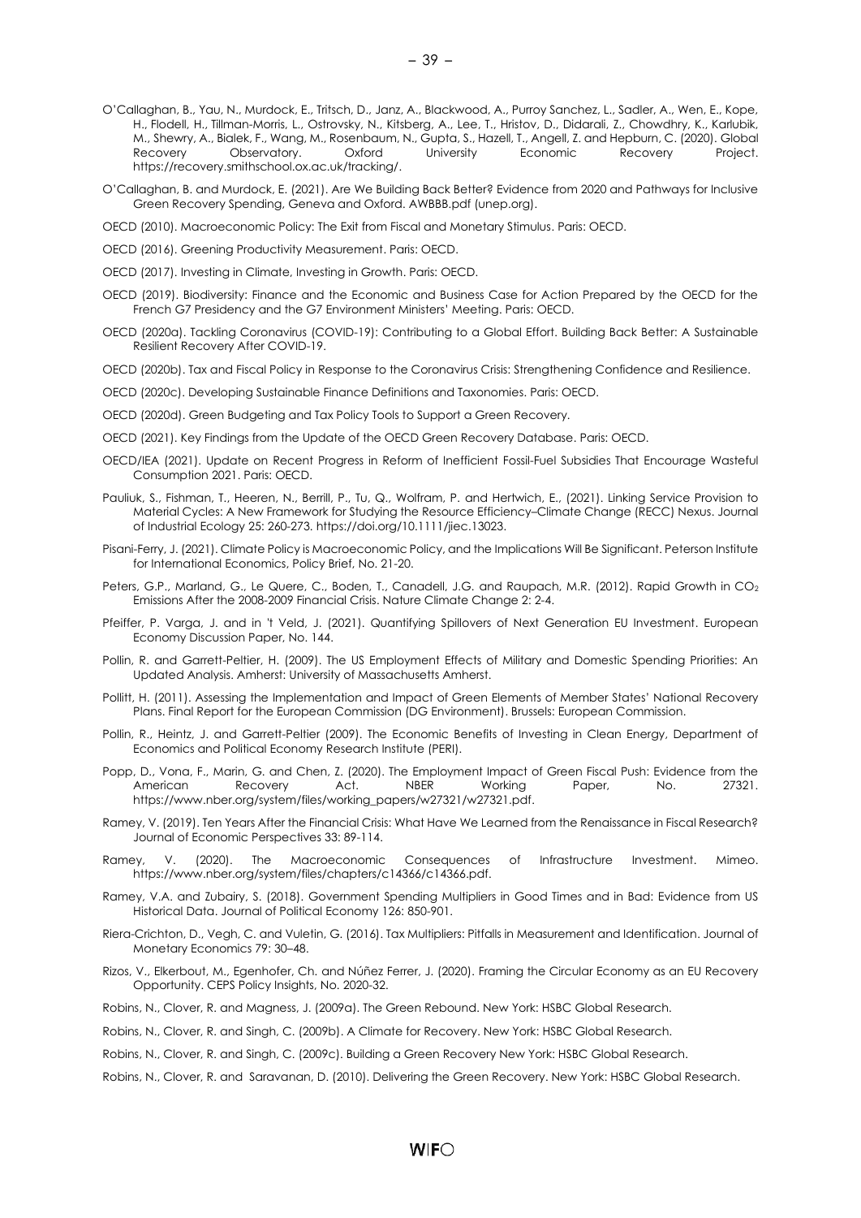O'Callaghan, B., Yau, N., Murdock, E., Tritsch, D., Janz, A., Blackwood, A., Purroy Sanchez, L., Sadler, A., Wen, E., Kope, H., Flodell, H., Tillman-Morris, L., Ostrovsky, N., Kitsberg, A., Lee, T., Hristov, D., Didarali, Z., Chowdhry, K., Karlubik, M., Shewry, A., Bialek, F., Wang, M., Rosenbaum, N., Gupta, S., Hazell, T., Angell, Z. and Hepburn, C. (2020). Global Recovery Observatory. Oxford University Economic Recovery Project. https://recovery.smithschool.ox.ac.uk/tracking/.

O'Callaghan, B. and Murdock, E. (2021). Are We Building Back Better? Evidence from 2020 and Pathways for Inclusive Green Recovery Spending, Geneva and Oxford. AWBBB.pdf (unep.org).

OECD (2010). Macroeconomic Policy: The Exit from Fiscal and Monetary Stimulus. Paris: OECD.

OECD (2016). Greening Productivity Measurement. Paris: OECD.

OECD (2017). Investing in Climate, Investing in Growth. Paris: OECD.

OECD (2019). Biodiversity: Finance and the Economic and Business Case for Action Prepared by the OECD for the French G7 Presidency and the G7 Environment Ministers' Meeting. Paris: OECD.

OECD (2020a). Tackling Coronavirus (COVID-19): Contributing to a Global Effort. Building Back Better: A Sustainable Resilient Recovery After COVID-19.

OECD (2020b). Tax and Fiscal Policy in Response to the Coronavirus Crisis: Strengthening Confidence and Resilience.

OECD (2020c). Developing Sustainable Finance Definitions and Taxonomies. Paris: OECD.

OECD (2020d). Green Budgeting and Tax Policy Tools to Support a Green Recovery.

OECD (2021). Key Findings from the Update of the OECD Green Recovery Database. Paris: OECD.

OECD/IEA (2021). Update on Recent Progress in Reform of Inefficient Fossil-Fuel Subsidies That Encourage Wasteful Consumption 2021. Paris: OECD.

Pauliuk, S., Fishman, T., Heeren, N., Berrill, P., Tu, Q., Wolfram, P. and Hertwich, E., (2021). Linking Service Provision to Material Cycles: A New Framework for Studying the Resource Efficiency–Climate Change (RECC) Nexus. Journal of Industrial Ecology 25: 260-273. https://doi.org/10.1111/jiec.13023.

Pisani-Ferry, J. (2021). Climate Policy is Macroeconomic Policy, and the Implications Will Be Significant. Peterson Institute for International Economics, Policy Brief, No. 21-20.

Peters, G.P., Marland, G., Le Quere, C., Boden, T., Canadell, J.G. and Raupach, M.R. (2012). Rapid Growth in $CO_2$ Emissions After the 2008-2009 Financial Crisis. Nature Climate Change 2: 2-4.

Pfeiffer, P. Varga, J. and in 't Veld, J. (2021). Quantifying Spillovers of Next Generation EU Investment. European Economy Discussion Paper, No. 144.

Pollin, R. and Garrett-Peltier, H. (2009). The US Employment Effects of Military and Domestic Spending Priorities: An Updated Analysis. Amherst: University of Massachusetts Amherst.

Pollitt, H. (2011). Assessing the Implementation and Impact of Green Elements of Member States' National Recovery Plans. Final Report for the European Commission (DG Environment). Brussels: European Commission.

Pollin, R., Heintz, J. and Garrett-Peltier (2009). The Economic Benefits of Investing in Clean Energy, Department of Economics and Political Economy Research Institute (PERI).

Popp, D., Vona, F., Marin, G. and Chen, Z. (2020). The Employment Impact of Green Fiscal Push: Evidence from the American Recovery Act. NBER Working Paper, No. 27321. https://www.nber.org/system/files/working_papers/w27321/w27321.pdf.

Ramey, V. (2019). Ten Years After the Financial Crisis: What Have We Learned from the Renaissance in Fiscal Research? Journal of Economic Perspectives 33: 89-114.

Ramey, V. (2020). The Macroeconomic Consequences of Infrastructure Investment. Mimeo. https://www.nber.org/system/files/chapters/c14366/c14366.pdf.

Ramey, V.A. and Zubairy, S. (2018). Government Spending Multipliers in Good Times and in Bad: Evidence from US Historical Data. Journal of Political Economy 126: 850-901.

Riera-Crichton, D., Vegh, C. and Vuletin, G. (2016). Tax Multipliers: Pitfalls in Measurement and Identification. Journal of Monetary Economics 79: 30–48.

Rizos, V., Elkerbout, M., Egenhofer, Ch. and Núñez Ferrer, J. (2020). Framing the Circular Economy as an EU Recovery Opportunity. CEPS Policy Insights, No. 2020-32.

Robins, N., Clover, R. and Magness, J. (2009a). The Green Rebound. New York: HSBC Global Research.

Robins, N., Clover, R. and Singh, C. (2009b). A Climate for Recovery. New York: HSBC Global Research.

Robins, N., Clover, R. and Singh, C. (2009c). Building a Green Recovery New York: HSBC Global Research.

Robins, N., Clover, R. and Saravanan, D. (2010). Delivering the Green Recovery. New York: HSBC Global Research.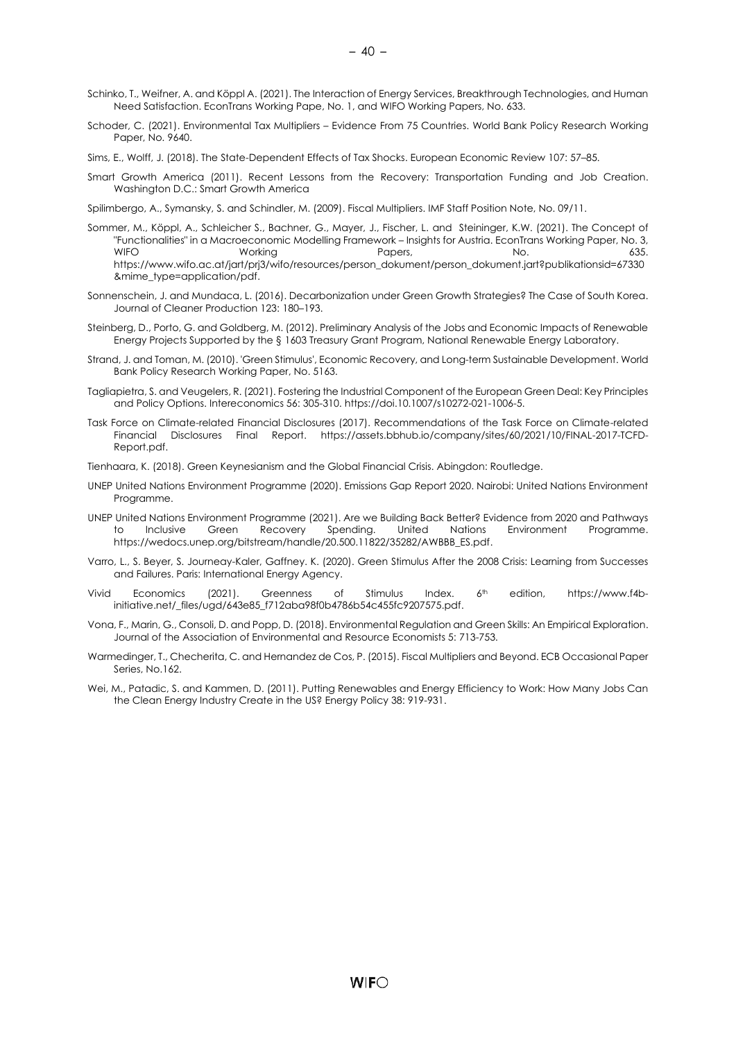Schinko, T., Weifner, A. and Köppl A. (2021). The Interaction of Energy Services, Breakthrough Technologies, and Human Need Satisfaction. EconTrans Working Pape, No. 1, and WIFO Working Papers, No. 633.

Schoder, C. (2021). Environmental Tax Multipliers – Evidence From 75 Countries. World Bank Policy Research Working Paper, No. 9640.

Sims, E., Wolff, J. (2018). The State-Dependent Effects of Tax Shocks. European Economic Review 107: 57–85.

Smart Growth America (2011). Recent Lessons from the Recovery: Transportation Funding and Job Creation. Washington D.C.: Smart Growth America

Spilimbergo, A., Symansky, S. and Schindler, M. (2009). Fiscal Multipliers. IMF Staff Position Note, No. 09/11.

Sommer, M., Köppl, A., Schleicher S., Bachner, G., Mayer, J., Fischer, L. and Steininger, K.W. (2021). The Concept of "Functionalities" in a Macroeconomic Modelling Framework – Insights for Austria. EconTrans Working Paper, No. 3, WIFO Working Papers, No. 635. https://www.wifo.ac.at/jart/prj3/wifo/resources/person_dokument/person_dokument.jart?publikationsid=67330&mime_type=application/pdf.

Sonnenschein, J. and Mundaca, L. (2016). Decarbonization under Green Growth Strategies? The Case of South Korea. Journal of Cleaner Production 123: 180–193.

Steinberg, D., Porto, G. and Goldberg, M. (2012). Preliminary Analysis of the Jobs and Economic Impacts of Renewable Energy Projects Supported by the § 1603 Treasury Grant Program, National Renewable Energy Laboratory.

Strand, J. and Toman, M. (2010). 'Green Stimulus', Economic Recovery, and Long-term Sustainable Development. World Bank Policy Research Working Paper, No. 5163.

Tagliapietra, S. and Veugelers, R. (2021). Fostering the Industrial Component of the European Green Deal: Key Principles and Policy Options. Intereconomics 56: 305-310. https://doi.10.1007/s10272-021-1006-5.

Task Force on Climate-related Financial Disclosures (2017). Recommendations of the Task Force on Climate-related Financial Disclosures Final Report. https://assets.bbhub.io/company/sites/60/2021/10/FINAL-2017-TCFD-Report.pdf.

Tienhaara, K. (2018). Green Keynesianism and the Global Financial Crisis. Abingdon: Routledge.

UNEP United Nations Environment Programme (2020). Emissions Gap Report 2020. Nairobi: United Nations Environment Programme.

UNEP United Nations Environment Programme (2021). Are we Building Back Better? Evidence from 2020 and Pathways to Inclusive Green Recovery Spending. United Nations Environment Programme. https://wedocs.unep.org/bitstream/handle/20.500.11822/35282/AWBBB_ES.pdf.

Varro, L., S. Beyer, S. Journeay-Kaler, Gaffney. K. (2020). Green Stimulus After the 2008 Crisis: Learning from Successes and Failures. Paris: International Energy Agency.

Vivid Economics (2021). Greenness of Stimulus Index. 6th edition, https://www.f4b-initiative.net/_files/ugd/643e85_f712aba98f0b4786b54c455fc9207575.pdf.

Vona, F., Marin, G., Consoli, D. and Popp, D. (2018). Environmental Regulation and Green Skills: An Empirical Exploration. Journal of the Association of Environmental and Resource Economists 5: 713-753.

Warmedinger, T., Checherita, C. and Hernandez de Cos, P. (2015). Fiscal Multipliers and Beyond. ECB Occasional Paper Series, No.162.

Wei, M., Patadic, S. and Kammen, D. (2011). Putting Renewables and Energy Efficiency to Work: How Many Jobs Can the Clean Energy Industry Create in the US? Energy Policy 38: 919-931.